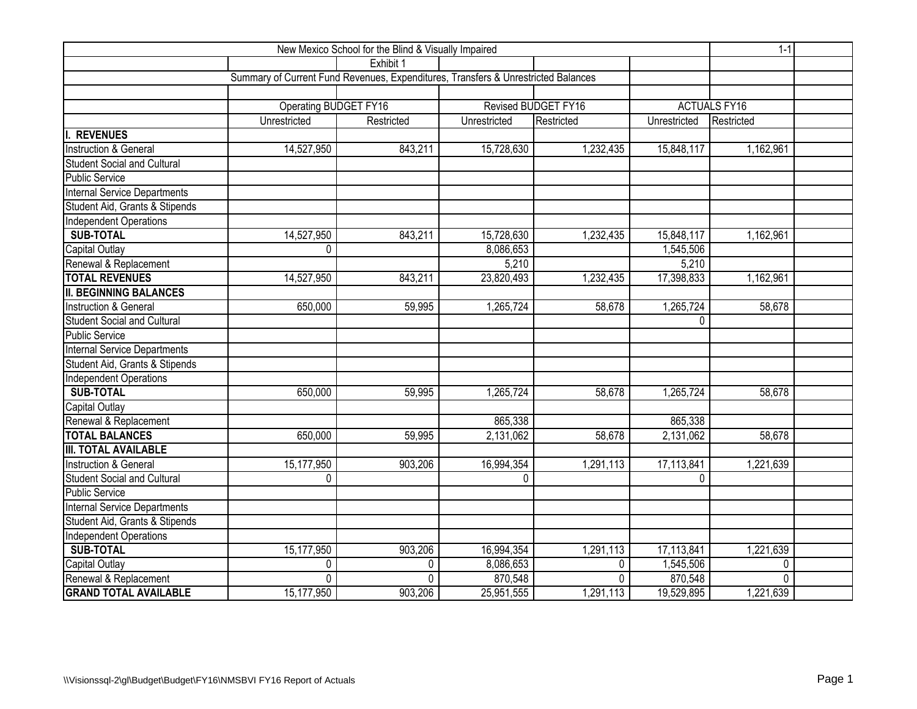New Mexico School for the Blind & Visually Impaired

Exhibit 1

Summary of Current Fund Revenues, Expenditures, Transfers & Unrestricted Balances

| | Operating BUDGET FY16 | | Revised BUDGET FY16 | | ACTUALS FY16 | |
|---|---|---|---|---|---|---|
| | Unrestricted | Restricted | Unrestricted | Restricted | Unrestricted | Restricted |
| **I. REVENUES** | | | | | | |
| Instruction & General | 14,527,950 | 843,211 | 15,728,630 | 1,232,435 | 15,848,117 | 1,162,961 |
| Student Social and Cultural | | | | | | |
| Public Service | | | | | | |
| Internal Service Departments | | | | | | |
| Student Aid, Grants & Stipends | | | | | | |
| Independent Operations | | | | | | |
| **SUB-TOTAL** | 14,527,950 | 843,211 | 15,728,630 | 1,232,435 | 15,848,117 | 1,162,961 |
| Capital Outlay | 0 | | 8,086,653 | | 1,545,506 | |
| Renewal & Replacement | | | 5,210 | | 5,210 | |
| **TOTAL REVENUES** | 14,527,950 | 843,211 | 23,820,493 | 1,232,435 | 17,398,833 | 1,162,961 |
| **II. BEGINNING BALANCES** | | | | | | |
| Instruction & General | 650,000 | 59,995 | 1,265,724 | 58,678 | 1,265,724 | 58,678 |
| Student Social and Cultural | | | | | 0 | |
| Public Service | | | | | | |
| Internal Service Departments | | | | | | |
| Student Aid, Grants & Stipends | | | | | | |
| Independent Operations | | | | | | |
| **SUB-TOTAL** | 650,000 | 59,995 | 1,265,724 | 58,678 | 1,265,724 | 58,678 |
| Capital Outlay | | | | | | |
| Renewal & Replacement | | | 865,338 | | 865,338 | |
| **TOTAL BALANCES** | 650,000 | 59,995 | 2,131,062 | 58,678 | 2,131,062 | 58,678 |
| **III. TOTAL AVAILABLE** | | | | | | |
| Instruction & General | 15,177,950 | 903,206 | 16,994,354 | 1,291,113 | 17,113,841 | 1,221,639 |
| Student Social and Cultural | 0 | | 0 | | 0 | |
| Public Service | | | | | | |
| Internal Service Departments | | | | | | |
| Student Aid, Grants & Stipends | | | | | | |
| Independent Operations | | | | | | |
| **SUB-TOTAL** | 15,177,950 | 903,206 | 16,994,354 | 1,291,113 | 17,113,841 | 1,221,639 |
| Capital Outlay | 0 | 0 | 8,086,653 | 0 | 1,545,506 | 0 |
| Renewal & Replacement | 0 | 0 | 870,548 | 0 | 870,548 | 0 |
| **GRAND TOTAL AVAILABLE** | 15,177,950 | 903,206 | 25,951,555 | 1,291,113 | 19,529,895 | 1,221,639 |

\\Visionssql-2\gl\Budget\Budget\FY16\NMSBVI FY16 Report of Actuals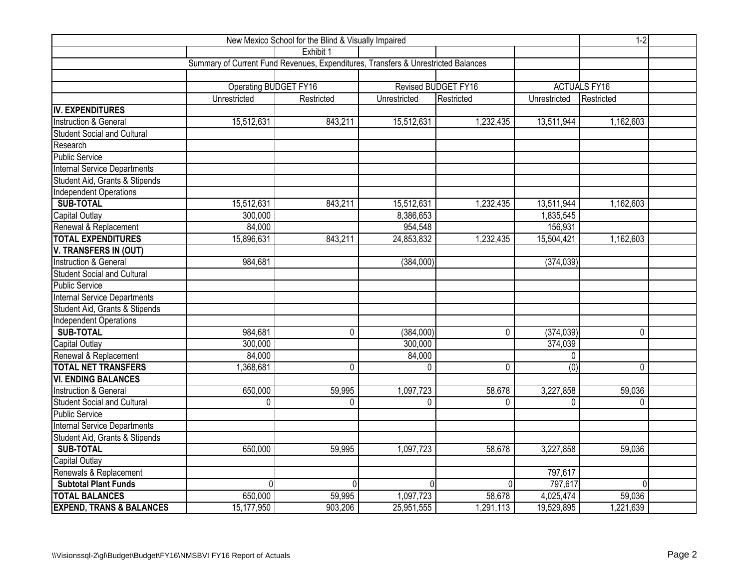New Mexico School for the Blind & Visually Impaired

Exhibit 1

Summary of Current Fund Revenues, Expenditures, Transfers & Unrestricted Balances

| | Operating BUDGET FY16 | | Revised BUDGET FY16 | | ACTUALS FY16 | |
|---|---|---|---|---|---|---|
| | Unrestricted | Restricted | Unrestricted | Restricted | Unrestricted | Restricted |
| **IV. EXPENDITURES** | | | | | | |
| Instruction & General | 15,512,631 | 843,211 | 15,512,631 | 1,232,435 | 13,511,944 | 1,162,603 |
| Student Social and Cultural | | | | | | |
| Research | | | | | | |
| Public Service | | | | | | |
| Internal Service Departments | | | | | | |
| Student Aid, Grants & Stipends | | | | | | |
| Independent Operations | | | | | | |
| **SUB-TOTAL** | 15,512,631 | 843,211 | 15,512,631 | 1,232,435 | 13,511,944 | 1,162,603 |
| Capital Outlay | 300,000 | | 8,386,653 | | 1,835,545 | |
| Renewal & Replacement | 84,000 | | 954,548 | | 156,931 | |
| **TOTAL EXPENDITURES** | 15,896,631 | 843,211 | 24,853,832 | 1,232,435 | 15,504,421 | 1,162,603 |
| **V. TRANSFERS IN (OUT)** | | | | | | |
| Instruction & General | 984,681 | | (384,000) | | (374,039) | |
| Student Social and Cultural | | | | | | |
| Public Service | | | | | | |
| Internal Service Departments | | | | | | |
| Student Aid, Grants & Stipends | | | | | | |
| Independent Operations | | | | | | |
| **SUB-TOTAL** | 984,681 | 0 | (384,000) | 0 | (374,039) | 0 |
| Capital Outlay | 300,000 | | 300,000 | | 374,039 | |
| Renewal & Replacement | 84,000 | | 84,000 | | 0 | |
| **TOTAL NET TRANSFERS** | 1,368,681 | 0 | 0 | 0 | (0) | 0 |
| **VI. ENDING BALANCES** | | | | | | |
| Instruction & General | 650,000 | 59,995 | 1,097,723 | 58,678 | 3,227,858 | 59,036 |
| Student Social and Cultural | 0 | 0 | 0 | 0 | 0 | 0 |
| Public Service | | | | | | |
| Internal Service Departments | | | | | | |
| Student Aid, Grants & Stipends | | | | | | |
| **SUB-TOTAL** | 650,000 | 59,995 | 1,097,723 | 58,678 | 3,227,858 | 59,036 |
| Capital Outlay | | | | | | |
| Renewals & Replacement | | | | | 797,617 | |
| **Subtotal Plant Funds** | 0 | 0 | 0 | 0 | 797,617 | 0 |
| **TOTAL BALANCES** | 650,000 | 59,995 | 1,097,723 | 58,678 | 4,025,474 | 59,036 |
| **EXPEND, TRANS & BALANCES** | 15,177,950 | 903,206 | 25,951,555 | 1,291,113 | 19,529,895 | 1,221,639 |

\\Visionssql-2\gl\Budget\Budget\FY16\NMSBVI FY16 Report of Actuals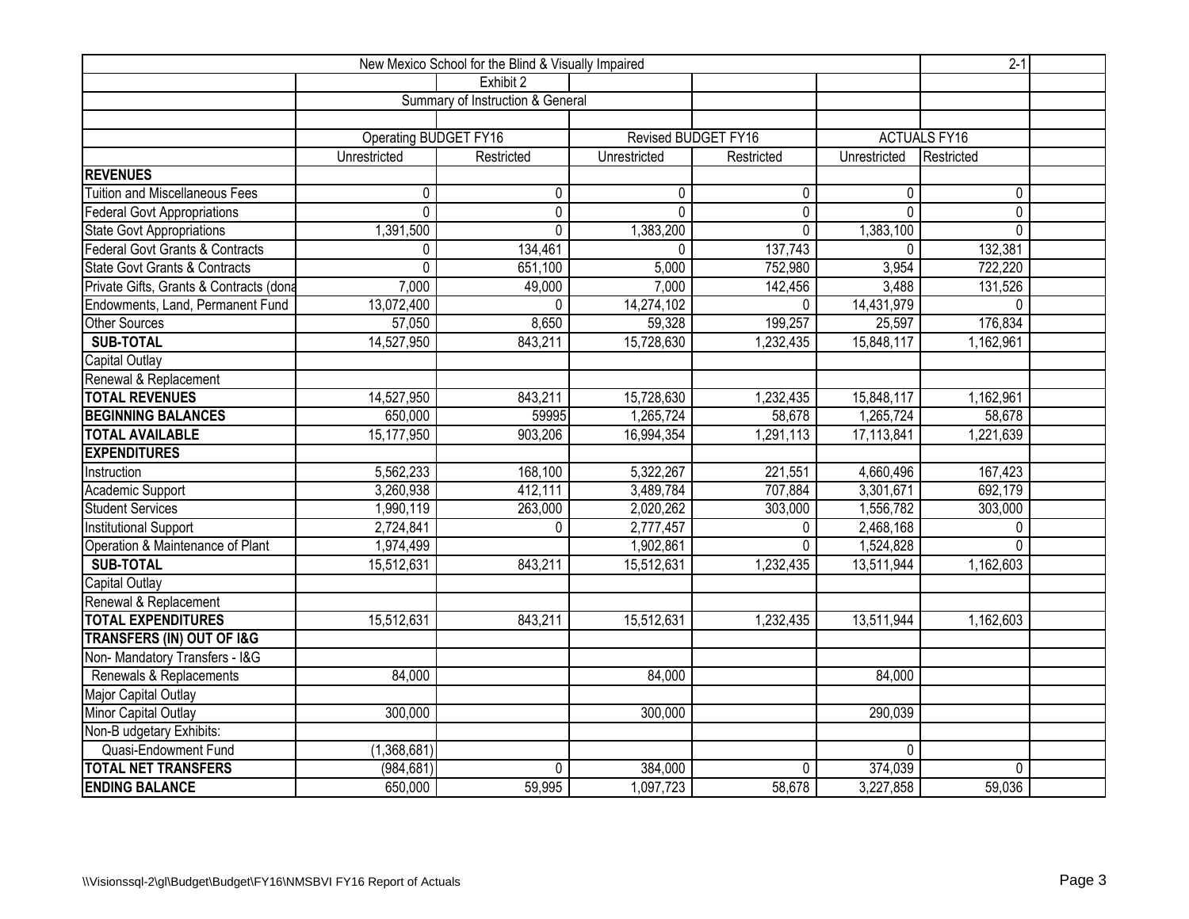New Mexico School for the Blind & Visually Impaired

2-1

Exhibit 2

Summary of Instruction & General

| | Operating BUDGET FY16 | | Revised BUDGET FY16 | | ACTUALS FY16 | |
|---|---|---|---|---|---|---|
| | Unrestricted | Restricted | Unrestricted | Restricted | Unrestricted | Restricted |
| **REVENUES** | | | | | | |
| Tuition and Miscellaneous Fees | 0 | 0 | 0 | 0 | 0 | 0 |
| Federal Govt Appropriations | 0 | 0 | 0 | 0 | 0 | 0 |
| State Govt Appropriations | 1,391,500 | 0 | 1,383,200 | 0 | 1,383,100 | 0 |
| Federal Govt Grants & Contracts | 0 | 134,461 | 0 | 137,743 | 0 | 132,381 |
| State Govt Grants & Contracts | 0 | 651,100 | 5,000 | 752,980 | 3,954 | 722,220 |
| Private Gifts, Grants & Contracts (dona | 7,000 | 49,000 | 7,000 | 142,456 | 3,488 | 131,526 |
| Endowments, Land, Permanent Fund | 13,072,400 | 0 | 14,274,102 | 0 | 14,431,979 | 0 |
| Other Sources | 57,050 | 8,650 | 59,328 | 199,257 | 25,597 | 176,834 |
| **SUB-TOTAL** | 14,527,950 | 843,211 | 15,728,630 | 1,232,435 | 15,848,117 | 1,162,961 |
| Capital Outlay | | | | | | |
| Renewal & Replacement | | | | | | |
| **TOTAL REVENUES** | 14,527,950 | 843,211 | 15,728,630 | 1,232,435 | 15,848,117 | 1,162,961 |
| **BEGINNING BALANCES** | 650,000 | 59995 | 1,265,724 | 58,678 | 1,265,724 | 58,678 |
| **TOTAL AVAILABLE** | 15,177,950 | 903,206 | 16,994,354 | 1,291,113 | 17,113,841 | 1,221,639 |
| **EXPENDITURES** | | | | | | |
| Instruction | 5,562,233 | 168,100 | 5,322,267 | 221,551 | 4,660,496 | 167,423 |
| Academic Support | 3,260,938 | 412,111 | 3,489,784 | 707,884 | 3,301,671 | 692,179 |
| Student Services | 1,990,119 | 263,000 | 2,020,262 | 303,000 | 1,556,782 | 303,000 |
| Institutional Support | 2,724,841 | 0 | 2,777,457 | 0 | 2,468,168 | 0 |
| Operation & Maintenance of Plant | 1,974,499 | | 1,902,861 | 0 | 1,524,828 | 0 |
| **SUB-TOTAL** | 15,512,631 | 843,211 | 15,512,631 | 1,232,435 | 13,511,944 | 1,162,603 |
| Capital Outlay | | | | | | |
| Renewal & Replacement | | | | | | |
| **TOTAL EXPENDITURES** | 15,512,631 | 843,211 | 15,512,631 | 1,232,435 | 13,511,944 | 1,162,603 |
| **TRANSFERS (IN) OUT OF I&G** | | | | | | |
| Non- Mandatory Transfers - I&G | | | | | | |
| Renewals & Replacements | 84,000 | | 84,000 | | 84,000 | |
| Major Capital Outlay | | | | | | |
| Minor Capital Outlay | 300,000 | | 300,000 | | 290,039 | |
| Non-B udgetary Exhibits: | | | | | | |
| Quasi-Endowment Fund | (1,368,681) | | | | 0 | |
| **TOTAL NET TRANSFERS** | (984,681) | 0 | 384,000 | 0 | 374,039 | 0 |
| **ENDING BALANCE** | 650,000 | 59,995 | 1,097,723 | 58,678 | 3,227,858 | 59,036 |

\\Visionssql-2\gl\Budget\Budget\FY16\NMSBVI FY16 Report of Actuals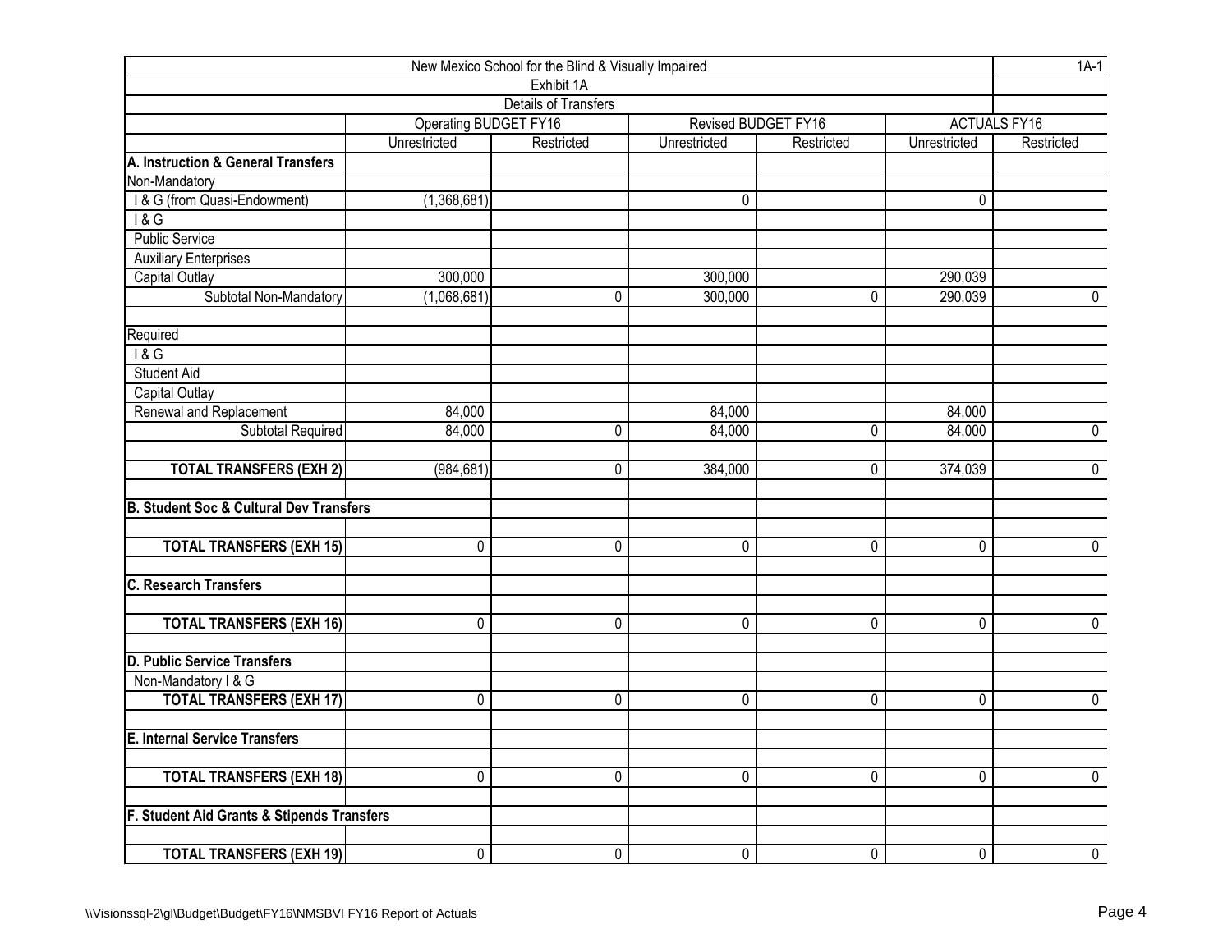| New Mexico School for the Blind & Visually Impaired | | | | | | | 1A-1 |
|---|---|---|---|---|---|---|---|
| Exhibit 1A | | | | | | | |
| Details of Transfers | | | | | | | |
| | Operating BUDGET FY16 | | Revised BUDGET FY16 | | ACTUALS FY16 | | |
| | Unrestricted | Restricted | Unrestricted | Restricted | Unrestricted | Restricted | |
| **A. Instruction & General Transfers** | | | | | | | |
| Non-Mandatory | | | | | | | |
| I & G (from Quasi-Endowment) | (1,368,681) | | 0 | | 0 | | |
| I & G | | | | | | | |
| Public Service | | | | | | | |
| Auxiliary Enterprises | | | | | | | |
| Capital Outlay | 300,000 | | 300,000 | | 290,039 | | |
| Subtotal Non-Mandatory | (1,068,681) | 0 | 300,000 | 0 | 290,039 | 0 | |
| | | | | | | | |
| Required | | | | | | | |
| I & G | | | | | | | |
| Student Aid | | | | | | | |
| Capital Outlay | | | | | | | |
| Renewal and Replacement | 84,000 | | 84,000 | | 84,000 | | |
| Subtotal Required | 84,000 | 0 | 84,000 | 0 | 84,000 | 0 | |
| | | | | | | | |
| **TOTAL TRANSFERS (EXH 2)** | (984,681) | 0 | 384,000 | 0 | 374,039 | 0 | |
| | | | | | | | |
| **B. Student Soc & Cultural Dev Transfers** | | | | | | | |
| | | | | | | | |
| **TOTAL TRANSFERS (EXH 15)** | 0 | 0 | 0 | 0 | 0 | 0 | |
| | | | | | | | |
| **C. Research Transfers** | | | | | | | |
| | | | | | | | |
| **TOTAL TRANSFERS (EXH 16)** | 0 | 0 | 0 | 0 | 0 | 0 | |
| | | | | | | | |
| **D. Public Service Transfers** | | | | | | | |
| Non-Mandatory I & G | | | | | | | |
| **TOTAL TRANSFERS (EXH 17)** | 0 | 0 | 0 | 0 | 0 | 0 | |
| | | | | | | | |
| **E. Internal Service Transfers** | | | | | | | |
| | | | | | | | |
| **TOTAL TRANSFERS (EXH 18)** | 0 | 0 | 0 | 0 | 0 | 0 | |
| | | | | | | | |
| **F. Student Aid Grants & Stipends Transfers** | | | | | | | |
| | | | | | | | |
| **TOTAL TRANSFERS (EXH 19)** | 0 | 0 | 0 | 0 | 0 | 0 | |

\\Visionssql-2\gl\Budget\Budget\FY16\NMSBVI FY16 Report of Actuals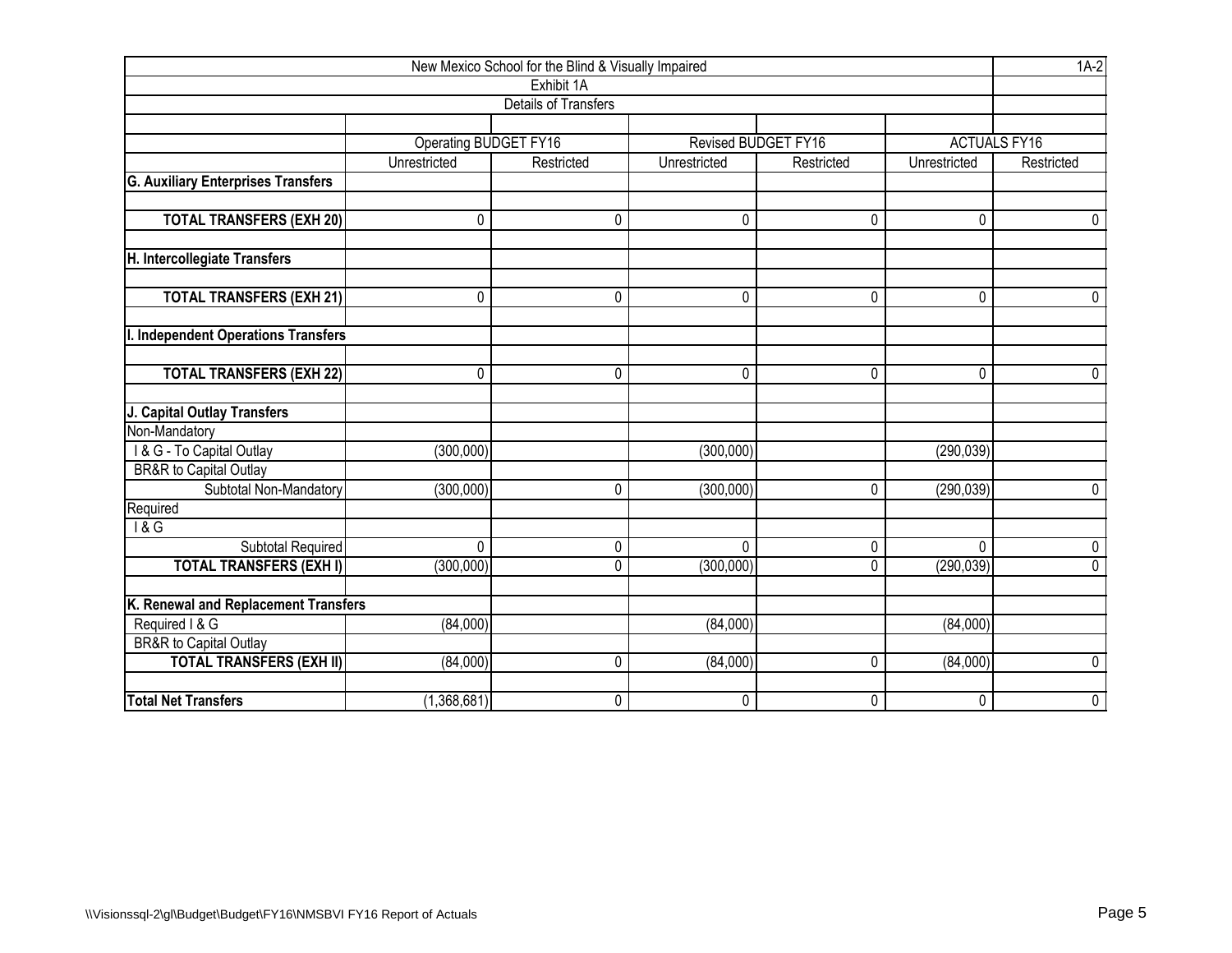New Mexico School for the Blind & Visually Impaired

1A-2

Exhibit 1A

Details of Transfers

| | Operating BUDGET FY16 | | Revised BUDGET FY16 | | ACTUALS FY16 | |
|---|---|---|---|---|---|---|
| | Unrestricted | Restricted | Unrestricted | Restricted | Unrestricted | Restricted |
| **G. Auxiliary Enterprises Transfers** | | | | | | |
| | | | | | | |
| **TOTAL TRANSFERS (EXH 20)** | 0 | 0 | 0 | 0 | 0 | 0 |
| | | | | | | |
| **H. Intercollegiate Transfers** | | | | | | |
| | | | | | | |
| **TOTAL TRANSFERS (EXH 21)** | 0 | 0 | 0 | 0 | 0 | 0 |
| | | | | | | |
| **I. Independent Operations Transfers** | | | | | | |
| | | | | | | |
| **TOTAL TRANSFERS (EXH 22)** | 0 | 0 | 0 | 0 | 0 | 0 |
| | | | | | | |
| **J. Capital Outlay Transfers** | | | | | | |
| Non-Mandatory | | | | | | |
| I & G - To Capital Outlay | (300,000) | | (300,000) | | (290,039) | |
| BR&R to Capital Outlay | | | | | | |
| Subtotal Non-Mandatory | (300,000) | 0 | (300,000) | 0 | (290,039) | 0 |
| Required | | | | | | |
| I & G | | | | | | |
| Subtotal Required | 0 | 0 | 0 | 0 | 0 | 0 |
| **TOTAL TRANSFERS (EXH I)** | (300,000) | 0 | (300,000) | 0 | (290,039) | 0 |
| | | | | | | |
| **K. Renewal and Replacement Transfers** | | | | | | |
| Required I & G | (84,000) | | (84,000) | | (84,000) | |
| BR&R to Capital Outlay | | | | | | |
| **TOTAL TRANSFERS (EXH II)** | (84,000) | 0 | (84,000) | 0 | (84,000) | 0 |
| | | | | | | |
| **Total Net Transfers** | (1,368,681) | 0 | 0 | 0 | 0 | 0 |

\\Visionssql-2\gl\Budget\Budget\FY16\NMSBVI FY16 Report of Actuals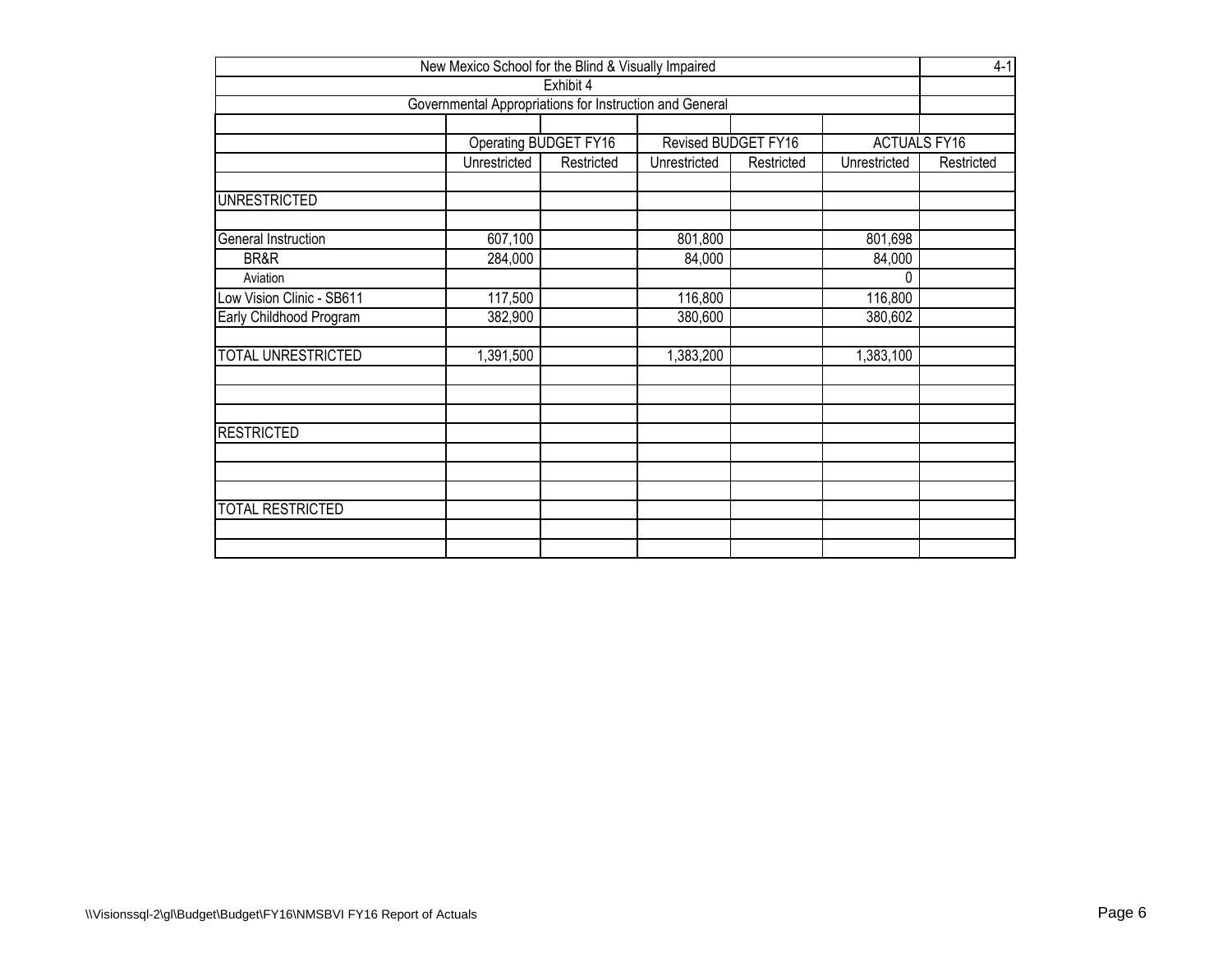New Mexico School for the Blind & Visually Impaired

4-1

Exhibit 4

Governmental Appropriations for Instruction and General

| | Operating BUDGET FY16 | | Revised BUDGET FY16 | | ACTUALS FY16 | |
|---|---|---|---|---|---|---|
| | Unrestricted | Restricted | Unrestricted | Restricted | Unrestricted | Restricted |
| | | | | | | |
| UNRESTRICTED | | | | | | |
| | | | | | | |
| General Instruction | 607,100 | | 801,800 | | 801,698 | |
| BR&R | 284,000 | | 84,000 | | 84,000 | |
| Aviation | | | | | 0 | |
| Low Vision Clinic - SB611 | 117,500 | | 116,800 | | 116,800 | |
| Early Childhood Program | 382,900 | | 380,600 | | 380,602 | |
| | | | | | | |
| TOTAL UNRESTRICTED | 1,391,500 | | 1,383,200 | | 1,383,100 | |
| | | | | | | |
| | | | | | | |
| | | | | | | |
| RESTRICTED | | | | | | |
| | | | | | | |
| | | | | | | |
| | | | | | | |
| TOTAL RESTRICTED | | | | | | |
| | | | | | | |
| | | | | | | |

\\Visionssql-2\gl\Budget\Budget\FY16\NMSBVI FY16 Report of Actuals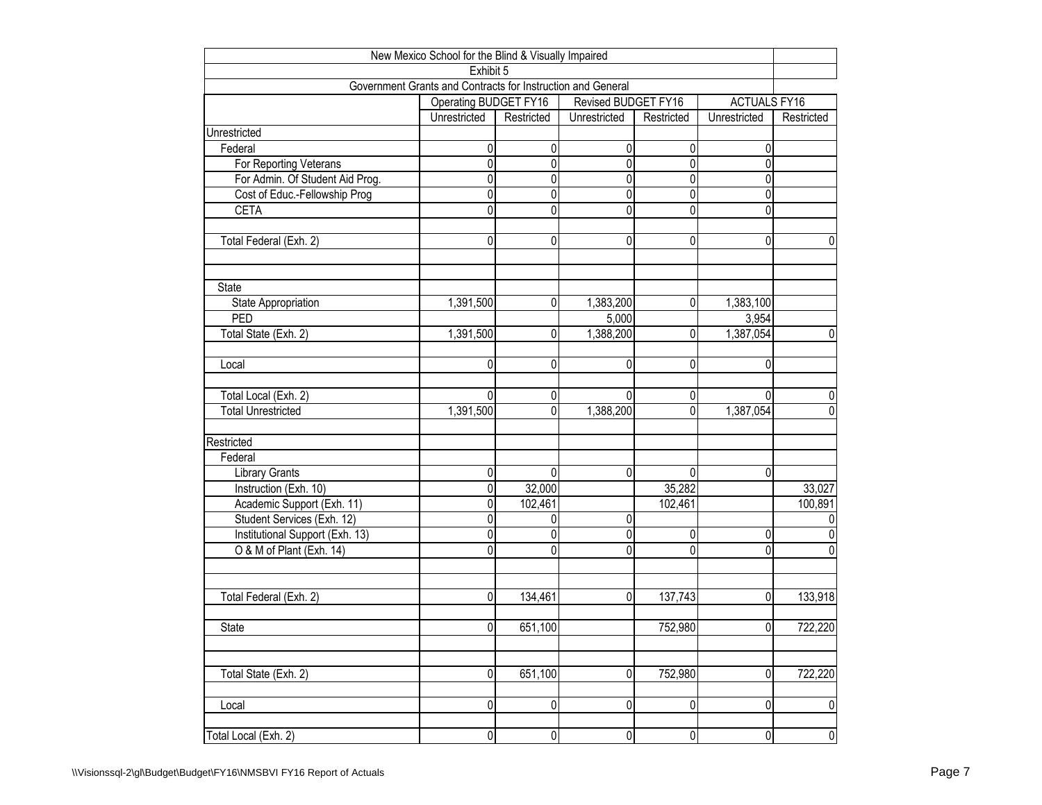| New Mexico School for the Blind & Visually Impaired | | | | | | |
|---|---|---|---|---|---|---|
| Exhibit 5 | | | | | | |
| Government Grants and Contracts for Instruction and General | | | | | | |
| | Operating BUDGET FY16 | | Revised BUDGET FY16 | | ACTUALS FY16 | |
| | Unrestricted | Restricted | Unrestricted | Restricted | Unrestricted | Restricted |
| Unrestricted | | | | | | |
| Federal | 0 | 0 | 0 | 0 | 0 | |
| For Reporting Veterans | 0 | 0 | 0 | 0 | 0 | |
| For Admin. Of Student Aid Prog. | 0 | 0 | 0 | 0 | 0 | |
| Cost of Educ.-Fellowship Prog | 0 | 0 | 0 | 0 | 0 | |
| CETA | 0 | 0 | 0 | 0 | 0 | |
| | | | | | | |
| Total Federal (Exh. 2) | 0 | 0 | 0 | 0 | 0 | 0 |
| | | | | | | |
| | | | | | | |
| State | | | | | | |
| State Appropriation | 1,391,500 | 0 | 1,383,200 | 0 | 1,383,100 | |
| PED | | | 5,000 | | 3,954 | |
| Total State (Exh. 2) | 1,391,500 | 0 | 1,388,200 | 0 | 1,387,054 | 0 |
| | | | | | | |
| Local | 0 | 0 | 0 | 0 | 0 | |
| | | | | | | |
| Total Local (Exh. 2) | 0 | 0 | 0 | 0 | 0 | 0 |
| Total Unrestricted | 1,391,500 | 0 | 1,388,200 | 0 | 1,387,054 | 0 |
| | | | | | | |
| Restricted | | | | | | |
| Federal | | | | | | |
| Library Grants | 0 | 0 | 0 | 0 | 0 | |
| Instruction (Exh. 10) | 0 | 32,000 | | 35,282 | | 33,027 |
| Academic Support (Exh. 11) | 0 | 102,461 | | 102,461 | | 100,891 |
| Student Services (Exh. 12) | 0 | 0 | 0 | | | 0 |
| Institutional Support (Exh. 13) | 0 | 0 | 0 | 0 | 0 | 0 |
| O & M of Plant (Exh. 14) | 0 | 0 | 0 | 0 | 0 | 0 |
| | | | | | | |
| | | | | | | |
| Total Federal (Exh. 2) | 0 | 134,461 | 0 | 137,743 | 0 | 133,918 |
| | | | | | | |
| State | 0 | 651,100 | | 752,980 | 0 | 722,220 |
| | | | | | | |
| | | | | | | |
| Total State (Exh. 2) | 0 | 651,100 | 0 | 752,980 | 0 | 722,220 |
| | | | | | | |
| Local | 0 | 0 | 0 | 0 | 0 | 0 |
| | | | | | | |
| Total Local (Exh. 2) | 0 | 0 | 0 | 0 | 0 | 0 |

\\Visionssql-2\gl\Budget\Budget\FY16\NMSBVI FY16 Report of Actuals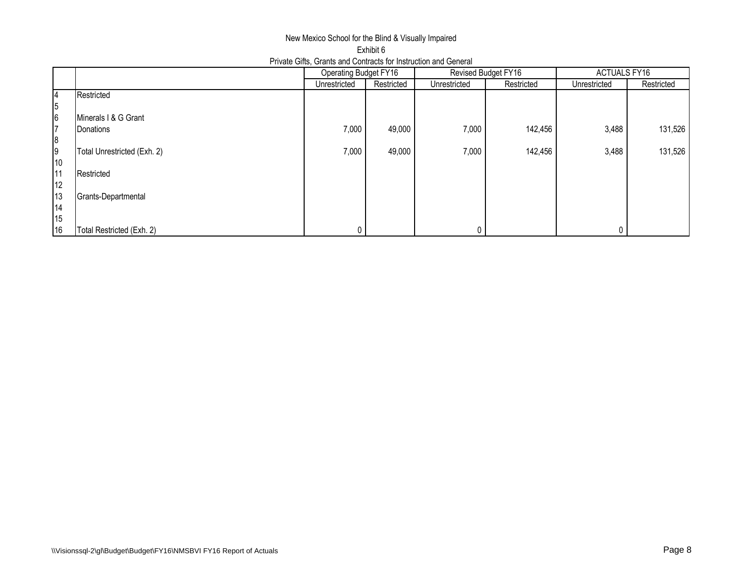# New Mexico School for the Blind & Visually Impaired

## Exhibit 6

### Private Gifts, Grants and Contracts for Instruction and General

| | | Operating Budget FY16 | | Revised Budget FY16 | | ACTUALS FY16 | |
|---|---|---|---|---|---|---|---|
| | | Unrestricted | Restricted | Unrestricted | Restricted | Unrestricted | Restricted |
| 4 | Restricted | | | | | | |
| 5 | | | | | | | |
| 6 | Minerals I & G Grant | | | | | | |
| 7 | Donations | 7,000 | 49,000 | 7,000 | 142,456 | 3,488 | 131,526 |
| 8 | | | | | | | |
| 9 | Total Unrestricted (Exh. 2) | 7,000 | 49,000 | 7,000 | 142,456 | 3,488 | 131,526 |
| 10 | | | | | | | |
| 11 | Restricted | | | | | | |
| 12 | | | | | | | |
| 13 | Grants-Departmental | | | | | | |
| 14 | | | | | | | |
| 15 | | | | | | | |
| 16 | Total Restricted (Exh. 2) | 0 | | 0 | | 0 | |

\\Visionssql-2\gl\Budget\Budget\FY16\NMSBVI FY16 Report of Actuals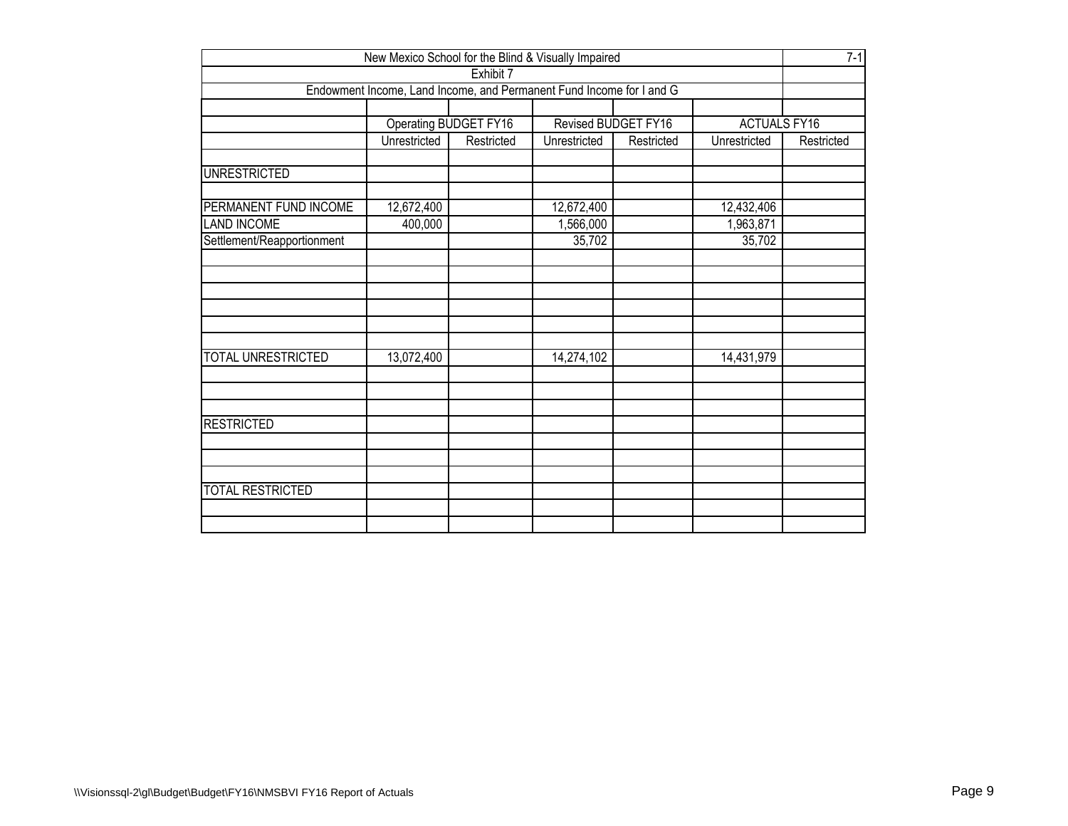New Mexico School for the Blind & Visually Impaired

7-1

Exhibit 7

Endowment Income, Land Income, and Permanent Fund Income for I and G

| | Operating BUDGET FY16 | | Revised BUDGET FY16 | | ACTUALS FY16 | |
|---|---|---|---|---|---|---|
| | Unrestricted | Restricted | Unrestricted | Restricted | Unrestricted | Restricted |
| UNRESTRICTED | | | | | | |
| PERMANENT FUND INCOME | 12,672,400 | | 12,672,400 | | 12,432,406 | |
| LAND INCOME | 400,000 | | 1,566,000 | | 1,963,871 | |
| Settlement/Reapportionment | | | 35,702 | | 35,702 | |
| TOTAL UNRESTRICTED | 13,072,400 | | 14,274,102 | | 14,431,979 | |
| RESTRICTED | | | | | | |
| TOTAL RESTRICTED | | | | | | |

\\Visionssql-2\gl\Budget\Budget\FY16\NMSBVI FY16 Report of Actuals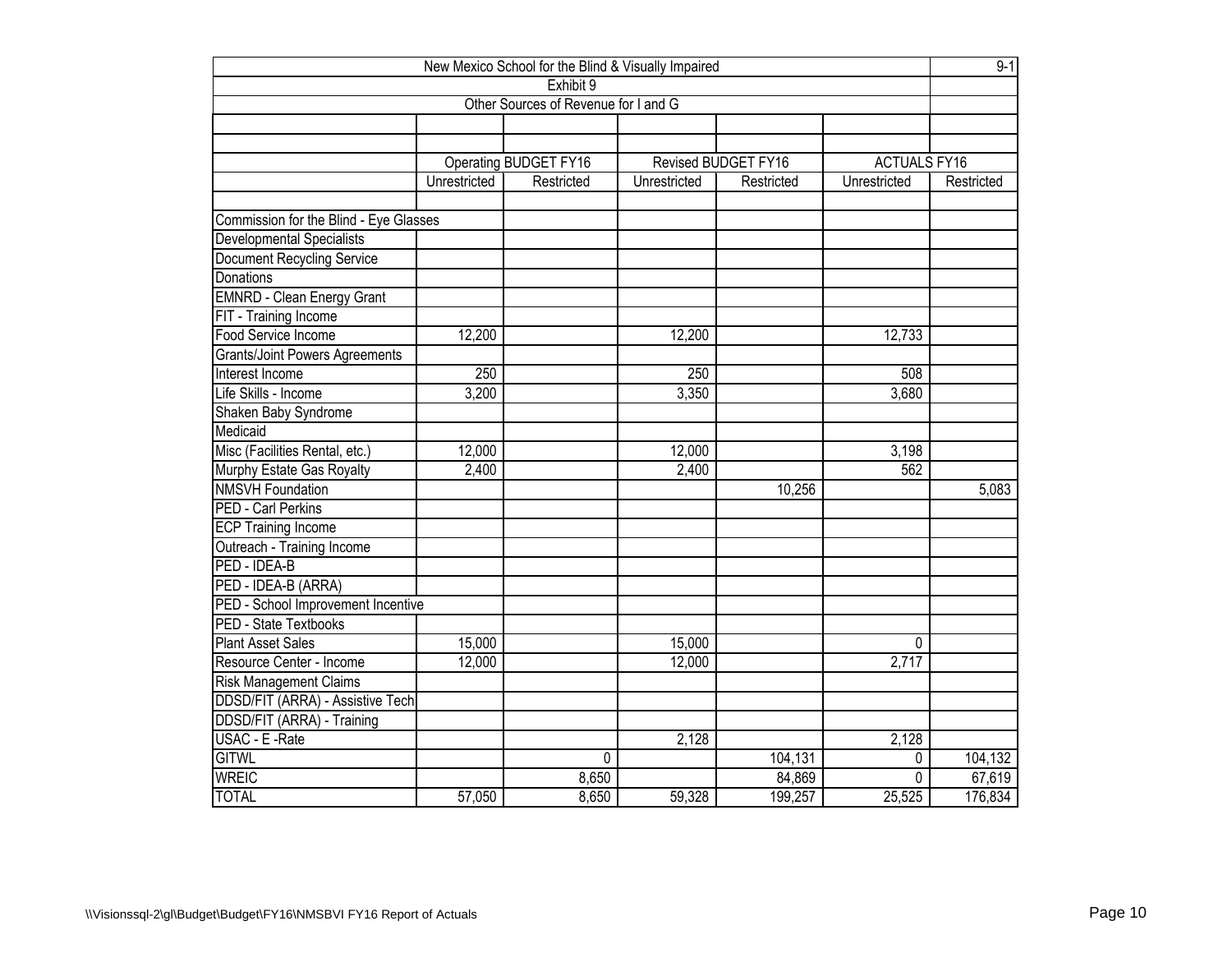| New Mexico School for the Blind & Visually Impaired | | | | | | | 9-1 |
|---|---|---|---|---|---|---|---|
| Exhibit 9 | | | | | | | |
| Other Sources of Revenue for I and G | | | | | | | |
| | Operating BUDGET FY16 | | Revised BUDGET FY16 | | ACTUALS FY16 | | |
| | Unrestricted | Restricted | Unrestricted | Restricted | Unrestricted | Restricted | |
| Commission for the Blind - Eye Glasses | | | | | | | |
| Developmental Specialists | | | | | | | |
| Document Recycling Service | | | | | | | |
| Donations | | | | | | | |
| EMNRD - Clean Energy Grant | | | | | | | |
| FIT - Training Income | | | | | | | |
| Food Service Income | 12,200 | | 12,200 | | 12,733 | | |
| Grants/Joint Powers Agreements | | | | | | | |
| Interest Income | 250 | | 250 | | 508 | | |
| Life Skills - Income | 3,200 | | 3,350 | | 3,680 | | |
| Shaken Baby Syndrome | | | | | | | |
| Medicaid | | | | | | | |
| Misc (Facilities Rental, etc.) | 12,000 | | 12,000 | | 3,198 | | |
| Murphy Estate Gas Royalty | 2,400 | | 2,400 | | 562 | | |
| NMSVH Foundation | | | | 10,256 | | 5,083 | |
| PED - Carl Perkins | | | | | | | |
| ECP Training Income | | | | | | | |
| Outreach - Training Income | | | | | | | |
| PED - IDEA-B | | | | | | | |
| PED - IDEA-B (ARRA) | | | | | | | |
| PED - School Improvement Incentive | | | | | | | |
| PED - State Textbooks | | | | | | | |
| Plant Asset Sales | 15,000 | | 15,000 | | 0 | | |
| Resource Center - Income | 12,000 | | 12,000 | | 2,717 | | |
| Risk Management Claims | | | | | | | |
| DDSD/FIT (ARRA) - Assistive Tech | | | | | | | |
| DDSD/FIT (ARRA) - Training | | | | | | | |
| USAC - E -Rate | | | 2,128 | | 2,128 | | |
| GITWL | | 0 | | 104,131 | 0 | 104,132 | |
| WREIC | | 8,650 | | 84,869 | 0 | 67,619 | |
| TOTAL | 57,050 | 8,650 | 59,328 | 199,257 | 25,525 | 176,834 | |

\\Visionssql-2\gl\Budget\Budget\FY16\NMSBVI FY16 Report of Actuals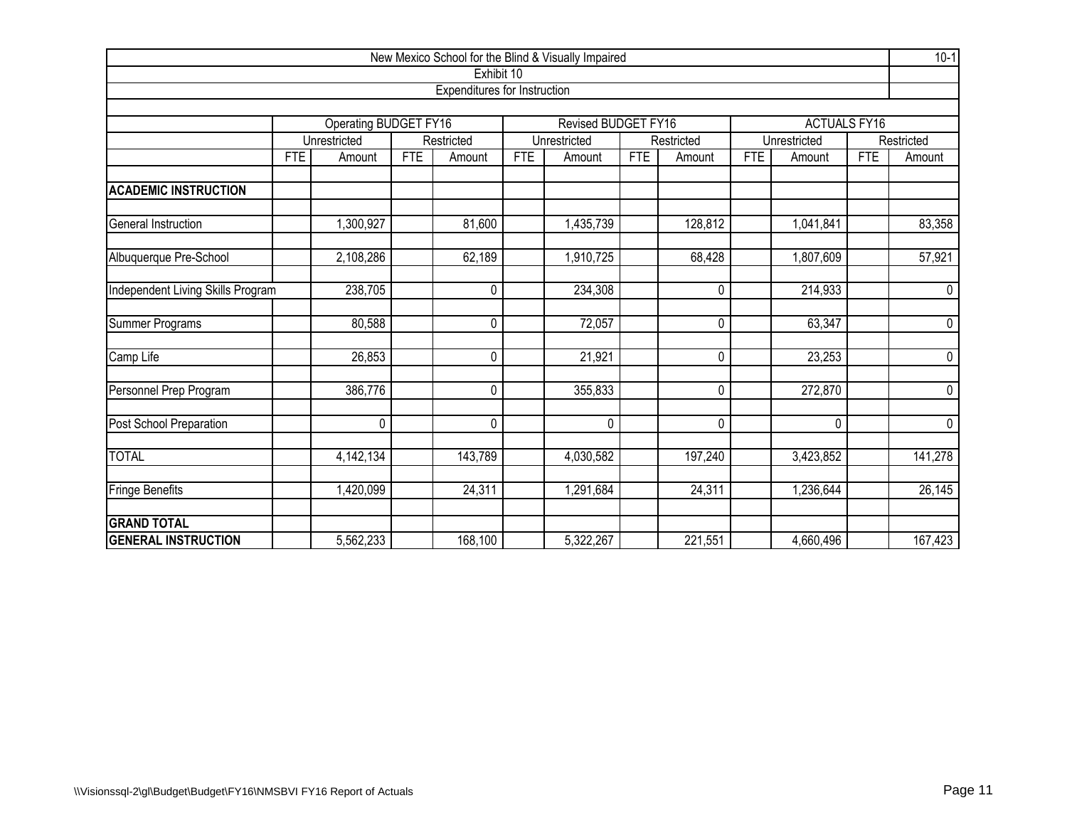New Mexico School for the Blind & Visually Impaired

10-1

Exhibit 10

Expenditures for Instruction

| | Operating BUDGET FY16 | | | | Revised BUDGET FY16 | | | | ACTUALS FY16 | | | |
|---|---|---|---|---|---|---|---|---|---|---|---|---|
| | Unrestricted | | Restricted | | Unrestricted | | Restricted | | Unrestricted | | Restricted | |
| | FTE | Amount | FTE | Amount | FTE | Amount | FTE | Amount | FTE | Amount | FTE | Amount |
| **ACADEMIC INSTRUCTION** | | | | | | | | | | | | |
| General Instruction | | 1,300,927 | | 81,600 | | 1,435,739 | | 128,812 | | 1,041,841 | | 83,358 |
| Albuquerque Pre-School | | 2,108,286 | | 62,189 | | 1,910,725 | | 68,428 | | 1,807,609 | | 57,921 |
| Independent Living Skills Program | | 238,705 | | 0 | | 234,308 | | 0 | | 214,933 | | 0 |
| Summer Programs | | 80,588 | | 0 | | 72,057 | | 0 | | 63,347 | | 0 |
| Camp Life | | 26,853 | | 0 | | 21,921 | | 0 | | 23,253 | | 0 |
| Personnel Prep Program | | 386,776 | | 0 | | 355,833 | | 0 | | 272,870 | | 0 |
| Post School Preparation | | 0 | | 0 | | 0 | | 0 | | 0 | | 0 |
| TOTAL | | 4,142,134 | | 143,789 | | 4,030,582 | | 197,240 | | 3,423,852 | | 141,278 |
| Fringe Benefits | | 1,420,099 | | 24,311 | | 1,291,684 | | 24,311 | | 1,236,644 | | 26,145 |
| **GRAND TOTAL** | | | | | | | | | | | | |
| **GENERAL INSTRUCTION** | | 5,562,233 | | 168,100 | | 5,322,267 | | 221,551 | | 4,660,496 | | 167,423 |

\\Visionssql-2\gl\Budget\Budget\FY16\NMSBVI FY16 Report of Actuals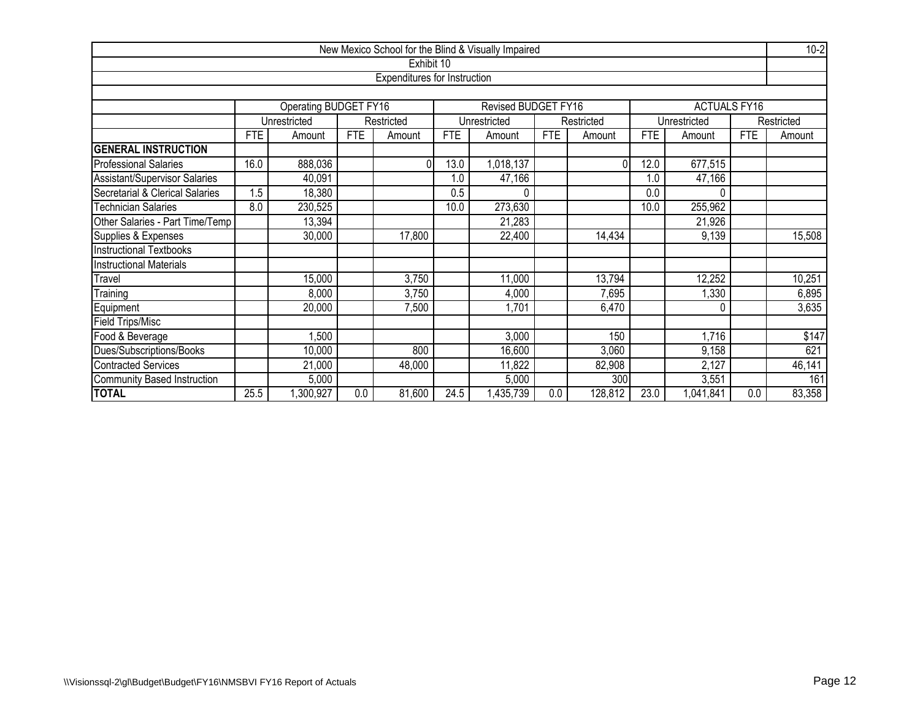New Mexico School for the Blind & Visually Impaired

10-2

Exhibit 10

Expenditures for Instruction

| | Operating BUDGET FY16 | | | | Revised BUDGET FY16 | | | | ACTUALS FY16 | | | |
|---|---|---|---|---|---|---|---|---|---|---|---|---|
| | Unrestricted | | Restricted | | Unrestricted | | Restricted | | Unrestricted | | Restricted | |
| | FTE | Amount | FTE | Amount | FTE | Amount | FTE | Amount | FTE | Amount | FTE | Amount |
| **GENERAL INSTRUCTION** | | | | | | | | | | | | |
| Professional Salaries | 16.0 | 888,036 | | 0 | 13.0 | 1,018,137 | | 0 | 12.0 | 677,515 | | |
| Assistant/Supervisor Salaries | | 40,091 | | | 1.0 | 47,166 | | | 1.0 | 47,166 | | |
| Secretarial & Clerical Salaries | 1.5 | 18,380 | | | 0.5 | 0 | | | 0.0 | 0 | | |
| Technician Salaries | 8.0 | 230,525 | | | 10.0 | 273,630 | | | 10.0 | 255,962 | | |
| Other Salaries - Part Time/Temp | | 13,394 | | | | 21,283 | | | | 21,926 | | |
| Supplies & Expenses | | 30,000 | | 17,800 | | 22,400 | | 14,434 | | 9,139 | | 15,508 |
| Instructional Textbooks | | | | | | | | | | | | |
| Instructional Materials | | | | | | | | | | | | |
| Travel | | 15,000 | | 3,750 | | 11,000 | | 13,794 | | 12,252 | | 10,251 |
| Training | | 8,000 | | 3,750 | | 4,000 | | 7,695 | | 1,330 | | 6,895 |
| Equipment | | 20,000 | | 7,500 | | 1,701 | | 6,470 | | 0 | | 3,635 |
| Field Trips/Misc | | | | | | | | | | | | |
| Food & Beverage | | 1,500 | | | | 3,000 | | 150 | | 1,716 | | $147 |
| Dues/Subscriptions/Books | | 10,000 | | 800 | | 16,600 | | 3,060 | | 9,158 | | 621 |
| Contracted Services | | 21,000 | | 48,000 | | 11,822 | | 82,908 | | 2,127 | | 46,141 |
| Community Based Instruction | | 5,000 | | | | 5,000 | | 300 | | 3,551 | | 161 |
| **TOTAL** | 25.5 | 1,300,927 | 0.0 | 81,600 | 24.5 | 1,435,739 | 0.0 | 128,812 | 23.0 | 1,041,841 | 0.0 | 83,358 |

\\Visionssql-2\gl\Budget\Budget\FY16\NMSBVI FY16 Report of Actuals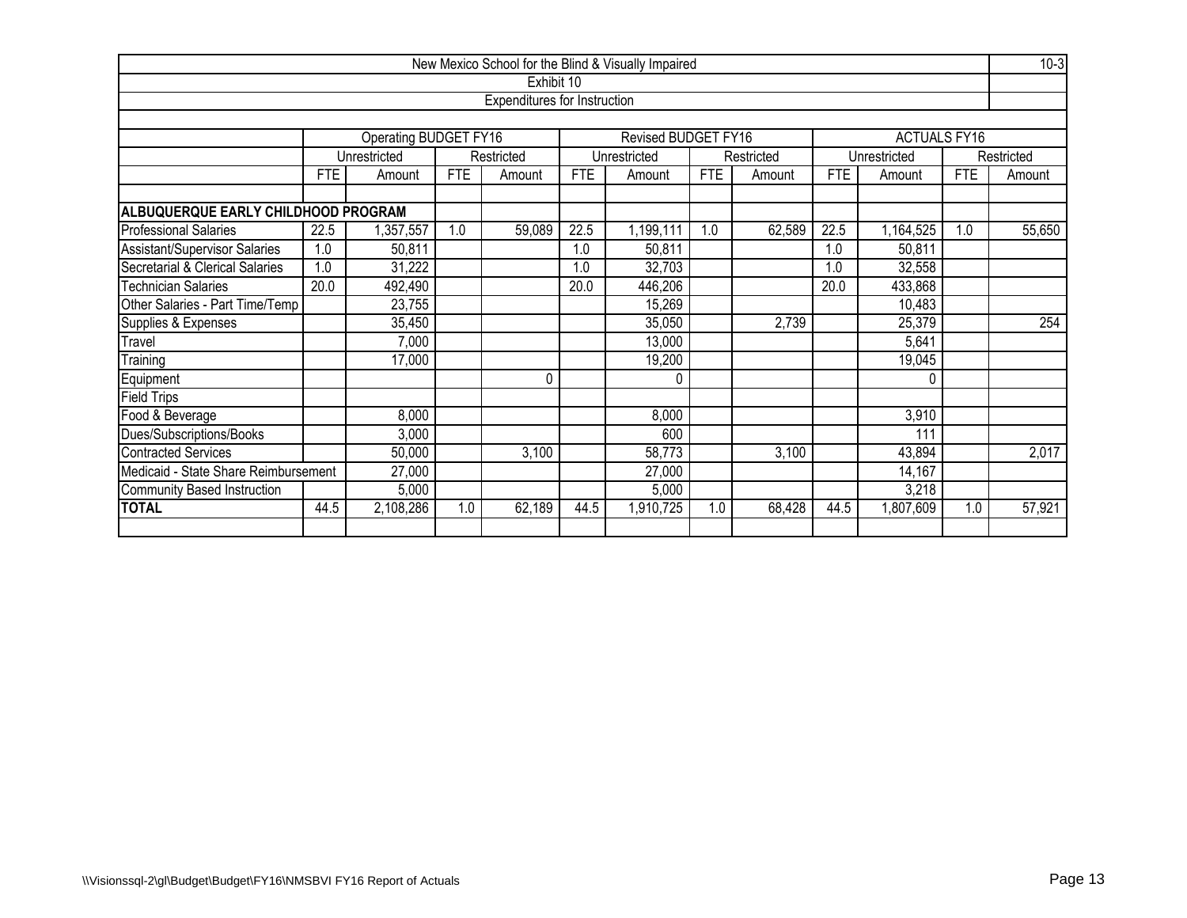New Mexico School for the Blind & Visually Impaired

10-3

Exhibit 10

Expenditures for Instruction

| | Operating BUDGET FY16 | | | | Revised BUDGET FY16 | | | | ACTUALS FY16 | | | |
|---|---|---|---|---|---|---|---|---|---|---|---|---|
| | Unrestricted | | Restricted | | Unrestricted | | Restricted | | Unrestricted | | Restricted | |
| | FTE | Amount | FTE | Amount | FTE | Amount | FTE | Amount | FTE | Amount | FTE | Amount |
| **ALBUQUERQUE EARLY CHILDHOOD PROGRAM** | | | | | | | | | | | | |
| Professional Salaries | 22.5 | 1,357,557 | 1.0 | 59,089 | 22.5 | 1,199,111 | 1.0 | 62,589 | 22.5 | 1,164,525 | 1.0 | 55,650 |
| Assistant/Supervisor Salaries | 1.0 | 50,811 | | | 1.0 | 50,811 | | | 1.0 | 50,811 | | |
| Secretarial & Clerical Salaries | 1.0 | 31,222 | | | 1.0 | 32,703 | | | 1.0 | 32,558 | | |
| Technician Salaries | 20.0 | 492,490 | | | 20.0 | 446,206 | | | 20.0 | 433,868 | | |
| Other Salaries - Part Time/Temp | | 23,755 | | | | 15,269 | | | | 10,483 | | |
| Supplies & Expenses | | 35,450 | | | | 35,050 | | 2,739 | | 25,379 | | 254 |
| Travel | | 7,000 | | | | 13,000 | | | | 5,641 | | |
| Training | | 17,000 | | | | 19,200 | | | | 19,045 | | |
| Equipment | | | | 0 | | 0 | | | | 0 | | |
| Field Trips | | | | | | | | | | | | |
| Food & Beverage | | 8,000 | | | | 8,000 | | | | 3,910 | | |
| Dues/Subscriptions/Books | | 3,000 | | | | 600 | | | | 111 | | |
| Contracted Services | | 50,000 | | 3,100 | | 58,773 | | 3,100 | | 43,894 | | 2,017 |
| Medicaid - State Share Reimbursement | | 27,000 | | | | 27,000 | | | | 14,167 | | |
| Community Based Instruction | | 5,000 | | | | 5,000 | | | | 3,218 | | |
| **TOTAL** | 44.5 | 2,108,286 | 1.0 | 62,189 | 44.5 | 1,910,725 | 1.0 | 68,428 | 44.5 | 1,807,609 | 1.0 | 57,921 |

\\Visionssql-2\gl\Budget\Budget\FY16\NMSBVI FY16 Report of Actuals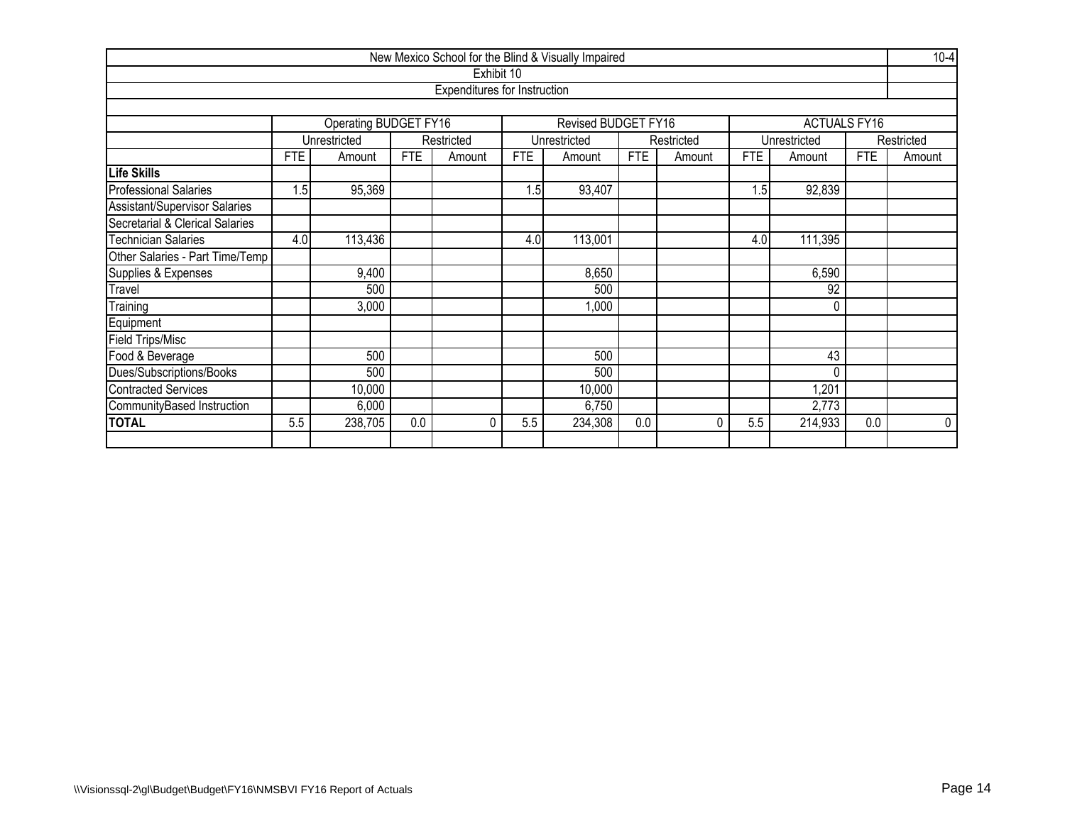# New Mexico School for the Blind & Visually Impaired

## Exhibit 10

### Expenditures for Instruction

| | Operating BUDGET FY16 | | | | Revised BUDGET FY16 | | | | ACTUALS FY16 | | | |
|---|---|---|---|---|---|---|---|---|---|---|---|---|
| | Unrestricted | | Restricted | | Unrestricted | | Restricted | | Unrestricted | | Restricted | |
| | FTE | Amount | FTE | Amount | FTE | Amount | FTE | Amount | FTE | Amount | FTE | Amount |
| **Life Skills** | | | | | | | | | | | | |
| Professional Salaries | 1.5 | 95,369 | | | 1.5 | 93,407 | | | 1.5 | 92,839 | | |
| Assistant/Supervisor Salaries | | | | | | | | | | | | |
| Secretarial & Clerical Salaries | | | | | | | | | | | | |
| Technician Salaries | 4.0 | 113,436 | | | 4.0 | 113,001 | | | 4.0 | 111,395 | | |
| Other Salaries - Part Time/Temp | | | | | | | | | | | | |
| Supplies & Expenses | | 9,400 | | | | 8,650 | | | | 6,590 | | |
| Travel | | 500 | | | | 500 | | | | 92 | | |
| Training | | 3,000 | | | | 1,000 | | | | 0 | | |
| Equipment | | | | | | | | | | | | |
| Field Trips/Misc | | | | | | | | | | | | |
| Food & Beverage | | 500 | | | | 500 | | | | 43 | | |
| Dues/Subscriptions/Books | | 500 | | | | 500 | | | | 0 | | |
| Contracted Services | | 10,000 | | | | 10,000 | | | | 1,201 | | |
| CommunityBased Instruction | | 6,000 | | | | 6,750 | | | | 2,773 | | |
| **TOTAL** | 5.5 | 238,705 | 0.0 | 0 | 5.5 | 234,308 | 0.0 | 0 | 5.5 | 214,933 | 0.0 | 0 |

\\Visionssql-2\gl\Budget\Budget\FY16\NMSBVI FY16 Report of Actuals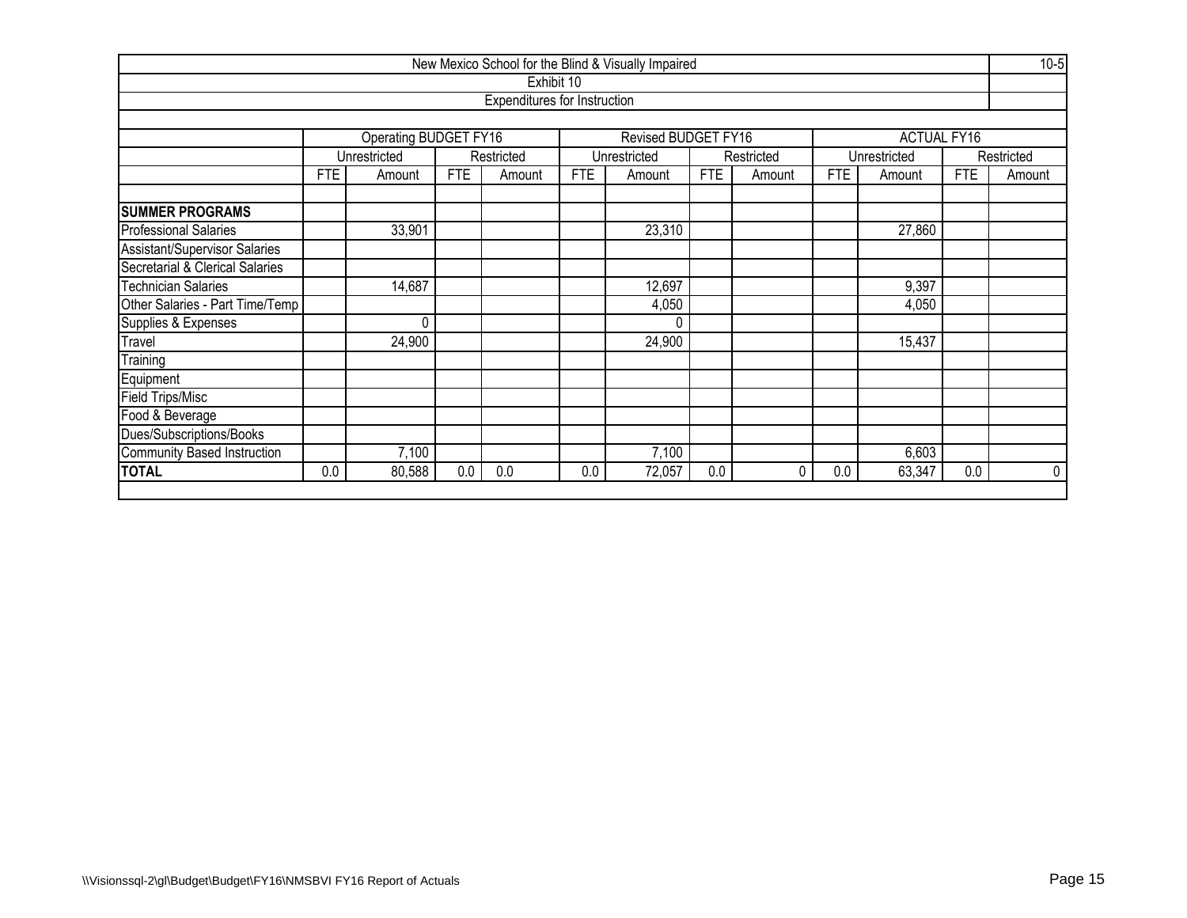# New Mexico School for the Blind & Visually Impaired

## Exhibit 10

### Expenditures for Instruction

| | Operating BUDGET FY16 | | | | Revised BUDGET FY16 | | | | ACTUAL FY16 | | | |
|---|---|---|---|---|---|---|---|---|---|---|---|---|
| | Unrestricted | | Restricted | | Unrestricted | | Restricted | | Unrestricted | | Restricted | |
| | FTE | Amount | FTE | Amount | FTE | Amount | FTE | Amount | FTE | Amount | FTE | Amount |
| **SUMMER PROGRAMS** | | | | | | | | | | | | |
| Professional Salaries | | 33,901 | | | | 23,310 | | | | 27,860 | | |
| Assistant/Supervisor Salaries | | | | | | | | | | | | |
| Secretarial & Clerical Salaries | | | | | | | | | | | | |
| Technician Salaries | | 14,687 | | | | 12,697 | | | | 9,397 | | |
| Other Salaries - Part Time/Temp | | | | | | 4,050 | | | | 4,050 | | |
| Supplies & Expenses | | 0 | | | | 0 | | | | | | |
| Travel | | 24,900 | | | | 24,900 | | | | 15,437 | | |
| Training | | | | | | | | | | | | |
| Equipment | | | | | | | | | | | | |
| Field Trips/Misc | | | | | | | | | | | | |
| Food & Beverage | | | | | | | | | | | | |
| Dues/Subscriptions/Books | | | | | | | | | | | | |
| Community Based Instruction | | 7,100 | | | | 7,100 | | | | 6,603 | | |
| **TOTAL** | 0.0 | 80,588 | 0.0 | 0.0 | 0.0 | 72,057 | 0.0 | 0 | 0.0 | 63,347 | 0.0 | 0 |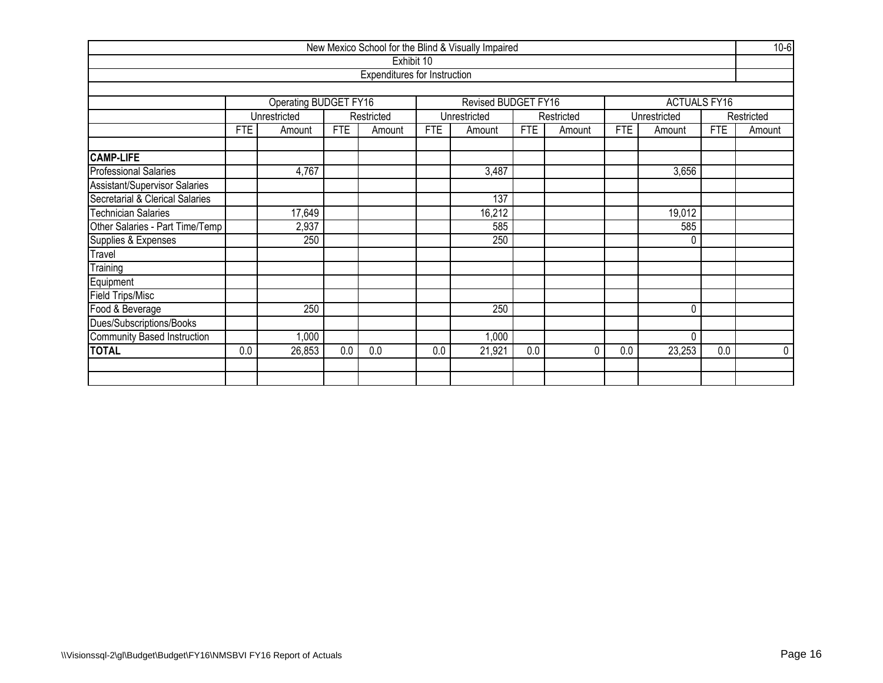# New Mexico School for the Blind & Visually Impaired

10-6

## Exhibit 10

### Expenditures for Instruction

| | Operating BUDGET FY16 | | | | Revised BUDGET FY16 | | | | ACTUALS FY16 | | | |
|---|---|---|---|---|---|---|---|---|---|---|---|---|
| | Unrestricted | | Restricted | | Unrestricted | | Restricted | | Unrestricted | | Restricted | |
| | FTE | Amount | FTE | Amount | FTE | Amount | FTE | Amount | FTE | Amount | FTE | Amount |
| | | | | | | | | | | | | |
| **CAMP-LIFE** | | | | | | | | | | | | |
| Professional Salaries | | 4,767 | | | | 3,487 | | | | 3,656 | | |
| Assistant/Supervisor Salaries | | | | | | | | | | | | |
| Secretarial & Clerical Salaries | | | | | | 137 | | | | | | |
| Technician Salaries | | 17,649 | | | | 16,212 | | | | 19,012 | | |
| Other Salaries - Part Time/Temp | | 2,937 | | | | 585 | | | | 585 | | |
| Supplies & Expenses | | 250 | | | | 250 | | | | 0 | | |
| Travel | | | | | | | | | | | | |
| Training | | | | | | | | | | | | |
| Equipment | | | | | | | | | | | | |
| Field Trips/Misc | | | | | | | | | | | | |
| Food & Beverage | | 250 | | | | 250 | | | | 0 | | |
| Dues/Subscriptions/Books | | | | | | | | | | | | |
| Community Based Instruction | | 1,000 | | | | 1,000 | | | | 0 | | |
| **TOTAL** | 0.0 | 26,853 | 0.0 | 0.0 | 0.0 | 21,921 | 0.0 | 0 | 0.0 | 23,253 | 0.0 | 0 |

\\Visionssql-2\gl\Budget\Budget\FY16\NMSBVI FY16 Report of Actuals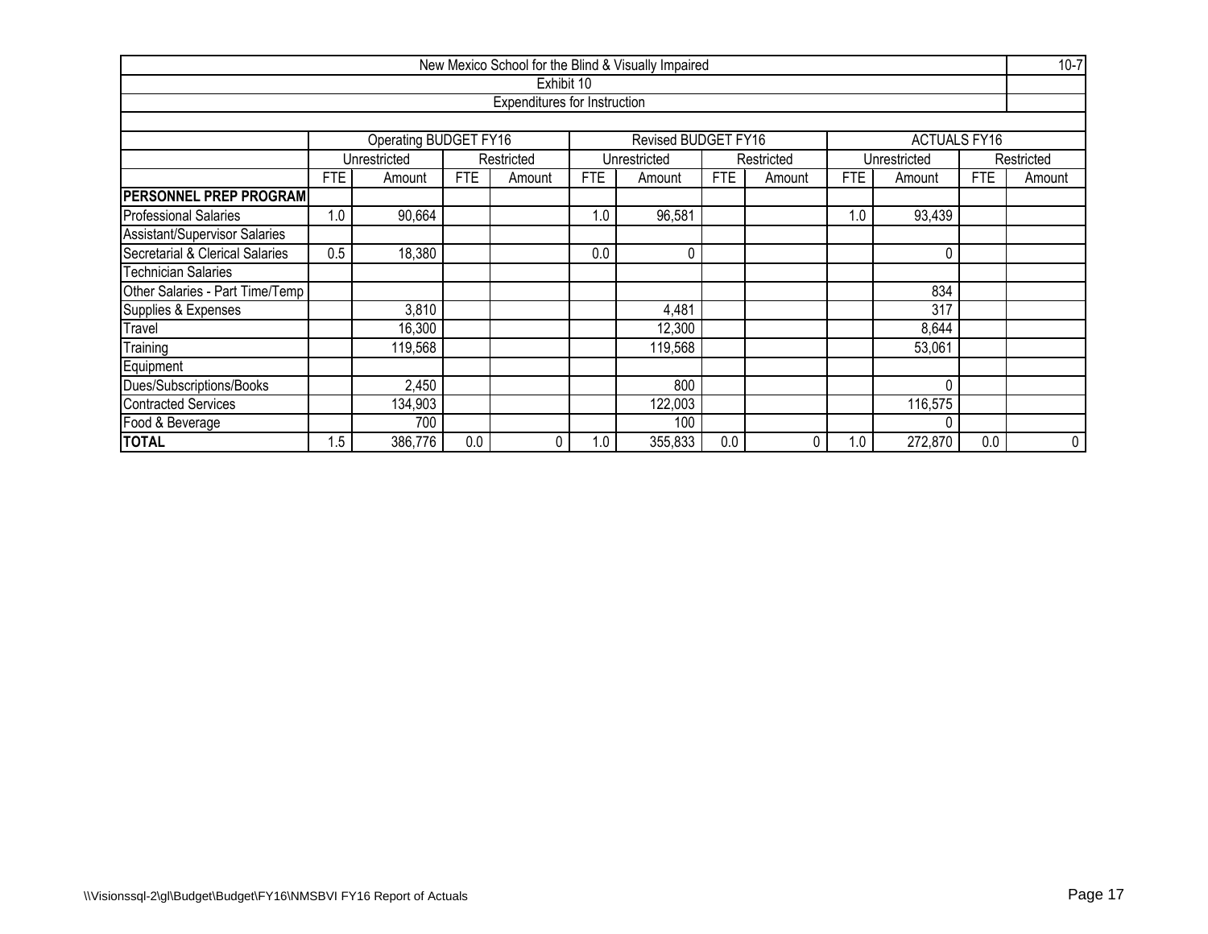New Mexico School for the Blind & Visually Impaired

Exhibit 10

Expenditures for Instruction

| | Operating BUDGET FY16 | | | | Revised BUDGET FY16 | | | | ACTUALS FY16 | | | |
|---|---|---|---|---|---|---|---|---|---|---|---|---|
| | Unrestricted | | Restricted | | Unrestricted | | Restricted | | Unrestricted | | Restricted | |
| | FTE | Amount | FTE | Amount | FTE | Amount | FTE | Amount | FTE | Amount | FTE | Amount |
| **PERSONNEL PREP PROGRAM** | | | | | | | | | | | | |
| Professional Salaries | 1.0 | 90,664 | | | 1.0 | 96,581 | | | 1.0 | 93,439 | | |
| Assistant/Supervisor Salaries | | | | | | | | | | | | |
| Secretarial & Clerical Salaries | 0.5 | 18,380 | | | 0.0 | 0 | | | | 0 | | |
| Technician Salaries | | | | | | | | | | | | |
| Other Salaries - Part Time/Temp | | | | | | | | | | 834 | | |
| Supplies & Expenses | | 3,810 | | | | 4,481 | | | | 317 | | |
| Travel | | 16,300 | | | | 12,300 | | | | 8,644 | | |
| Training | | 119,568 | | | | 119,568 | | | | 53,061 | | |
| Equipment | | | | | | | | | | | | |
| Dues/Subscriptions/Books | | 2,450 | | | | 800 | | | | 0 | | |
| Contracted Services | | 134,903 | | | | 122,003 | | | | 116,575 | | |
| Food & Beverage | | 700 | | | | 100 | | | | 0 | | |
| **TOTAL** | 1.5 | 386,776 | 0.0 | 0 | 1.0 | 355,833 | 0.0 | 0 | 1.0 | 272,870 | 0.0 | 0 |

\\Visionssql-2\gl\Budget\Budget\FY16\NMSBVI FY16 Report of Actuals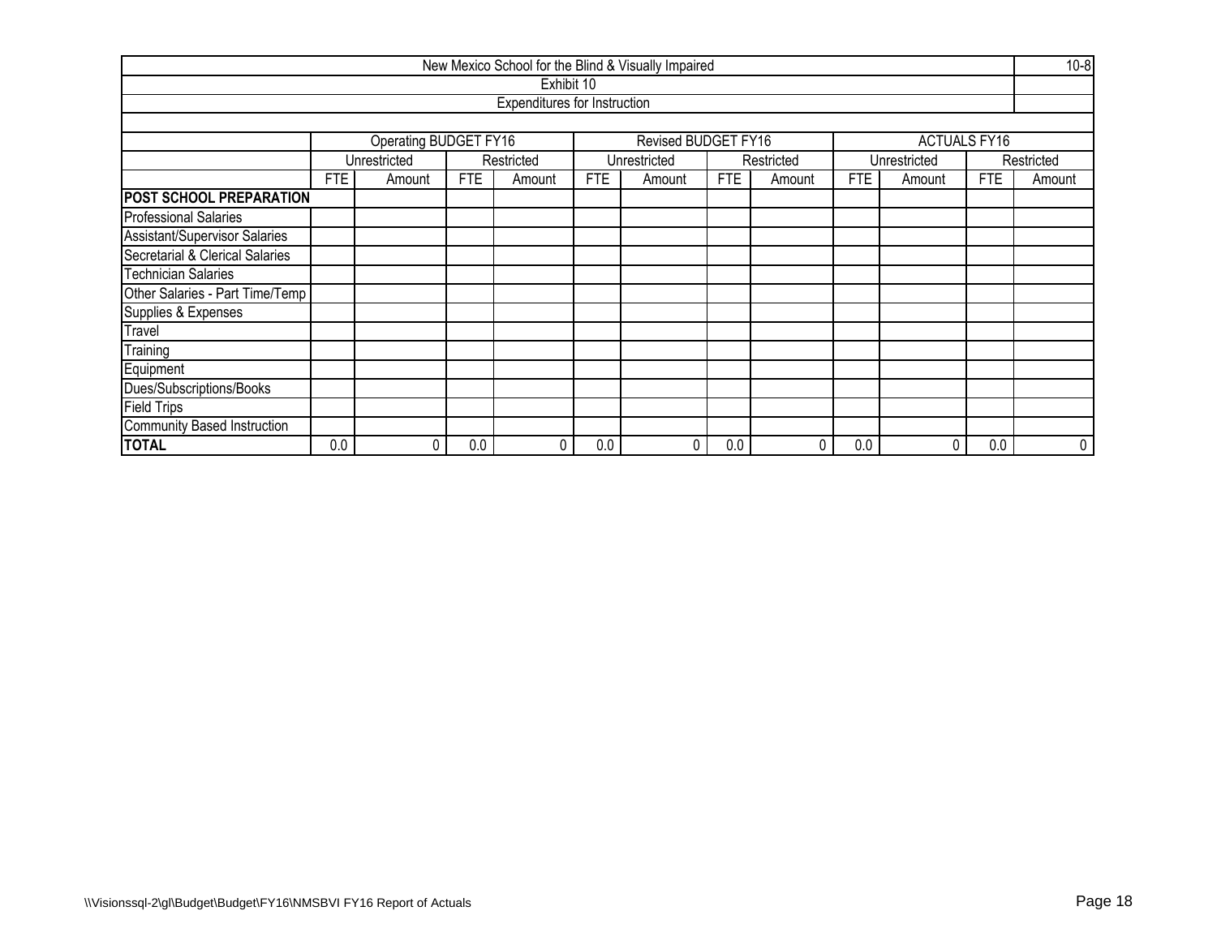# New Mexico School for the Blind & Visually Impaired

10-8

## Exhibit 10

### Expenditures for Instruction

| | Operating BUDGET FY16 | | | | Revised BUDGET FY16 | | | | ACTUALS FY16 | | | |
|---|---|---|---|---|---|---|---|---|---|---|---|---|
| | Unrestricted | | Restricted | | Unrestricted | | Restricted | | Unrestricted | | Restricted | |
| | FTE | Amount | FTE | Amount | FTE | Amount | FTE | Amount | FTE | Amount | FTE | Amount |
| **POST SCHOOL PREPARATION** | | | | | | | | | | | | |
| Professional Salaries | | | | | | | | | | | | |
| Assistant/Supervisor Salaries | | | | | | | | | | | | |
| Secretarial & Clerical Salaries | | | | | | | | | | | | |
| Technician Salaries | | | | | | | | | | | | |
| Other Salaries - Part Time/Temp | | | | | | | | | | | | |
| Supplies & Expenses | | | | | | | | | | | | |
| Travel | | | | | | | | | | | | |
| Training | | | | | | | | | | | | |
| Equipment | | | | | | | | | | | | |
| Dues/Subscriptions/Books | | | | | | | | | | | | |
| Field Trips | | | | | | | | | | | | |
| Community Based Instruction | | | | | | | | | | | | |
| **TOTAL** | 0.0 | 0 | 0.0 | 0 | 0.0 | 0 | 0.0 | 0 | 0.0 | 0 | 0.0 | 0 |

\\Visionssql-2\gl\Budget\Budget\FY16\NMSBVI FY16 Report of Actuals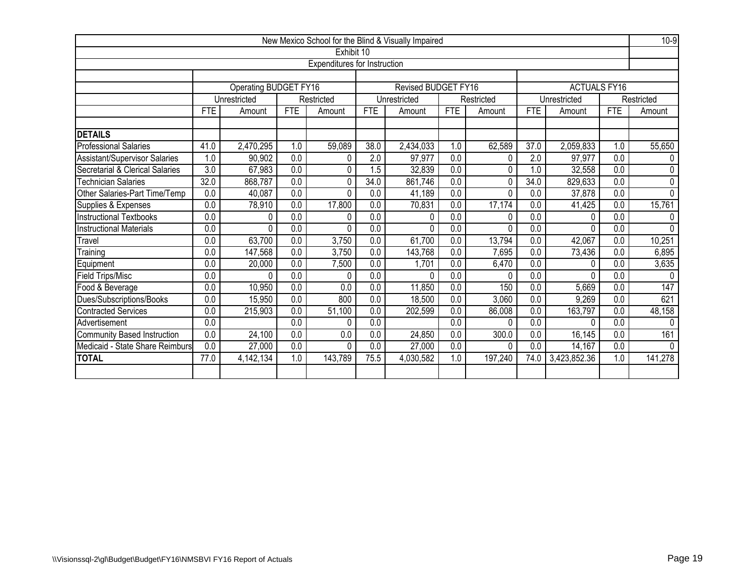# New Mexico School for the Blind & Visually Impaired

10-9

## Exhibit 10

### Expenditures for Instruction

| | Operating BUDGET FY16 | | | | Revised BUDGET FY16 | | | | ACTUALS FY16 | | | |
|---|---|---|---|---|---|---|---|---|---|---|---|---|
| | Unrestricted | | Restricted | | Unrestricted | | Restricted | | Unrestricted | | Restricted | |
| | FTE | Amount | FTE | Amount | FTE | Amount | FTE | Amount | FTE | Amount | FTE | Amount |
| **DETAILS** | | | | | | | | | | | | |
| Professional Salaries | 41.0 | 2,470,295 | 1.0 | 59,089 | 38.0 | 2,434,033 | 1.0 | 62,589 | 37.0 | 2,059,833 | 1.0 | 55,650 |
| Assistant/Supervisor Salaries | 1.0 | 90,902 | 0.0 | 0 | 2.0 | 97,977 | 0.0 | 0 | 2.0 | 97,977 | 0.0 | 0 |
| Secretarial & Clerical Salaries | 3.0 | 67,983 | 0.0 | 0 | 1.5 | 32,839 | 0.0 | 0 | 1.0 | 32,558 | 0.0 | 0 |
| Technician Salaries | 32.0 | 868,787 | 0.0 | 0 | 34.0 | 861,746 | 0.0 | 0 | 34.0 | 829,633 | 0.0 | 0 |
| Other Salaries-Part Time/Temp | 0.0 | 40,087 | 0.0 | 0 | 0.0 | 41,189 | 0.0 | 0 | 0.0 | 37,878 | 0.0 | 0 |
| Supplies & Expenses | 0.0 | 78,910 | 0.0 | 17,800 | 0.0 | 70,831 | 0.0 | 17,174 | 0.0 | 41,425 | 0.0 | 15,761 |
| Instructional Textbooks | 0.0 | 0 | 0.0 | 0 | 0.0 | 0 | 0.0 | 0 | 0.0 | 0 | 0.0 | 0 |
| Instructional Materials | 0.0 | 0 | 0.0 | 0 | 0.0 | 0 | 0.0 | 0 | 0.0 | 0 | 0.0 | 0 |
| Travel | 0.0 | 63,700 | 0.0 | 3,750 | 0.0 | 61,700 | 0.0 | 13,794 | 0.0 | 42,067 | 0.0 | 10,251 |
| Training | 0.0 | 147,568 | 0.0 | 3,750 | 0.0 | 143,768 | 0.0 | 7,695 | 0.0 | 73,436 | 0.0 | 6,895 |
| Equipment | 0.0 | 20,000 | 0.0 | 7,500 | 0.0 | 1,701 | 0.0 | 6,470 | 0.0 | 0 | 0.0 | 3,635 |
| Field Trips/Misc | 0.0 | 0 | 0.0 | 0 | 0.0 | 0 | 0.0 | 0 | 0.0 | 0 | 0.0 | 0 |
| Food & Beverage | 0.0 | 10,950 | 0.0 | 0.0 | 0.0 | 11,850 | 0.0 | 150 | 0.0 | 5,669 | 0.0 | 147 |
| Dues/Subscriptions/Books | 0.0 | 15,950 | 0.0 | 800 | 0.0 | 18,500 | 0.0 | 3,060 | 0.0 | 9,269 | 0.0 | 621 |
| Contracted Services | 0.0 | 215,903 | 0.0 | 51,100 | 0.0 | 202,599 | 0.0 | 86,008 | 0.0 | 163,797 | 0.0 | 48,158 |
| Advertisement | 0.0 | | 0.0 | 0 | 0.0 | | 0.0 | 0 | 0.0 | 0 | 0.0 | 0 |
| Community Based Instruction | 0.0 | 24,100 | 0.0 | 0.0 | 0.0 | 24,850 | 0.0 | 300.0 | 0.0 | 16,145 | 0.0 | 161 |
| Medicaid - State Share Reimburs | 0.0 | 27,000 | 0.0 | 0 | 0.0 | 27,000 | 0.0 | 0 | 0.0 | 14,167 | 0.0 | 0 |
| **TOTAL** | 77.0 | 4,142,134 | 1.0 | 143,789 | 75.5 | 4,030,582 | 1.0 | 197,240 | 74.0 | 3,423,852.36 | 1.0 | 141,278 |

\\Visionssql-2\gl\Budget\Budget\FY16\NMSBVI FY16 Report of Actuals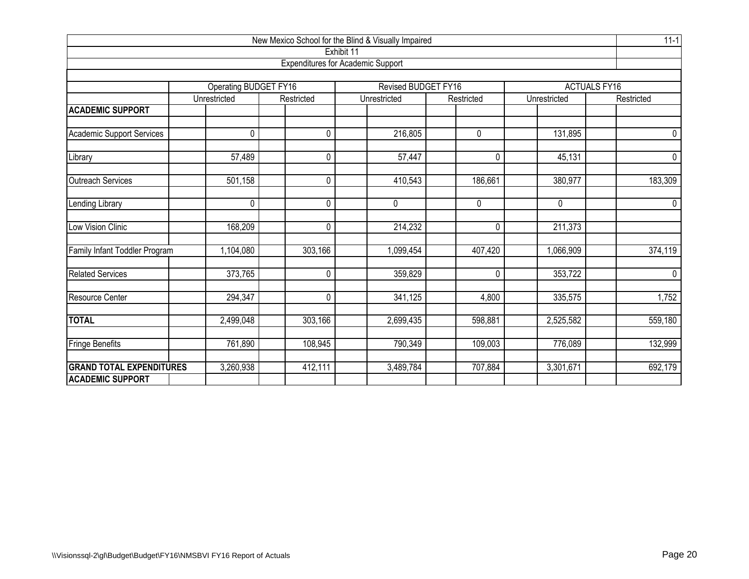New Mexico School for the Blind & Visually Impaired

Exhibit 11

Expenditures for Academic Support

| | Operating BUDGET FY16 | | Revised BUDGET FY16 | | ACTUALS FY16 | |
|---|---|---|---|---|---|---|
| | Unrestricted | Restricted | Unrestricted | Restricted | Unrestricted | Restricted |
| **ACADEMIC SUPPORT** | | | | | | |
| Academic Support Services | 0 | 0 | 216,805 | 0 | 131,895 | 0 |
| Library | 57,489 | 0 | 57,447 | 0 | 45,131 | 0 |
| Outreach Services | 501,158 | 0 | 410,543 | 186,661 | 380,977 | 183,309 |
| Lending Library | 0 | 0 | 0 | 0 | 0 | 0 |
| Low Vision Clinic | 168,209 | 0 | 214,232 | 0 | 211,373 | |
| Family Infant Toddler Program | 1,104,080 | 303,166 | 1,099,454 | 407,420 | 1,066,909 | 374,119 |
| Related Services | 373,765 | 0 | 359,829 | 0 | 353,722 | 0 |
| Resource Center | 294,347 | 0 | 341,125 | 4,800 | 335,575 | 1,752 |
| **TOTAL** | 2,499,048 | 303,166 | 2,699,435 | 598,881 | 2,525,582 | 559,180 |
| Fringe Benefits | 761,890 | 108,945 | 790,349 | 109,003 | 776,089 | 132,999 |
| **GRAND TOTAL EXPENDITURES** | 3,260,938 | 412,111 | 3,489,784 | 707,884 | 3,301,671 | 692,179 |
| **ACADEMIC SUPPORT** | | | | | | |

\\Visionssql-2\gl\Budget\Budget\FY16\NMSBVI FY16 Report of Actuals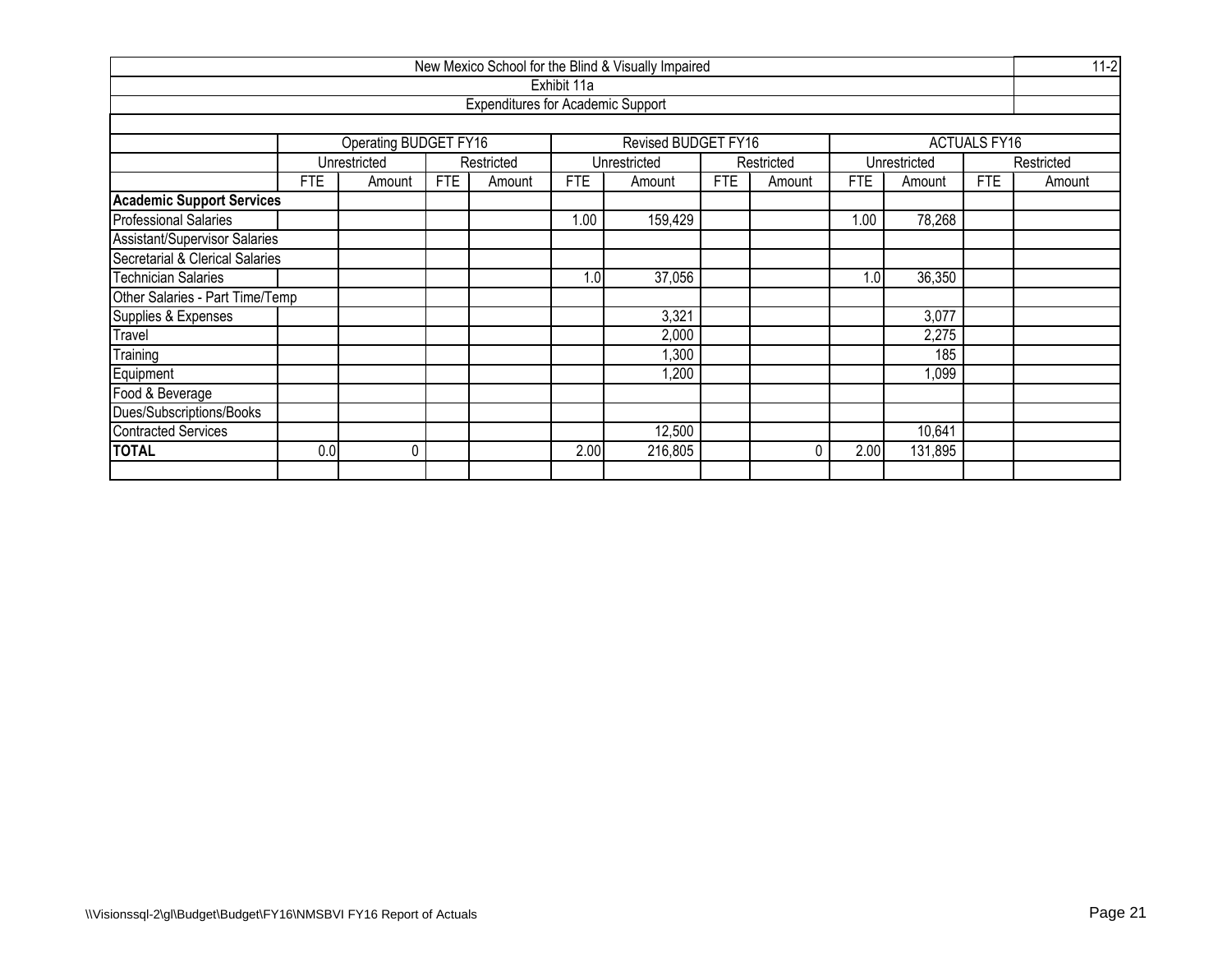| New Mexico School for the Blind & Visually Impaired | | | | | | | | | | | | | 11-2 |
|---|---|---|---|---|---|---|---|---|---|---|---|---|---|
| Exhibit 11a | | | | | | | | | | | | | |
| Expenditures for Academic Support | | | | | | | | | | | | | |
| | | | | | | | | | | | | | |
| | Operating BUDGET FY16 | | | | Revised BUDGET FY16 | | | | ACTUALS FY16 | | | | |
| | Unrestricted | | Restricted | | Unrestricted | | Restricted | | Unrestricted | | Restricted | | |
| | FTE | Amount | FTE | Amount | FTE | Amount | FTE | Amount | FTE | Amount | FTE | Amount | |
| **Academic Support Services** | | | | | | | | | | | | | |
| Professional Salaries | | | | | 1.00 | 159,429 | | | 1.00 | 78,268 | | | |
| Assistant/Supervisor Salaries | | | | | | | | | | | | | |
| Secretarial & Clerical Salaries | | | | | | | | | | | | | |
| Technician Salaries | | | | | 1.0 | 37,056 | | | 1.0 | 36,350 | | | |
| Other Salaries - Part Time/Temp | | | | | | | | | | | | | |
| Supplies & Expenses | | | | | | 3,321 | | | | 3,077 | | | |
| Travel | | | | | | 2,000 | | | | 2,275 | | | |
| Training | | | | | | 1,300 | | | | 185 | | | |
| Equipment | | | | | | 1,200 | | | | 1,099 | | | |
| Food & Beverage | | | | | | | | | | | | | |
| Dues/Subscriptions/Books | | | | | | | | | | | | | |
| Contracted Services | | | | | | 12,500 | | | | 10,641 | | | |
| **TOTAL** | 0.0 | 0 | | | 2.00 | 216,805 | | 0 | 2.00 | 131,895 | | | |
| | | | | | | | | | | | | | |

\\Visionssql-2\gl\Budget\Budget\FY16\NMSBVI FY16 Report of Actuals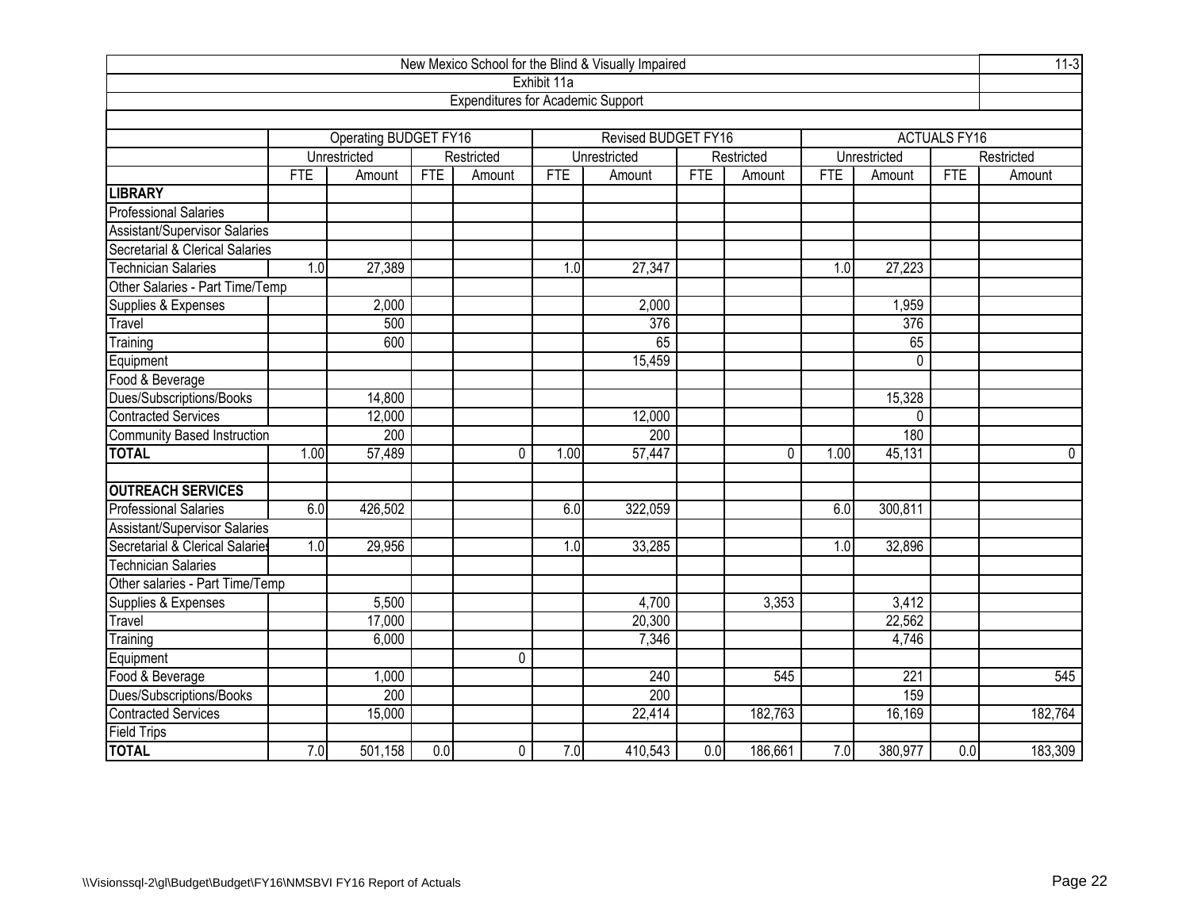New Mexico School for the Blind & Visually Impaired

Exhibit 11a

Expenditures for Academic Support

| | Operating BUDGET FY16 | | | | Revised BUDGET FY16 | | | | ACTUALS FY16 | | | |
|---|---|---|---|---|---|---|---|---|---|---|---|---|
| | Unrestricted | | Restricted | | Unrestricted | | Restricted | | Unrestricted | | Restricted | |
| | FTE | Amount | FTE | Amount | FTE | Amount | FTE | Amount | FTE | Amount | FTE | Amount |
| **LIBRARY** | | | | | | | | | | | | |
| Professional Salaries | | | | | | | | | | | | |
| Assistant/Supervisor Salaries | | | | | | | | | | | | |
| Secretarial & Clerical Salaries | | | | | | | | | | | | |
| Technician Salaries | 1.0 | 27,389 | | | 1.0 | 27,347 | | | 1.0 | 27,223 | | |
| Other Salaries - Part Time/Temp | | | | | | | | | | | | |
| Supplies & Expenses | | 2,000 | | | | 2,000 | | | | 1,959 | | |
| Travel | | 500 | | | | 376 | | | | 376 | | |
| Training | | 600 | | | | 65 | | | | 65 | | |
| Equipment | | | | | | 15,459 | | | | 0 | | |
| Food & Beverage | | | | | | | | | | | | |
| Dues/Subscriptions/Books | | 14,800 | | | | | | | | 15,328 | | |
| Contracted Services | | 12,000 | | | | 12,000 | | | | 0 | | |
| Community Based Instruction | | 200 | | | | 200 | | | | 180 | | |
| **TOTAL** | 1.00 | 57,489 | | 0 | 1.00 | 57,447 | | 0 | 1.00 | 45,131 | | 0 |
| | | | | | | | | | | | | |
| **OUTREACH SERVICES** | | | | | | | | | | | | |
| Professional Salaries | 6.0 | 426,502 | | | 6.0 | 322,059 | | | 6.0 | 300,811 | | |
| Assistant/Supervisor Salaries | | | | | | | | | | | | |
| Secretarial & Clerical Salaries | 1.0 | 29,956 | | | 1.0 | 33,285 | | | 1.0 | 32,896 | | |
| Technician Salaries | | | | | | | | | | | | |
| Other salaries - Part Time/Temp | | | | | | | | | | | | |
| Supplies & Expenses | | 5,500 | | | | 4,700 | | 3,353 | | 3,412 | | |
| Travel | | 17,000 | | | | 20,300 | | | | 22,562 | | |
| Training | | 6,000 | | | | 7,346 | | | | 4,746 | | |
| Equipment | | | | 0 | | | | | | | | |
| Food & Beverage | | 1,000 | | | | 240 | | 545 | | 221 | | 545 |
| Dues/Subscriptions/Books | | 200 | | | | 200 | | | | 159 | | |
| Contracted Services | | 15,000 | | | | 22,414 | | 182,763 | | 16,169 | | 182,764 |
| Field Trips | | | | | | | | | | | | |
| **TOTAL** | 7.0 | 501,158 | 0.0 | 0 | 7.0 | 410,543 | 0.0 | 186,661 | 7.0 | 380,977 | 0.0 | 183,309 |

\\Visionssql-2\gl\Budget\Budget\FY16\NMSBVI FY16 Report of Actuals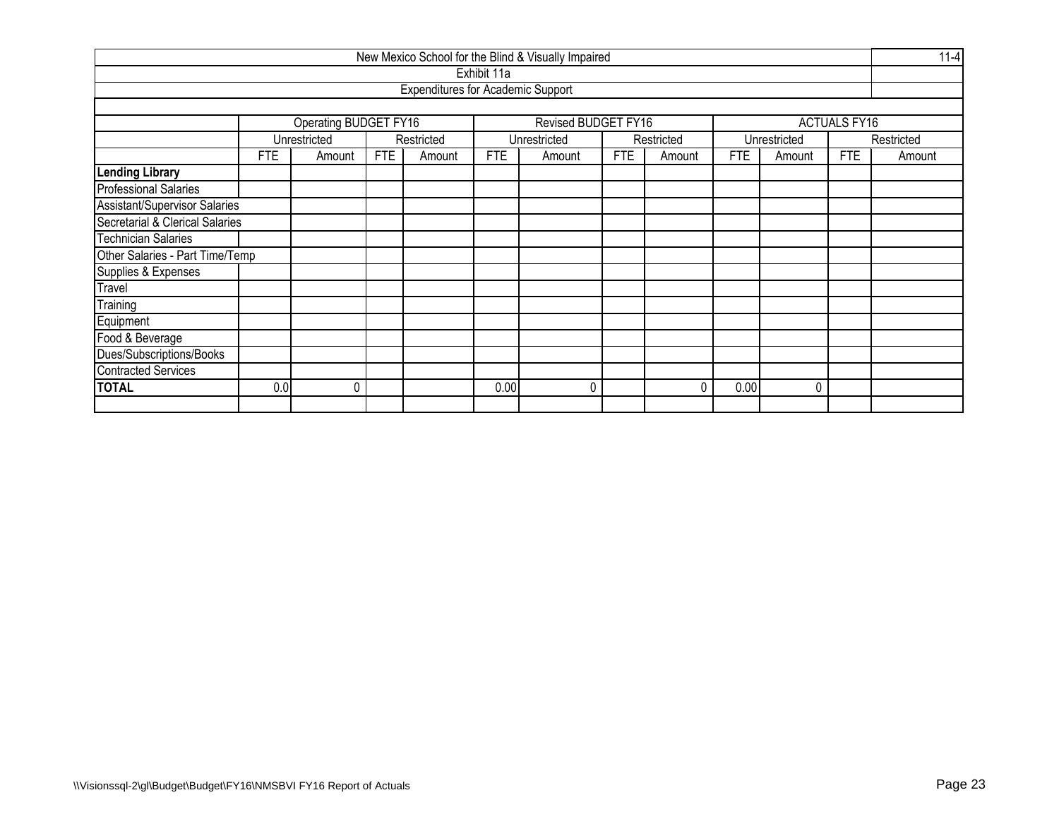| New Mexico School for the Blind & Visually Impaired | | | | | | | | | | | | 11-4 |
|---|---|---|---|---|---|---|---|---|---|---|---|---|
| Exhibit 11a | | | | | | | | | | | | |
| Expenditures for Academic Support | | | | | | | | | | | | |
| | Operating BUDGET FY16 | | | | Revised BUDGET FY16 | | | | ACTUALS FY16 | | | |
| | Unrestricted | | Restricted | | Unrestricted | | Restricted | | Unrestricted | | Restricted | |
| | FTE | Amount | FTE | Amount | FTE | Amount | FTE | Amount | FTE | Amount | FTE | Amount |
| **Lending Library** | | | | | | | | | | | | |
| Professional Salaries | | | | | | | | | | | | |
| Assistant/Supervisor Salaries | | | | | | | | | | | | |
| Secretarial & Clerical Salaries | | | | | | | | | | | | |
| Technician Salaries | | | | | | | | | | | | |
| Other Salaries - Part Time/Temp | | | | | | | | | | | | |
| Supplies & Expenses | | | | | | | | | | | | |
| Travel | | | | | | | | | | | | |
| Training | | | | | | | | | | | | |
| Equipment | | | | | | | | | | | | |
| Food & Beverage | | | | | | | | | | | | |
| Dues/Subscriptions/Books | | | | | | | | | | | | |
| Contracted Services | | | | | | | | | | | | |
| **TOTAL** | 0.0 | 0 | | | 0.00 | 0 | | 0 | 0.00 | 0 | | |
| | | | | | | | | | | | | |

\\Visionssql-2\gl\Budget\Budget\FY16\NMSBVI FY16 Report of Actuals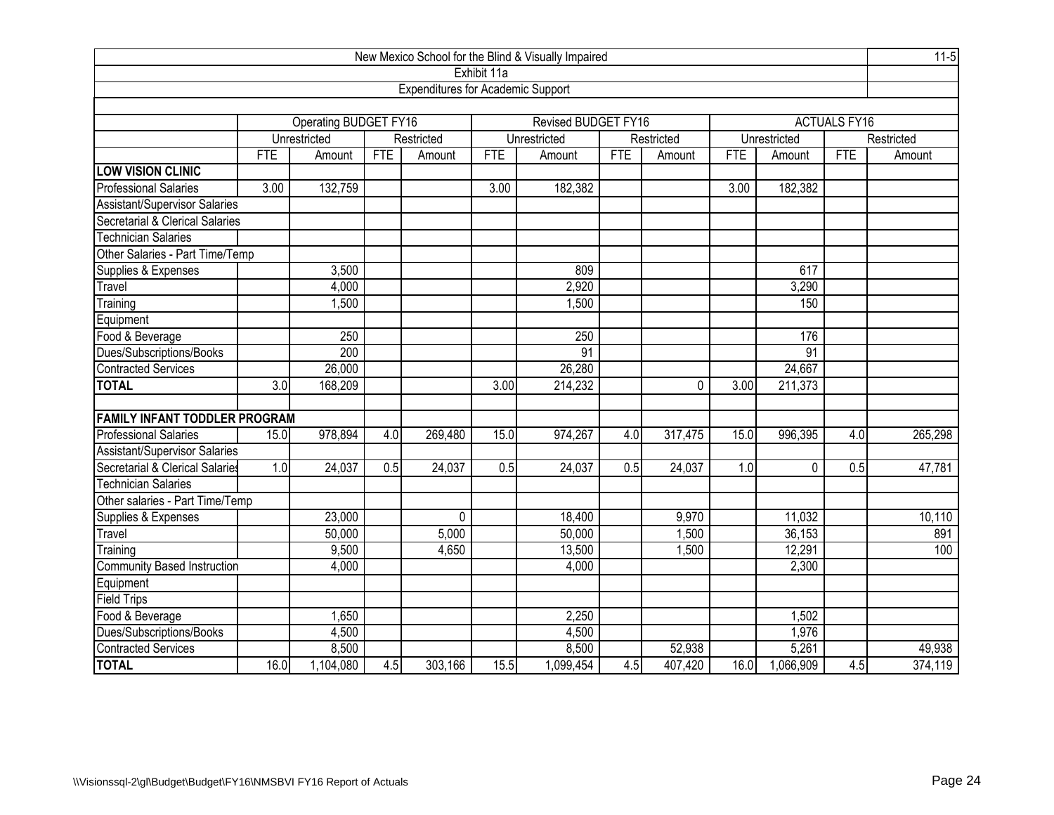# New Mexico School for the Blind & Visually Impaired

## Exhibit 11a

### Expenditures for Academic Support

| | Operating BUDGET FY16 | | | | Revised BUDGET FY16 | | | | ACTUALS FY16 | | | |
|---|---|---|---|---|---|---|---|---|---|---|---|---|
| | Unrestricted | | Restricted | | Unrestricted | | Restricted | | Unrestricted | | Restricted | |
| | FTE | Amount | FTE | Amount | FTE | Amount | FTE | Amount | FTE | Amount | FTE | Amount |
| **LOW VISION CLINIC** | | | | | | | | | | | | |
| Professional Salaries | 3.00 | 132,759 | | | 3.00 | 182,382 | | | 3.00 | 182,382 | | |
| Assistant/Supervisor Salaries | | | | | | | | | | | | |
| Secretarial & Clerical Salaries | | | | | | | | | | | | |
| Technician Salaries | | | | | | | | | | | | |
| Other Salaries - Part Time/Temp | | | | | | | | | | | | |
| Supplies & Expenses | | 3,500 | | | | 809 | | | | 617 | | |
| Travel | | 4,000 | | | | 2,920 | | | | 3,290 | | |
| Training | | 1,500 | | | | 1,500 | | | | 150 | | |
| Equipment | | | | | | | | | | | | |
| Food & Beverage | | 250 | | | | 250 | | | | 176 | | |
| Dues/Subscriptions/Books | | 200 | | | | 91 | | | | 91 | | |
| Contracted Services | | 26,000 | | | | 26,280 | | | | 24,667 | | |
| **TOTAL** | 3.0 | 168,209 | | | 3.00 | 214,232 | | 0 | 3.00 | 211,373 | | |
| | | | | | | | | | | | | |
| **FAMILY INFANT TODDLER PROGRAM** | | | | | | | | | | | | |
| Professional Salaries | 15.0 | 978,894 | 4.0 | 269,480 | 15.0 | 974,267 | 4.0 | 317,475 | 15.0 | 996,395 | 4.0 | 265,298 |
| Assistant/Supervisor Salaries | | | | | | | | | | | | |
| Secretarial & Clerical Salaries | 1.0 | 24,037 | 0.5 | 24,037 | 0.5 | 24,037 | 0.5 | 24,037 | 1.0 | 0 | 0.5 | 47,781 |
| Technician Salaries | | | | | | | | | | | | |
| Other salaries - Part Time/Temp | | | | | | | | | | | | |
| Supplies & Expenses | | 23,000 | | 0 | | 18,400 | | 9,970 | | 11,032 | | 10,110 |
| Travel | | 50,000 | | 5,000 | | 50,000 | | 1,500 | | 36,153 | | 891 |
| Training | | 9,500 | | 4,650 | | 13,500 | | 1,500 | | 12,291 | | 100 |
| Community Based Instruction | | 4,000 | | | | 4,000 | | | | 2,300 | | |
| Equipment | | | | | | | | | | | | |
| Field Trips | | | | | | | | | | | | |
| Food & Beverage | | 1,650 | | | | 2,250 | | | | 1,502 | | |
| Dues/Subscriptions/Books | | 4,500 | | | | 4,500 | | | | 1,976 | | |
| Contracted Services | | 8,500 | | | | 8,500 | | 52,938 | | 5,261 | | 49,938 |
| **TOTAL** | 16.0 | 1,104,080 | 4.5 | 303,166 | 15.5 | 1,099,454 | 4.5 | 407,420 | 16.0 | 1,066,909 | 4.5 | 374,119 |

\\Visionssql-2\gl\Budget\Budget\FY16\NMSBVI FY16 Report of Actuals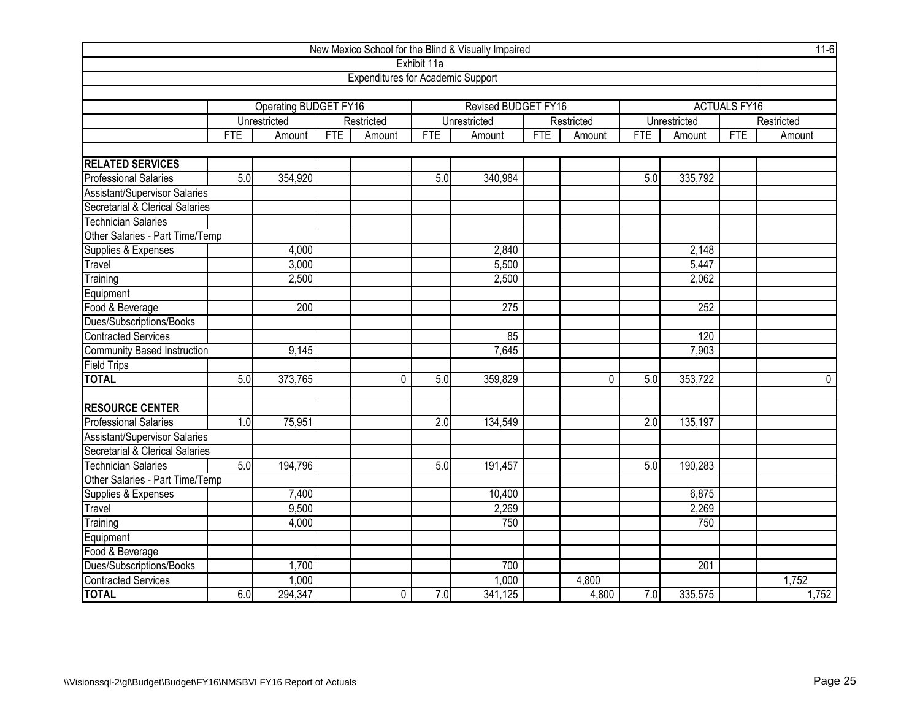New Mexico School for the Blind & Visually Impaired

Exhibit 11a

Expenditures for Academic Support

| | Operating BUDGET FY16 | | | | Revised BUDGET FY16 | | | | ACTUALS FY16 | | | |
|---|---|---|---|---|---|---|---|---|---|---|---|---|
| | Unrestricted | | Restricted | | Unrestricted | | Restricted | | Unrestricted | | Restricted | |
| | FTE | Amount | FTE | Amount | FTE | Amount | FTE | Amount | FTE | Amount | FTE | Amount |
| **RELATED SERVICES** | | | | | | | | | | | | |
| Professional Salaries | 5.0 | 354,920 | | | 5.0 | 340,984 | | | 5.0 | 335,792 | | |
| Assistant/Supervisor Salaries | | | | | | | | | | | | |
| Secretarial & Clerical Salaries | | | | | | | | | | | | |
| Technician Salaries | | | | | | | | | | | | |
| Other Salaries - Part Time/Temp | | | | | | | | | | | | |
| Supplies & Expenses | | 4,000 | | | | 2,840 | | | | 2,148 | | |
| Travel | | 3,000 | | | | 5,500 | | | | 5,447 | | |
| Training | | 2,500 | | | | 2,500 | | | | 2,062 | | |
| Equipment | | | | | | | | | | | | |
| Food & Beverage | | 200 | | | | 275 | | | | 252 | | |
| Dues/Subscriptions/Books | | | | | | | | | | | | |
| Contracted Services | | | | | | 85 | | | | 120 | | |
| Community Based Instruction | | 9,145 | | | | 7,645 | | | | 7,903 | | |
| Field Trips | | | | | | | | | | | | |
| **TOTAL** | 5.0 | 373,765 | | 0 | 5.0 | 359,829 | | 0 | 5.0 | 353,722 | | 0 |
| **RESOURCE CENTER** | | | | | | | | | | | | |
| Professional Salaries | 1.0 | 75,951 | | | 2.0 | 134,549 | | | 2.0 | 135,197 | | |
| Assistant/Supervisor Salaries | | | | | | | | | | | | |
| Secretarial & Clerical Salaries | | | | | | | | | | | | |
| Technician Salaries | 5.0 | 194,796 | | | 5.0 | 191,457 | | | 5.0 | 190,283 | | |
| Other Salaries - Part Time/Temp | | | | | | | | | | | | |
| Supplies & Expenses | | 7,400 | | | | 10,400 | | | | 6,875 | | |
| Travel | | 9,500 | | | | 2,269 | | | | 2,269 | | |
| Training | | 4,000 | | | | 750 | | | | 750 | | |
| Equipment | | | | | | | | | | | | |
| Food & Beverage | | | | | | | | | | | | |
| Dues/Subscriptions/Books | | 1,700 | | | | 700 | | | | 201 | | |
| Contracted Services | | 1,000 | | | | 1,000 | | 4,800 | | | | 1,752 |
| **TOTAL** | 6.0 | 294,347 | | 0 | 7.0 | 341,125 | | 4,800 | 7.0 | 335,575 | | 1,752 |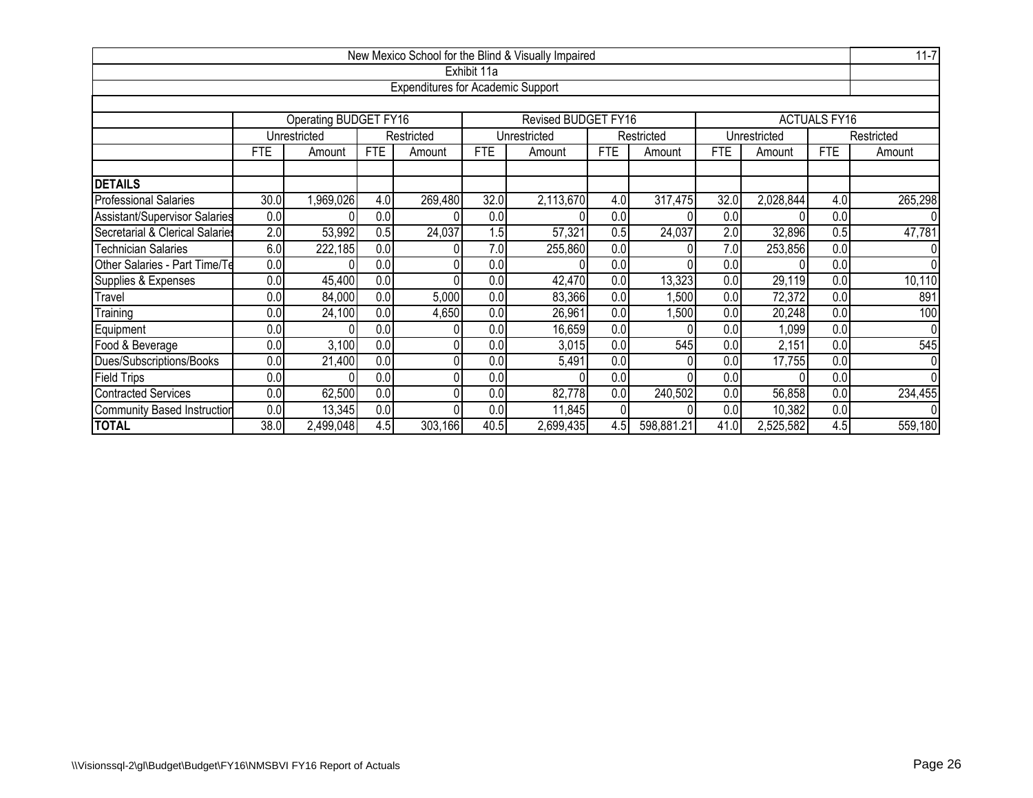| New Mexico School for the Blind & Visually Impaired | | | | | | | | | | | | | 11-7 |
|---|---|---|---|---|---|---|---|---|---|---|---|---|---|
| Exhibit 11a | | | | | | | | | | | | | |
| Expenditures for Academic Support | | | | | | | | | | | | | |
| | Operating BUDGET FY16 | | | | Revised BUDGET FY16 | | | | ACTUALS FY16 | | | | |
| | Unrestricted | | Restricted | | Unrestricted | | Restricted | | Unrestricted | | Restricted | | |
| | FTE | Amount | FTE | Amount | FTE | Amount | FTE | Amount | FTE | Amount | FTE | Amount | |
| **DETAILS** | | | | | | | | | | | | | |
| Professional Salaries | 30.0 | 1,969,026 | 4.0 | 269,480 | 32.0 | 2,113,670 | 4.0 | 317,475 | 32.0 | 2,028,844 | 4.0 | 265,298 | |
| Assistant/Supervisor Salaries | 0.0 | 0 | 0.0 | 0 | 0.0 | 0 | 0.0 | 0 | 0.0 | 0 | 0.0 | 0 | |
| Secretarial & Clerical Salaries | 2.0 | 53,992 | 0.5 | 24,037 | 1.5 | 57,321 | 0.5 | 24,037 | 2.0 | 32,896 | 0.5 | 47,781 | |
| Technician Salaries | 6.0 | 222,185 | 0.0 | 0 | 7.0 | 255,860 | 0.0 | 0 | 7.0 | 253,856 | 0.0 | 0 | |
| Other Salaries - Part Time/Te | 0.0 | 0 | 0.0 | 0 | 0.0 | 0 | 0.0 | 0 | 0.0 | 0 | 0.0 | 0 | |
| Supplies & Expenses | 0.0 | 45,400 | 0.0 | 0 | 0.0 | 42,470 | 0.0 | 13,323 | 0.0 | 29,119 | 0.0 | 10,110 | |
| Travel | 0.0 | 84,000 | 0.0 | 5,000 | 0.0 | 83,366 | 0.0 | 1,500 | 0.0 | 72,372 | 0.0 | 891 | |
| Training | 0.0 | 24,100 | 0.0 | 4,650 | 0.0 | 26,961 | 0.0 | 1,500 | 0.0 | 20,248 | 0.0 | 100 | |
| Equipment | 0.0 | 0 | 0.0 | 0 | 0.0 | 16,659 | 0.0 | 0 | 0.0 | 1,099 | 0.0 | 0 | |
| Food & Beverage | 0.0 | 3,100 | 0.0 | 0 | 0.0 | 3,015 | 0.0 | 545 | 0.0 | 2,151 | 0.0 | 545 | |
| Dues/Subscriptions/Books | 0.0 | 21,400 | 0.0 | 0 | 0.0 | 5,491 | 0.0 | 0 | 0.0 | 17,755 | 0.0 | 0 | |
| Field Trips | 0.0 | 0 | 0.0 | 0 | 0.0 | 0 | 0.0 | 0 | 0.0 | 0 | 0.0 | 0 | |
| Contracted Services | 0.0 | 62,500 | 0.0 | 0 | 0.0 | 82,778 | 0.0 | 240,502 | 0.0 | 56,858 | 0.0 | 234,455 | |
| Community Based Instruction | 0.0 | 13,345 | 0.0 | 0 | 0.0 | 11,845 | 0 | 0 | 0.0 | 10,382 | 0.0 | 0 | |
| **TOTAL** | 38.0 | 2,499,048 | 4.5 | 303,166 | 40.5 | 2,699,435 | 4.5 | 598,881.21 | 41.0 | 2,525,582 | 4.5 | 559,180 | |

\\Visionssql-2\gl\Budget\Budget\FY16\NMSBVI FY16 Report of Actuals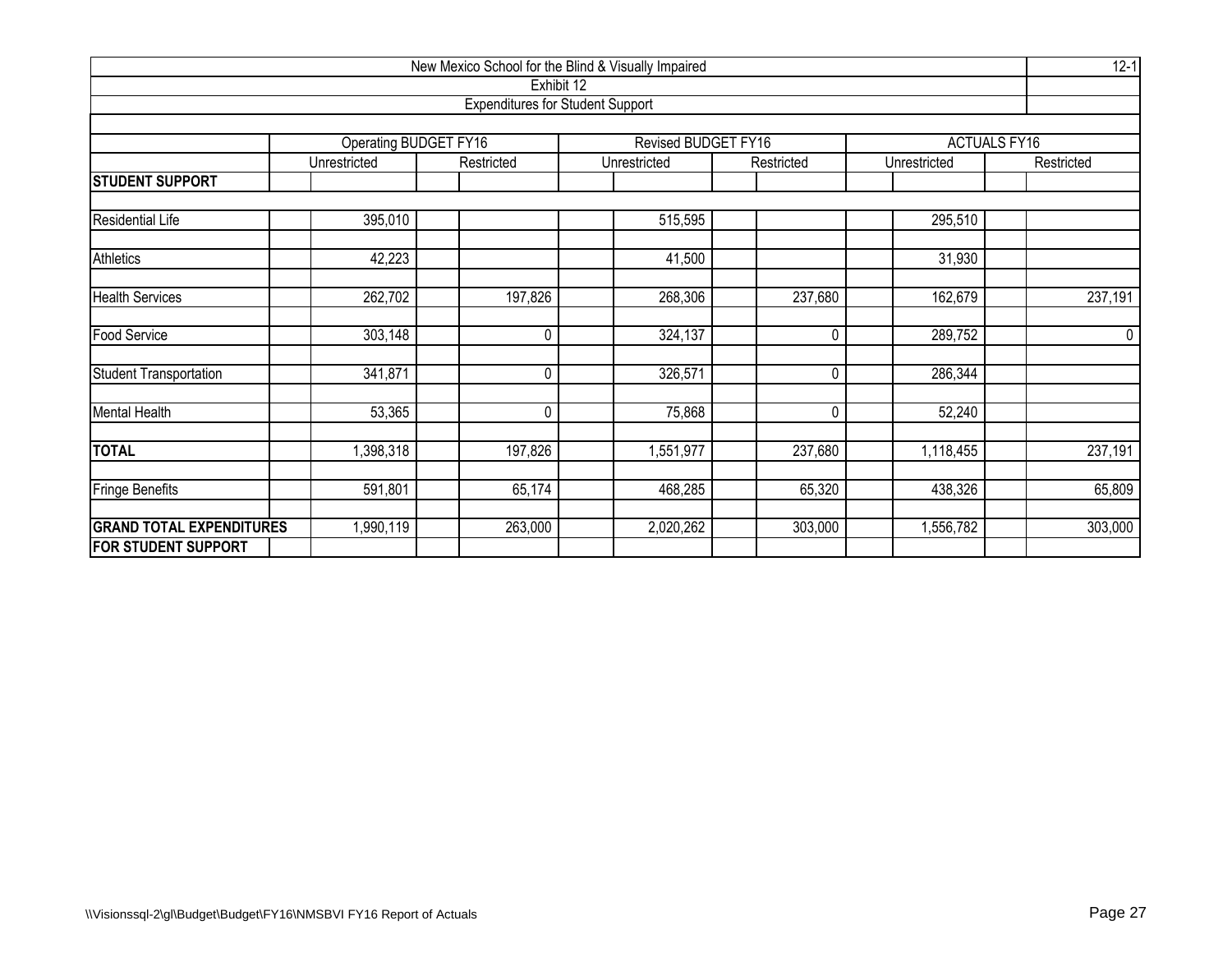New Mexico School for the Blind & Visually Impaired

12-1

Exhibit 12

Expenditures for Student Support

| | Operating BUDGET FY16 | | Revised BUDGET FY16 | | ACTUALS FY16 | |
|---|---|---|---|---|---|---|
| | Unrestricted | Restricted | Unrestricted | Restricted | Unrestricted | Restricted |
| **STUDENT SUPPORT** | | | | | | |
| Residential Life | 395,010 | | 515,595 | | 295,510 | |
| Athletics | 42,223 | | 41,500 | | 31,930 | |
| Health Services | 262,702 | 197,826 | 268,306 | 237,680 | 162,679 | 237,191 |
| Food Service | 303,148 | 0 | 324,137 | 0 | 289,752 | 0 |
| Student Transportation | 341,871 | 0 | 326,571 | 0 | 286,344 | |
| Mental Health | 53,365 | 0 | 75,868 | 0 | 52,240 | |
| **TOTAL** | 1,398,318 | 197,826 | 1,551,977 | 237,680 | 1,118,455 | 237,191 |
| Fringe Benefits | 591,801 | 65,174 | 468,285 | 65,320 | 438,326 | 65,809 |
| **GRAND TOTAL EXPENDITURES FOR STUDENT SUPPORT** | 1,990,119 | 263,000 | 2,020,262 | 303,000 | 1,556,782 | 303,000 |

\\Visionssql-2\gl\Budget\Budget\FY16\NMSBVI FY16 Report of Actuals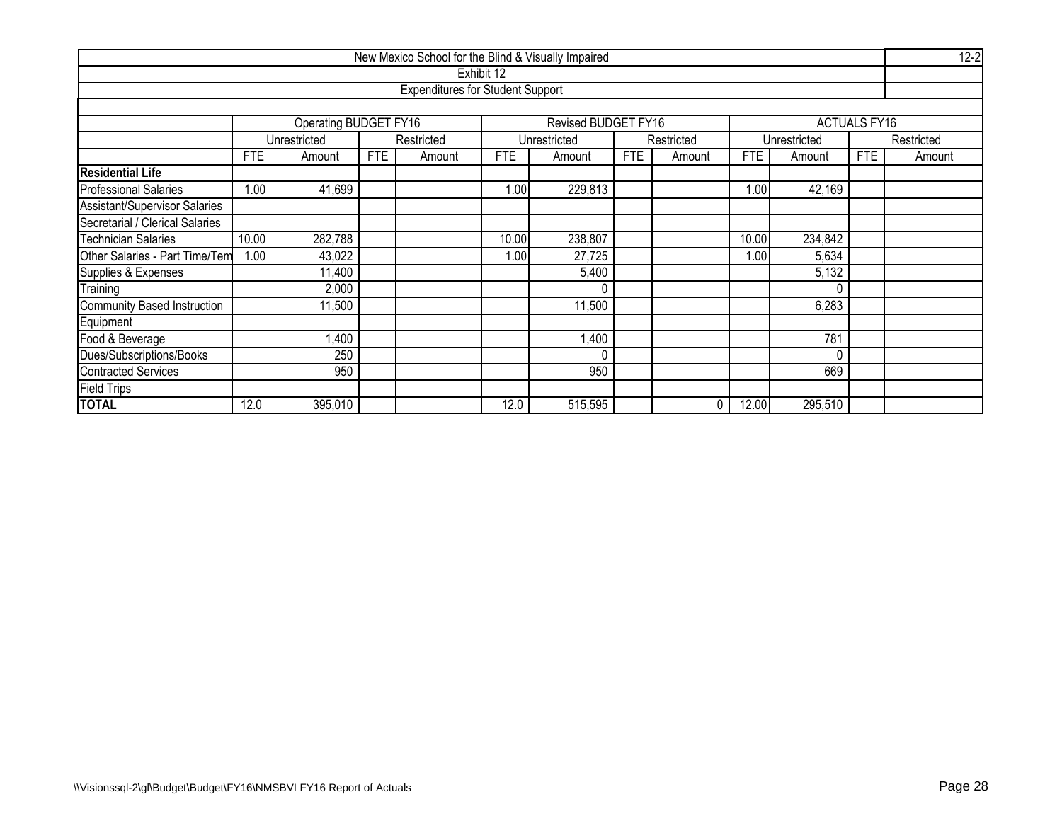New Mexico School for the Blind & Visually Impaired

Exhibit 12

Expenditures for Student Support

12-2

| | Operating BUDGET FY16 | | | | Revised BUDGET FY16 | | | | ACTUALS FY16 | | | |
|---|---|---|---|---|---|---|---|---|---|---|---|---|
| | Unrestricted | | Restricted | | Unrestricted | | Restricted | | Unrestricted | | Restricted | |
| | FTE | Amount | FTE | Amount | FTE | Amount | FTE | Amount | FTE | Amount | FTE | Amount |
| **Residential Life** | | | | | | | | | | | | |
| Professional Salaries | 1.00 | 41,699 | | | 1.00 | 229,813 | | | 1.00 | 42,169 | | |
| Assistant/Supervisor Salaries | | | | | | | | | | | | |
| Secretarial / Clerical Salaries | | | | | | | | | | | | |
| Technician Salaries | 10.00 | 282,788 | | | 10.00 | 238,807 | | | 10.00 | 234,842 | | |
| Other Salaries - Part Time/Tem | 1.00 | 43,022 | | | 1.00 | 27,725 | | | 1.00 | 5,634 | | |
| Supplies & Expenses | | 11,400 | | | | 5,400 | | | | 5,132 | | |
| Training | | 2,000 | | | | 0 | | | | 0 | | |
| Community Based Instruction | | 11,500 | | | | 11,500 | | | | 6,283 | | |
| Equipment | | | | | | | | | | | | |
| Food & Beverage | | 1,400 | | | | 1,400 | | | | 781 | | |
| Dues/Subscriptions/Books | | 250 | | | | 0 | | | | 0 | | |
| Contracted Services | | 950 | | | | 950 | | | | 669 | | |
| Field Trips | | | | | | | | | | | | |
| **TOTAL** | 12.0 | 395,010 | | | 12.0 | 515,595 | | 0 | 12.00 | 295,510 | | |

\\Visionssql-2\gl\Budget\Budget\FY16\NMSBVI FY16 Report of Actuals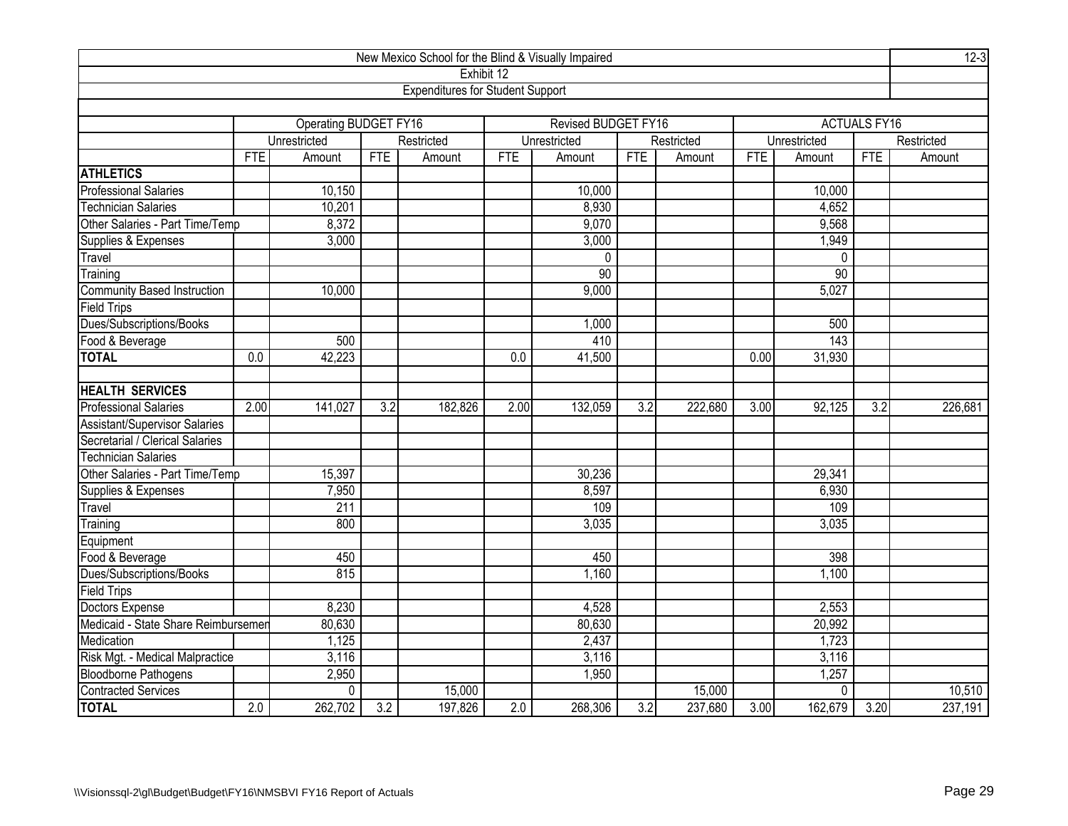| New Mexico School for the Blind & Visually Impaired | | | | | | | | | | | | | 12-3 |
|---|---|---|---|---|---|---|---|---|---|---|---|---|---|
| Exhibit 12 | | | | | | | | | | | | | |
| Expenditures for Student Support | | | | | | | | | | | | | |
| | Operating BUDGET FY16 | | | | Revised BUDGET FY16 | | | | ACTUALS FY16 | | | | |
| | Unrestricted | | Restricted | | Unrestricted | | Restricted | | Unrestricted | | Restricted | | |
| | FTE | Amount | FTE | Amount | FTE | Amount | FTE | Amount | FTE | Amount | FTE | Amount | |
| **ATHLETICS** | | | | | | | | | | | | | |
| Professional Salaries | | 10,150 | | | | 10,000 | | | | 10,000 | | | |
| Technician Salaries | | 10,201 | | | | 8,930 | | | | 4,652 | | | |
| Other Salaries - Part Time/Temp | | 8,372 | | | | 9,070 | | | | 9,568 | | | |
| Supplies & Expenses | | 3,000 | | | | 3,000 | | | | 1,949 | | | |
| Travel | | | | | | 0 | | | | 0 | | | |
| Training | | | | | | 90 | | | | 90 | | | |
| Community Based Instruction | | 10,000 | | | | 9,000 | | | | 5,027 | | | |
| Field Trips | | | | | | | | | | | | | |
| Dues/Subscriptions/Books | | | | | | 1,000 | | | | 500 | | | |
| Food & Beverage | | 500 | | | | 410 | | | | 143 | | | |
| **TOTAL** | 0.0 | 42,223 | | | 0.0 | 41,500 | | | 0.00 | 31,930 | | | |
| | | | | | | | | | | | | | |
| **HEALTH SERVICES** | | | | | | | | | | | | | |
| Professional Salaries | 2.00 | 141,027 | 3.2 | 182,826 | 2.00 | 132,059 | 3.2 | 222,680 | 3.00 | 92,125 | 3.2 | 226,681 | |
| Assistant/Supervisor Salaries | | | | | | | | | | | | | |
| Secretarial / Clerical Salaries | | | | | | | | | | | | | |
| Technician Salaries | | | | | | | | | | | | | |
| Other Salaries - Part Time/Temp | | 15,397 | | | | 30,236 | | | | 29,341 | | | |
| Supplies & Expenses | | 7,950 | | | | 8,597 | | | | 6,930 | | | |
| Travel | | 211 | | | | 109 | | | | 109 | | | |
| Training | | 800 | | | | 3,035 | | | | 3,035 | | | |
| Equipment | | | | | | | | | | | | | |
| Food & Beverage | | 450 | | | | 450 | | | | 398 | | | |
| Dues/Subscriptions/Books | | 815 | | | | 1,160 | | | | 1,100 | | | |
| Field Trips | | | | | | | | | | | | | |
| Doctors Expense | | 8,230 | | | | 4,528 | | | | 2,553 | | | |
| Medicaid - State Share Reimbursemen | | 80,630 | | | | 80,630 | | | | 20,992 | | | |
| Medication | | 1,125 | | | | 2,437 | | | | 1,723 | | | |
| Risk Mgt. - Medical Malpractice | | 3,116 | | | | 3,116 | | | | 3,116 | | | |
| Bloodborne Pathogens | | 2,950 | | | | 1,950 | | | | 1,257 | | | |
| Contracted Services | | 0 | | 15,000 | | | | 15,000 | | 0 | | 10,510 | |
| **TOTAL** | 2.0 | 262,702 | 3.2 | 197,826 | 2.0 | 268,306 | 3.2 | 237,680 | 3.00 | 162,679 | 3.20 | 237,191 | |

\\Visionssql-2\gl\Budget\Budget\FY16\NMSBVI FY16 Report of Actuals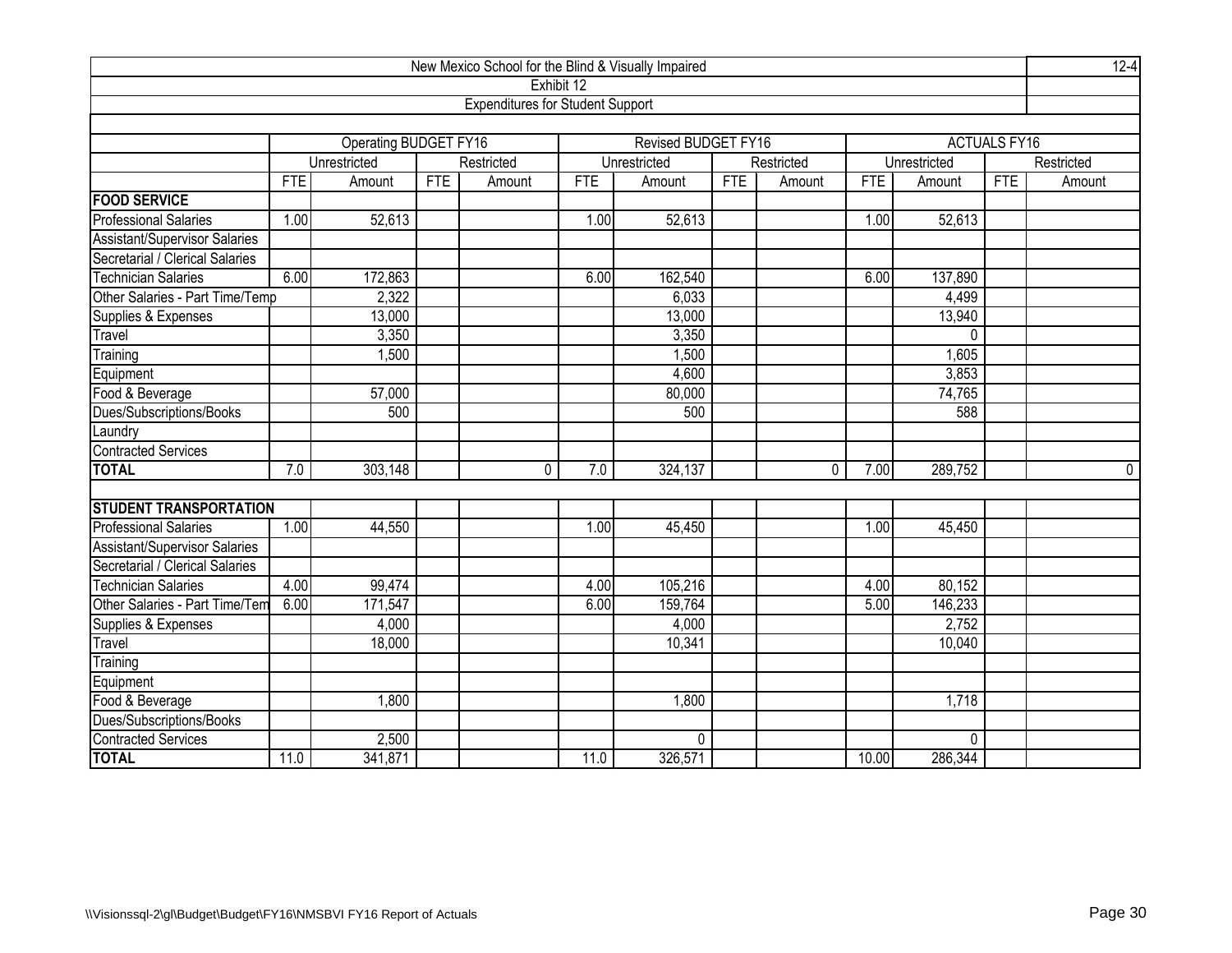New Mexico School for the Blind & Visually Impaired

12-4

Exhibit 12

Expenditures for Student Support

| | Operating BUDGET FY16 | | | | Revised BUDGET FY16 | | | | ACTUALS FY16 | | | |
|---|---|---|---|---|---|---|---|---|---|---|---|---|
| | Unrestricted | | Restricted | | Unrestricted | | Restricted | | Unrestricted | | Restricted | |
| | FTE | Amount | FTE | Amount | FTE | Amount | FTE | Amount | FTE | Amount | FTE | Amount |
| **FOOD SERVICE** | | | | | | | | | | | | |
| Professional Salaries | 1.00 | 52,613 | | | 1.00 | 52,613 | | | 1.00 | 52,613 | | |
| Assistant/Supervisor Salaries | | | | | | | | | | | | |
| Secretarial / Clerical Salaries | | | | | | | | | | | | |
| Technician Salaries | 6.00 | 172,863 | | | 6.00 | 162,540 | | | 6.00 | 137,890 | | |
| Other Salaries - Part Time/Temp | | 2,322 | | | | 6,033 | | | | 4,499 | | |
| Supplies & Expenses | | 13,000 | | | | 13,000 | | | | 13,940 | | |
| Travel | | 3,350 | | | | 3,350 | | | | 0 | | |
| Training | | 1,500 | | | | 1,500 | | | | 1,605 | | |
| Equipment | | | | | | 4,600 | | | | 3,853 | | |
| Food & Beverage | | 57,000 | | | | 80,000 | | | | 74,765 | | |
| Dues/Subscriptions/Books | | 500 | | | | 500 | | | | 588 | | |
| Laundry | | | | | | | | | | | | |
| Contracted Services | | | | | | | | | | | | |
| **TOTAL** | 7.0 | 303,148 | | 0 | 7.0 | 324,137 | | 0 | 7.00 | 289,752 | | 0 |
| | | | | | | | | | | | | |
| **STUDENT TRANSPORTATION** | | | | | | | | | | | | |
| Professional Salaries | 1.00 | 44,550 | | | 1.00 | 45,450 | | | 1.00 | 45,450 | | |
| Assistant/Supervisor Salaries | | | | | | | | | | | | |
| Secretarial / Clerical Salaries | | | | | | | | | | | | |
| Technician Salaries | 4.00 | 99,474 | | | 4.00 | 105,216 | | | 4.00 | 80,152 | | |
| Other Salaries - Part Time/Tem | 6.00 | 171,547 | | | 6.00 | 159,764 | | | 5.00 | 146,233 | | |
| Supplies & Expenses | | 4,000 | | | | 4,000 | | | | 2,752 | | |
| Travel | | 18,000 | | | | 10,341 | | | | 10,040 | | |
| Training | | | | | | | | | | | | |
| Equipment | | | | | | | | | | | | |
| Food & Beverage | | 1,800 | | | | 1,800 | | | | 1,718 | | |
| Dues/Subscriptions/Books | | | | | | | | | | | | |
| Contracted Services | | 2,500 | | | | 0 | | | | 0 | | |
| **TOTAL** | 11.0 | 341,871 | | | 11.0 | 326,571 | | | 10.00 | 286,344 | | |

\\Visionssql-2\gl\Budget\Budget\FY16\NMSBVI FY16 Report of Actuals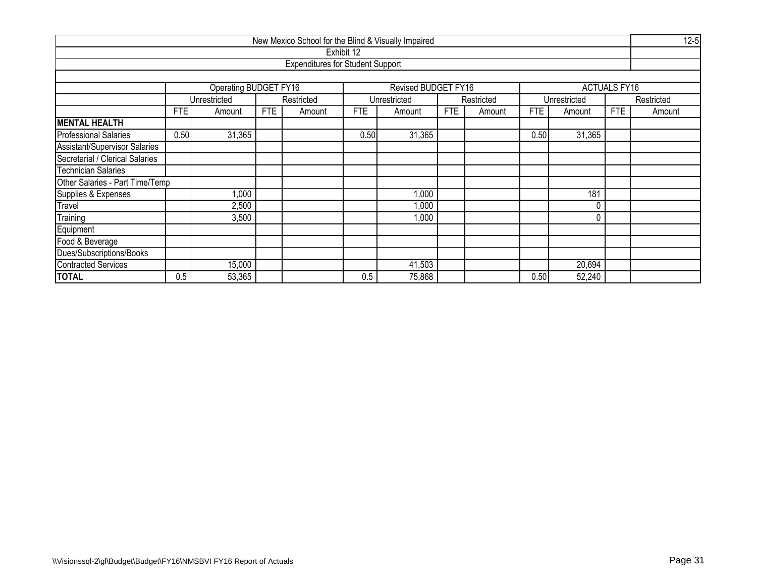New Mexico School for the Blind & Visually Impaired

12-5

Exhibit 12

Expenditures for Student Support

| | Operating BUDGET FY16 | | | | Revised BUDGET FY16 | | | | ACTUALS FY16 | | | |
|---|---|---|---|---|---|---|---|---|---|---|---|---|
| | Unrestricted | | Restricted | | Unrestricted | | Restricted | | Unrestricted | | Restricted | |
| | FTE | Amount | FTE | Amount | FTE | Amount | FTE | Amount | FTE | Amount | FTE | Amount |
| **MENTAL HEALTH** | | | | | | | | | | | | |
| Professional Salaries | 0.50 | 31,365 | | | 0.50 | 31,365 | | | 0.50 | 31,365 | | |
| Assistant/Supervisor Salaries | | | | | | | | | | | | |
| Secretarial / Clerical Salaries | | | | | | | | | | | | |
| Technician Salaries | | | | | | | | | | | | |
| Other Salaries - Part Time/Temp | | | | | | | | | | | | |
| Supplies & Expenses | | 1,000 | | | | 1,000 | | | | 181 | | |
| Travel | | 2,500 | | | | 1,000 | | | | 0 | | |
| Training | | 3,500 | | | | 1,000 | | | | 0 | | |
| Equipment | | | | | | | | | | | | |
| Food & Beverage | | | | | | | | | | | | |
| Dues/Subscriptions/Books | | | | | | | | | | | | |
| Contracted Services | | 15,000 | | | | 41,503 | | | | 20,694 | | |
| **TOTAL** | 0.5 | 53,365 | | | 0.5 | 75,868 | | | 0.50 | 52,240 | | |

\\Visionssql-2\gl\Budget\Budget\FY16\NMSBVI FY16 Report of Actuals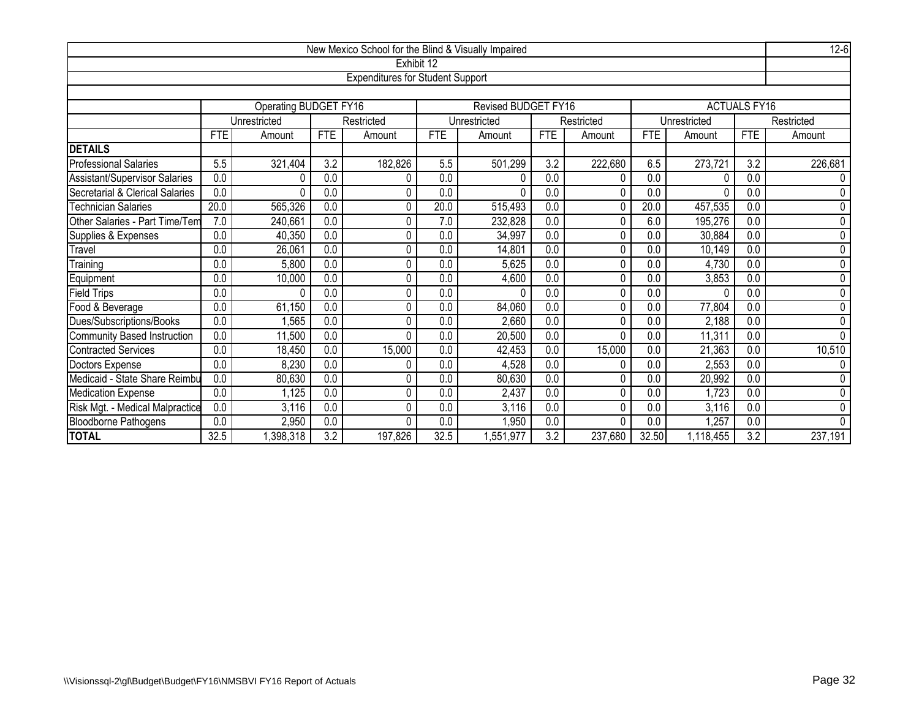New Mexico School for the Blind & Visually Impaired

12-6

Exhibit 12

Expenditures for Student Support

| | Operating BUDGET FY16 | | | | Revised BUDGET FY16 | | | | ACTUALS FY16 | | | |
|---|---|---|---|---|---|---|---|---|---|---|---|---|
| | Unrestricted | | Restricted | | Unrestricted | | Restricted | | Unrestricted | | Restricted | |
| | FTE | Amount | FTE | Amount | FTE | Amount | FTE | Amount | FTE | Amount | FTE | Amount |
| **DETAILS** | | | | | | | | | | | | |
| Professional Salaries | 5.5 | 321,404 | 3.2 | 182,826 | 5.5 | 501,299 | 3.2 | 222,680 | 6.5 | 273,721 | 3.2 | 226,681 |
| Assistant/Supervisor Salaries | 0.0 | 0 | 0.0 | 0 | 0.0 | 0 | 0.0 | 0 | 0.0 | 0 | 0.0 | 0 |
| Secretarial & Clerical Salaries | 0.0 | 0 | 0.0 | 0 | 0.0 | 0 | 0.0 | 0 | 0.0 | 0 | 0.0 | 0 |
| Technician Salaries | 20.0 | 565,326 | 0.0 | 0 | 20.0 | 515,493 | 0.0 | 0 | 20.0 | 457,535 | 0.0 | 0 |
| Other Salaries - Part Time/Tem | 7.0 | 240,661 | 0.0 | 0 | 7.0 | 232,828 | 0.0 | 0 | 6.0 | 195,276 | 0.0 | 0 |
| Supplies & Expenses | 0.0 | 40,350 | 0.0 | 0 | 0.0 | 34,997 | 0.0 | 0 | 0.0 | 30,884 | 0.0 | 0 |
| Travel | 0.0 | 26,061 | 0.0 | 0 | 0.0 | 14,801 | 0.0 | 0 | 0.0 | 10,149 | 0.0 | 0 |
| Training | 0.0 | 5,800 | 0.0 | 0 | 0.0 | 5,625 | 0.0 | 0 | 0.0 | 4,730 | 0.0 | 0 |
| Equipment | 0.0 | 10,000 | 0.0 | 0 | 0.0 | 4,600 | 0.0 | 0 | 0.0 | 3,853 | 0.0 | 0 |
| Field Trips | 0.0 | 0 | 0.0 | 0 | 0.0 | 0 | 0.0 | 0 | 0.0 | 0 | 0.0 | 0 |
| Food & Beverage | 0.0 | 61,150 | 0.0 | 0 | 0.0 | 84,060 | 0.0 | 0 | 0.0 | 77,804 | 0.0 | 0 |
| Dues/Subscriptions/Books | 0.0 | 1,565 | 0.0 | 0 | 0.0 | 2,660 | 0.0 | 0 | 0.0 | 2,188 | 0.0 | 0 |
| Community Based Instruction | 0.0 | 11,500 | 0.0 | 0 | 0.0 | 20,500 | 0.0 | 0 | 0.0 | 11,311 | 0.0 | 0 |
| Contracted Services | 0.0 | 18,450 | 0.0 | 15,000 | 0.0 | 42,453 | 0.0 | 15,000 | 0.0 | 21,363 | 0.0 | 10,510 |
| Doctors Expense | 0.0 | 8,230 | 0.0 | 0 | 0.0 | 4,528 | 0.0 | 0 | 0.0 | 2,553 | 0.0 | 0 |
| Medicaid - State Share Reimbu | 0.0 | 80,630 | 0.0 | 0 | 0.0 | 80,630 | 0.0 | 0 | 0.0 | 20,992 | 0.0 | 0 |
| Medication Expense | 0.0 | 1,125 | 0.0 | 0 | 0.0 | 2,437 | 0.0 | 0 | 0.0 | 1,723 | 0.0 | 0 |
| Risk Mgt. - Medical Malpractice | 0.0 | 3,116 | 0.0 | 0 | 0.0 | 3,116 | 0.0 | 0 | 0.0 | 3,116 | 0.0 | 0 |
| Bloodborne Pathogens | 0.0 | 2,950 | 0.0 | 0 | 0.0 | 1,950 | 0.0 | 0 | 0.0 | 1,257 | 0.0 | 0 |
| **TOTAL** | 32.5 | 1,398,318 | 3.2 | 197,826 | 32.5 | 1,551,977 | 3.2 | 237,680 | 32.50 | 1,118,455 | 3.2 | 237,191 |

\\Visionssql-2\gl\Budget\Budget\FY16\NMSBVI FY16 Report of Actuals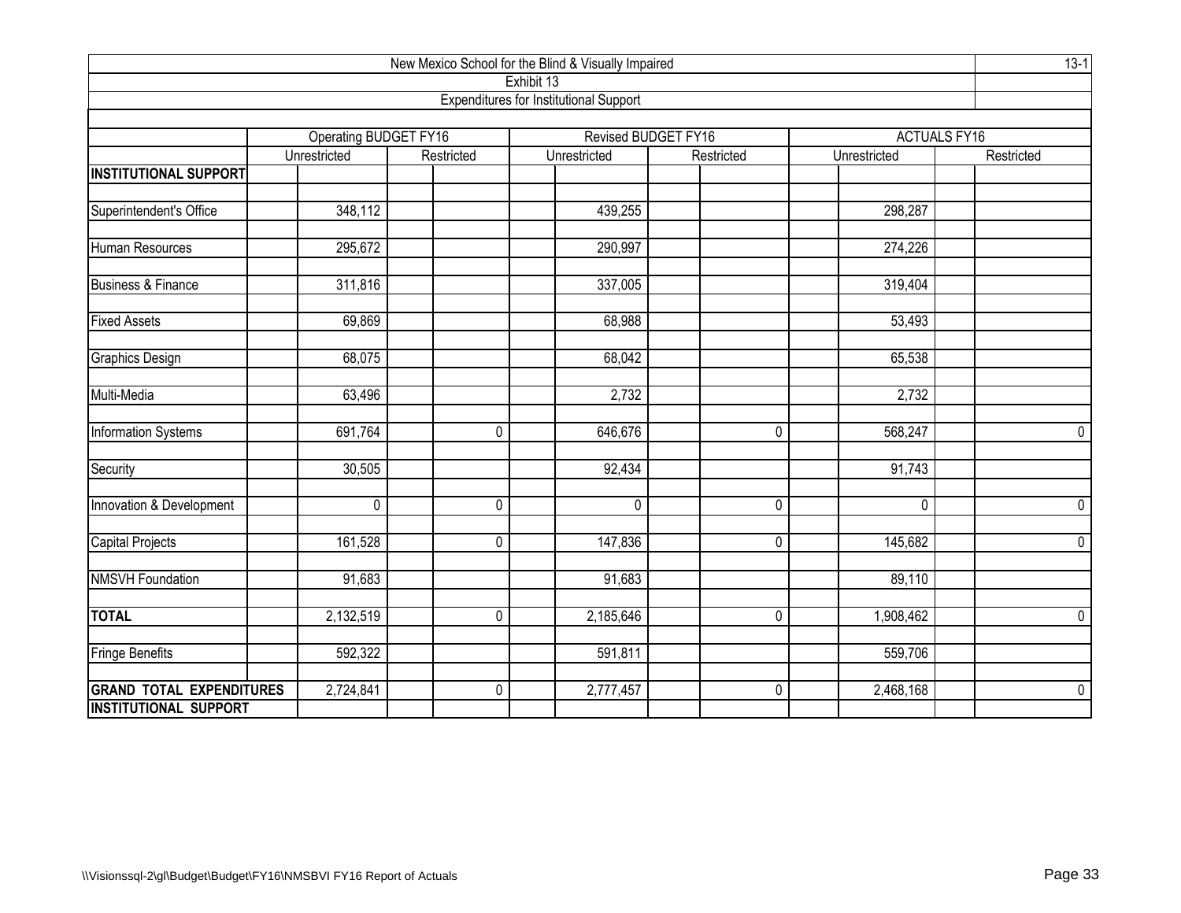New Mexico School for the Blind & Visually Impaired

Exhibit 13

Expenditures for Institutional Support

13-1

| | Operating BUDGET FY16 | | Revised BUDGET FY16 | | ACTUALS FY16 | |
|---|---|---|---|---|---|---|
| | Unrestricted | Restricted | Unrestricted | Restricted | Unrestricted | Restricted |
| **INSTITUTIONAL SUPPORT** | | | | | | |
| Superintendent's Office | 348,112 | | 439,255 | | 298,287 | |
| Human Resources | 295,672 | | 290,997 | | 274,226 | |
| Business & Finance | 311,816 | | 337,005 | | 319,404 | |
| Fixed Assets | 69,869 | | 68,988 | | 53,493 | |
| Graphics Design | 68,075 | | 68,042 | | 65,538 | |
| Multi-Media | 63,496 | | 2,732 | | 2,732 | |
| Information Systems | 691,764 | 0 | 646,676 | 0 | 568,247 | 0 |
| Security | 30,505 | | 92,434 | | 91,743 | |
| Innovation & Development | 0 | 0 | 0 | 0 | 0 | 0 |
| Capital Projects | 161,528 | 0 | 147,836 | 0 | 145,682 | 0 |
| NMSVH Foundation | 91,683 | | 91,683 | | 89,110 | |
| **TOTAL** | 2,132,519 | 0 | 2,185,646 | 0 | 1,908,462 | 0 |
| Fringe Benefits | 592,322 | | 591,811 | | 559,706 | |
| **GRAND TOTAL EXPENDITURES INSTITUTIONAL SUPPORT** | 2,724,841 | 0 | 2,777,457 | 0 | 2,468,168 | 0 |

\\Visionssql-2\gl\Budget\Budget\FY16\NMSBVI FY16 Report of Actuals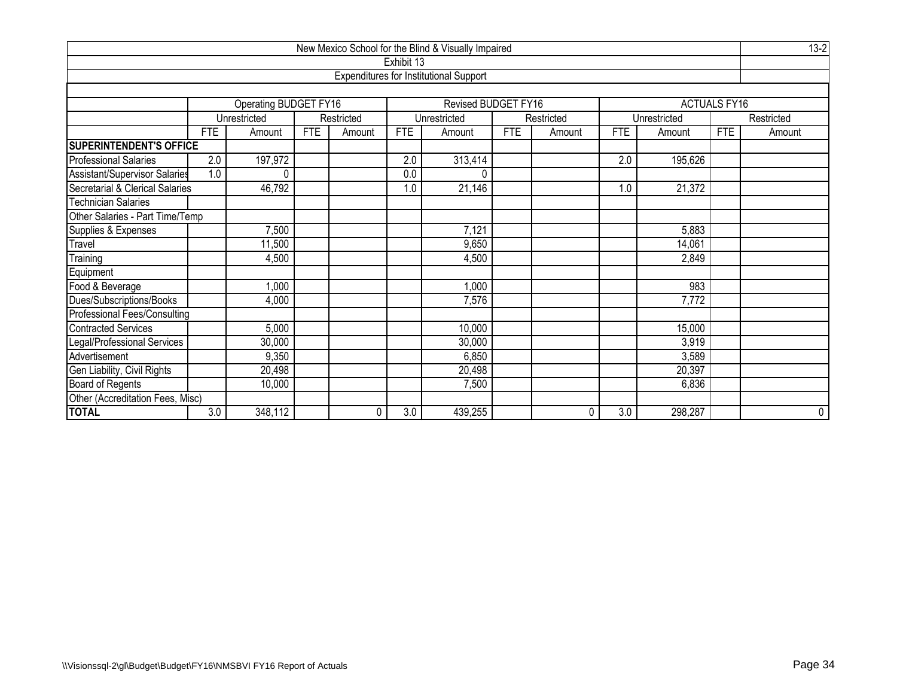New Mexico School for the Blind & Visually Impaired

Exhibit 13

Expenditures for Institutional Support

| | Operating BUDGET FY16 | | | | Revised BUDGET FY16 | | | | ACTUALS FY16 | | | |
|---|---|---|---|---|---|---|---|---|---|---|---|---|
| | Unrestricted | | Restricted | | Unrestricted | | Restricted | | Unrestricted | | Restricted | |
| | FTE | Amount | FTE | Amount | FTE | Amount | FTE | Amount | FTE | Amount | FTE | Amount |
| **SUPERINTENDENT'S OFFICE** | | | | | | | | | | | | |
| Professional Salaries | 2.0 | 197,972 | | | 2.0 | 313,414 | | | 2.0 | 195,626 | | |
| Assistant/Supervisor Salaries | 1.0 | 0 | | | 0.0 | 0 | | | | | | |
| Secretarial & Clerical Salaries | | 46,792 | | | 1.0 | 21,146 | | | 1.0 | 21,372 | | |
| Technician Salaries | | | | | | | | | | | | |
| Other Salaries - Part Time/Temp | | | | | | | | | | | | |
| Supplies & Expenses | | 7,500 | | | | 7,121 | | | | 5,883 | | |
| Travel | | 11,500 | | | | 9,650 | | | | 14,061 | | |
| Training | | 4,500 | | | | 4,500 | | | | 2,849 | | |
| Equipment | | | | | | | | | | | | |
| Food & Beverage | | 1,000 | | | | 1,000 | | | | 983 | | |
| Dues/Subscriptions/Books | | 4,000 | | | | 7,576 | | | | 7,772 | | |
| Professional Fees/Consulting | | | | | | | | | | | | |
| Contracted Services | | 5,000 | | | | 10,000 | | | | 15,000 | | |
| Legal/Professional Services | | 30,000 | | | | 30,000 | | | | 3,919 | | |
| Advertisement | | 9,350 | | | | 6,850 | | | | 3,589 | | |
| Gen Liability, Civil Rights | | 20,498 | | | | 20,498 | | | | 20,397 | | |
| Board of Regents | | 10,000 | | | | 7,500 | | | | 6,836 | | |
| Other (Accreditation Fees, Misc) | | | | | | | | | | | | |
| **TOTAL** | 3.0 | 348,112 | | 0 | 3.0 | 439,255 | | 0 | 3.0 | 298,287 | | 0 |

\\Visionssql-2\gl\Budget\Budget\FY16\NMSBVI FY16 Report of Actuals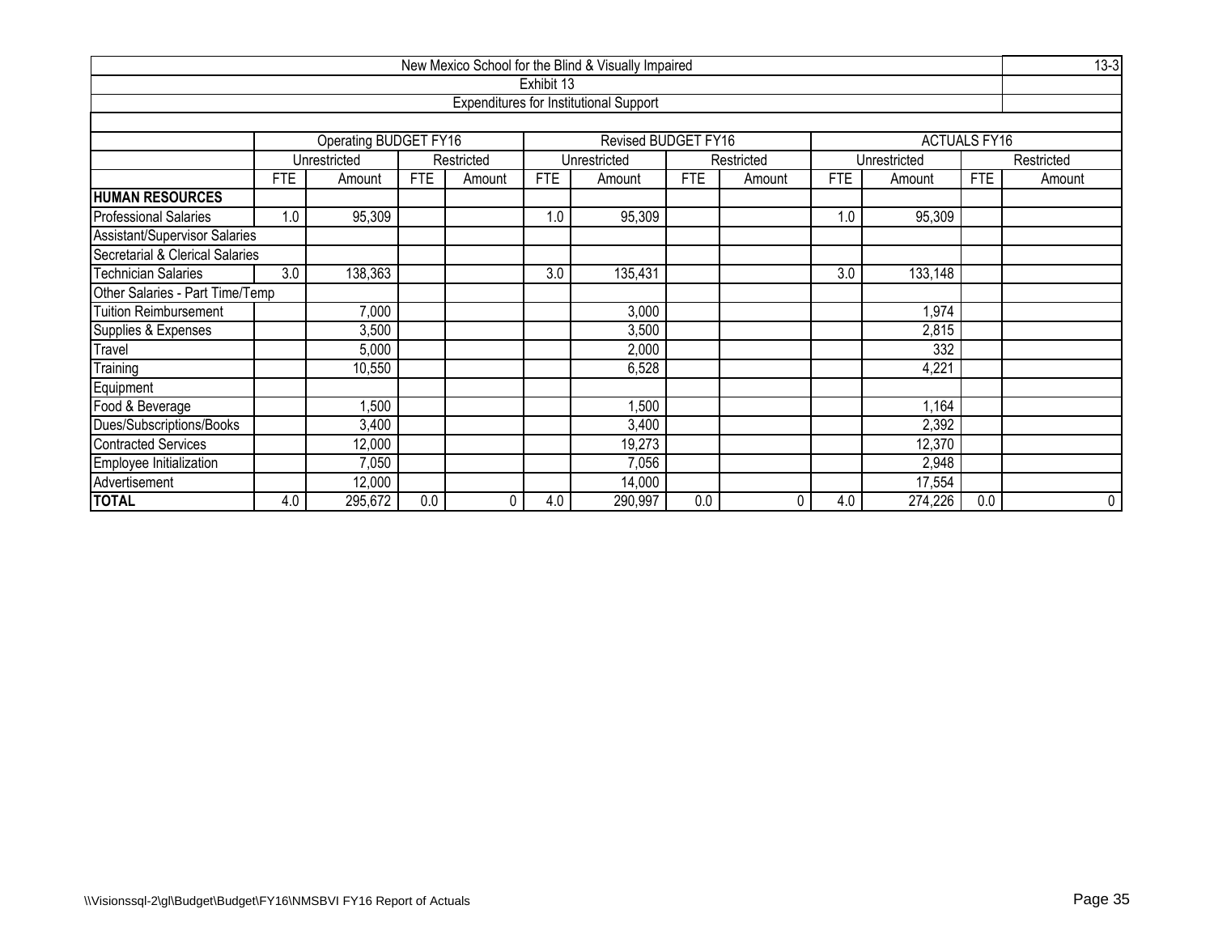New Mexico School for the Blind & Visually Impaired

13-3

Exhibit 13

Expenditures for Institutional Support

| | Operating BUDGET FY16 | | | | Revised BUDGET FY16 | | | | ACTUALS FY16 | | | |
|---|---|---|---|---|---|---|---|---|---|---|---|---|
| | Unrestricted | | Restricted | | Unrestricted | | Restricted | | Unrestricted | | Restricted | |
| | FTE | Amount | FTE | Amount | FTE | Amount | FTE | Amount | FTE | Amount | FTE | Amount |
| **HUMAN RESOURCES** | | | | | | | | | | | | |
| Professional Salaries | 1.0 | 95,309 | | | 1.0 | 95,309 | | | 1.0 | 95,309 | | |
| Assistant/Supervisor Salaries | | | | | | | | | | | | |
| Secretarial & Clerical Salaries | | | | | | | | | | | | |
| Technician Salaries | 3.0 | 138,363 | | | 3.0 | 135,431 | | | 3.0 | 133,148 | | |
| Other Salaries - Part Time/Temp | | | | | | | | | | | | |
| Tuition Reimbursement | | 7,000 | | | | 3,000 | | | | 1,974 | | |
| Supplies & Expenses | | 3,500 | | | | 3,500 | | | | 2,815 | | |
| Travel | | 5,000 | | | | 2,000 | | | | 332 | | |
| Training | | 10,550 | | | | 6,528 | | | | 4,221 | | |
| Equipment | | | | | | | | | | | | |
| Food & Beverage | | 1,500 | | | | 1,500 | | | | 1,164 | | |
| Dues/Subscriptions/Books | | 3,400 | | | | 3,400 | | | | 2,392 | | |
| Contracted Services | | 12,000 | | | | 19,273 | | | | 12,370 | | |
| Employee Initialization | | 7,050 | | | | 7,056 | | | | 2,948 | | |
| Advertisement | | 12,000 | | | | 14,000 | | | | 17,554 | | |
| **TOTAL** | 4.0 | 295,672 | 0.0 | 0 | 4.0 | 290,997 | 0.0 | 0 | 4.0 | 274,226 | 0.0 | 0 |

\\Visionssql-2\gl\Budget\Budget\FY16\NMSBVI FY16 Report of Actuals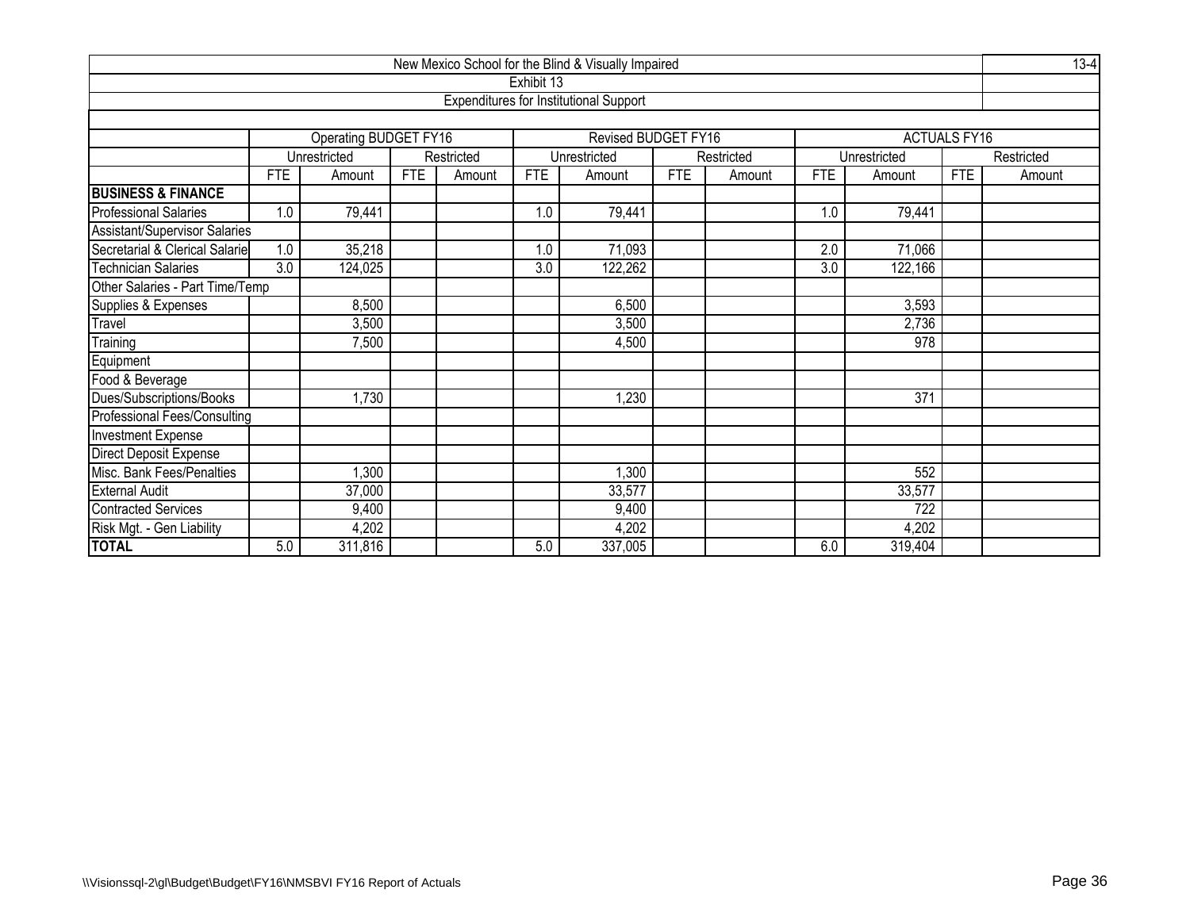New Mexico School for the Blind & Visually Impaired

13-4

Exhibit 13

Expenditures for Institutional Support

| | Operating BUDGET FY16 | | | | Revised BUDGET FY16 | | | | ACTUALS FY16 | | | |
|---|---|---|---|---|---|---|---|---|---|---|---|---|
| | Unrestricted | | Restricted | | Unrestricted | | Restricted | | Unrestricted | | Restricted | |
| | FTE | Amount | FTE | Amount | FTE | Amount | FTE | Amount | FTE | Amount | FTE | Amount |
| **BUSINESS & FINANCE** | | | | | | | | | | | | |
| Professional Salaries | 1.0 | 79,441 | | | 1.0 | 79,441 | | | 1.0 | 79,441 | | |
| Assistant/Supervisor Salaries | | | | | | | | | | | | |
| Secretarial & Clerical Salarie | 1.0 | 35,218 | | | 1.0 | 71,093 | | | 2.0 | 71,066 | | |
| Technician Salaries | 3.0 | 124,025 | | | 3.0 | 122,262 | | | 3.0 | 122,166 | | |
| Other Salaries - Part Time/Temp | | | | | | | | | | | | |
| Supplies & Expenses | | 8,500 | | | | 6,500 | | | | 3,593 | | |
| Travel | | 3,500 | | | | 3,500 | | | | 2,736 | | |
| Training | | 7,500 | | | | 4,500 | | | | 978 | | |
| Equipment | | | | | | | | | | | | |
| Food & Beverage | | | | | | | | | | | | |
| Dues/Subscriptions/Books | | 1,730 | | | | 1,230 | | | | 371 | | |
| Professional Fees/Consulting | | | | | | | | | | | | |
| Investment Expense | | | | | | | | | | | | |
| Direct Deposit Expense | | | | | | | | | | | | |
| Misc. Bank Fees/Penalties | | 1,300 | | | | 1,300 | | | | 552 | | |
| External Audit | | 37,000 | | | | 33,577 | | | | 33,577 | | |
| Contracted Services | | 9,400 | | | | 9,400 | | | | 722 | | |
| Risk Mgt. - Gen Liability | | 4,202 | | | | 4,202 | | | | 4,202 | | |
| **TOTAL** | 5.0 | 311,816 | | | 5.0 | 337,005 | | | 6.0 | 319,404 | | |

\\Visionssql-2\gl\Budget\Budget\FY16\NMSBVI FY16 Report of Actuals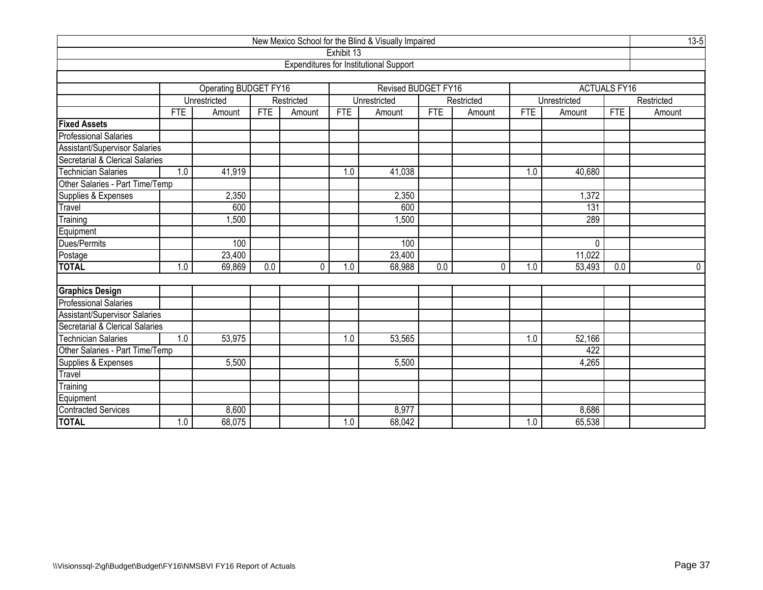New Mexico School for the Blind & Visually Impaired

13-5

Exhibit 13

Expenditures for Institutional Support

| | Operating BUDGET FY16 | | | | Revised BUDGET FY16 | | | | ACTUALS FY16 | | | |
|---|---|---|---|---|---|---|---|---|---|---|---|---|
| | Unrestricted | | Restricted | | Unrestricted | | Restricted | | Unrestricted | | Restricted | |
| | FTE | Amount | FTE | Amount | FTE | Amount | FTE | Amount | FTE | Amount | FTE | Amount |
| **Fixed Assets** | | | | | | | | | | | | |
| Professional Salaries | | | | | | | | | | | | |
| Assistant/Supervisor Salaries | | | | | | | | | | | | |
| Secretarial & Clerical Salaries | | | | | | | | | | | | |
| Technician Salaries | 1.0 | 41,919 | | | 1.0 | 41,038 | | | 1.0 | 40,680 | | |
| Other Salaries - Part Time/Temp | | | | | | | | | | | | |
| Supplies & Expenses | | 2,350 | | | | 2,350 | | | | 1,372 | | |
| Travel | | 600 | | | | 600 | | | | 131 | | |
| Training | | 1,500 | | | | 1,500 | | | | 289 | | |
| Equipment | | | | | | | | | | | | |
| Dues/Permits | | 100 | | | | 100 | | | | 0 | | |
| Postage | | 23,400 | | | | 23,400 | | | | 11,022 | | |
| **TOTAL** | 1.0 | 69,869 | 0.0 | 0 | 1.0 | 68,988 | 0.0 | 0 | 1.0 | 53,493 | 0.0 | 0 |
| | | | | | | | | | | | | |
| **Graphics Design** | | | | | | | | | | | | |
| Professional Salaries | | | | | | | | | | | | |
| Assistant/Supervisor Salaries | | | | | | | | | | | | |
| Secretarial & Clerical Salaries | | | | | | | | | | | | |
| Technician Salaries | 1.0 | 53,975 | | | 1.0 | 53,565 | | | 1.0 | 52,166 | | |
| Other Salaries - Part Time/Temp | | | | | | | | | | 422 | | |
| Supplies & Expenses | | 5,500 | | | | 5,500 | | | | 4,265 | | |
| Travel | | | | | | | | | | | | |
| Training | | | | | | | | | | | | |
| Equipment | | | | | | | | | | | | |
| Contracted Services | | 8,600 | | | | 8,977 | | | | 8,686 | | |
| **TOTAL** | 1.0 | 68,075 | | | 1.0 | 68,042 | | | 1.0 | 65,538 | | |

\\Visionssql-2\gl\Budget\Budget\FY16\NMSBVI FY16 Report of Actuals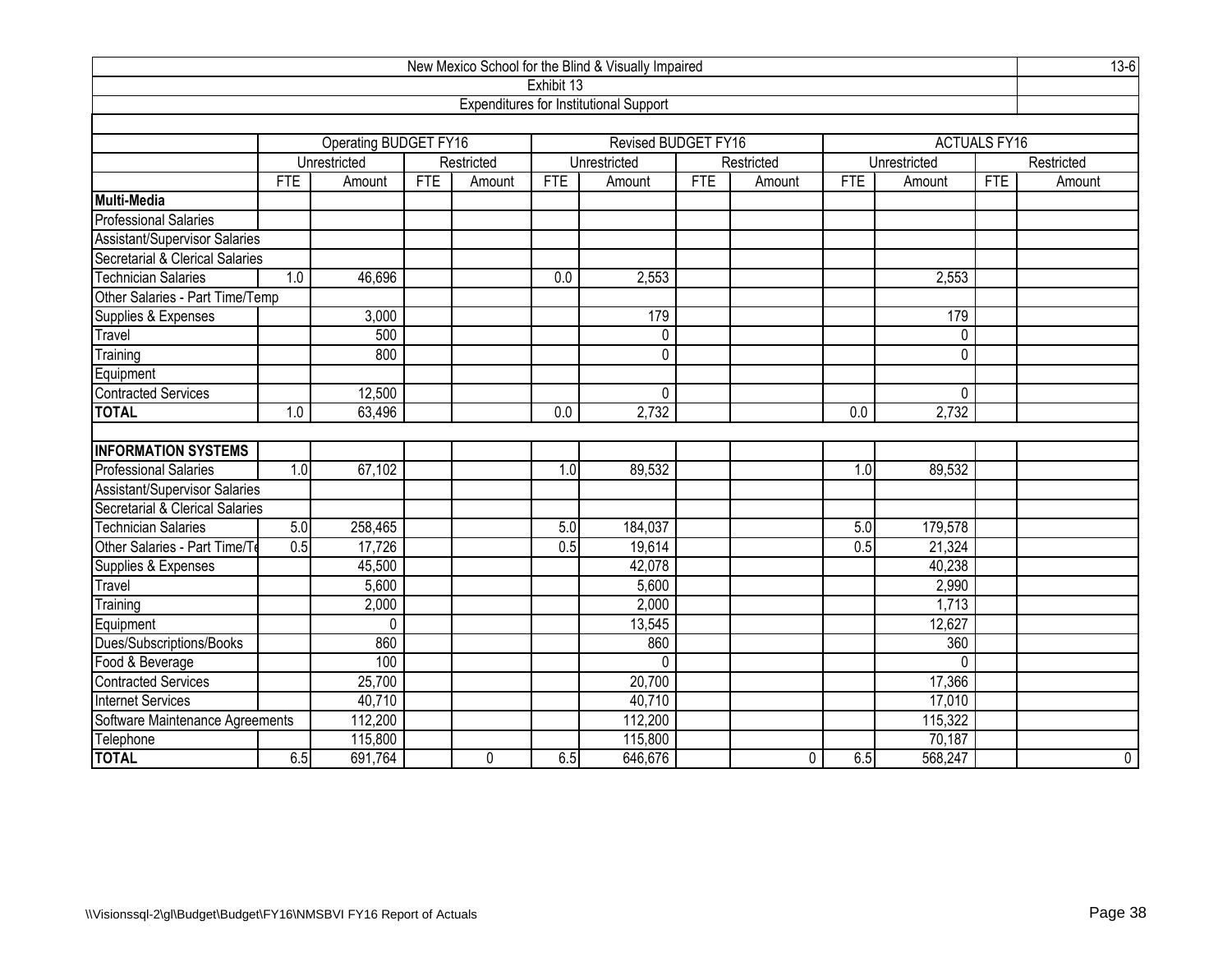New Mexico School for the Blind & Visually Impaired

13-6

Exhibit 13

Expenditures for Institutional Support

| | Operating BUDGET FY16 | | | | Revised BUDGET FY16 | | | | ACTUALS FY16 | | | |
|---|---|---|---|---|---|---|---|---|---|---|---|---|
| | Unrestricted | | Restricted | | Unrestricted | | Restricted | | Unrestricted | | Restricted | |
| | FTE | Amount | FTE | Amount | FTE | Amount | FTE | Amount | FTE | Amount | FTE | Amount |
| **Multi-Media** | | | | | | | | | | | | |
| Professional Salaries | | | | | | | | | | | | |
| Assistant/Supervisor Salaries | | | | | | | | | | | | |
| Secretarial & Clerical Salaries | | | | | | | | | | | | |
| Technician Salaries | 1.0 | 46,696 | | | 0.0 | 2,553 | | | | 2,553 | | |
| Other Salaries - Part Time/Temp | | | | | | | | | | | | |
| Supplies & Expenses | | 3,000 | | | | 179 | | | | 179 | | |
| Travel | | 500 | | | | 0 | | | | 0 | | |
| Training | | 800 | | | | 0 | | | | 0 | | |
| Equipment | | | | | | | | | | | | |
| Contracted Services | | 12,500 | | | | 0 | | | | 0 | | |
| **TOTAL** | 1.0 | 63,496 | | | 0.0 | 2,732 | | | 0.0 | 2,732 | | |
| | | | | | | | | | | | | |
| **INFORMATION SYSTEMS** | | | | | | | | | | | | |
| Professional Salaries | 1.0 | 67,102 | | | 1.0 | 89,532 | | | 1.0 | 89,532 | | |
| Assistant/Supervisor Salaries | | | | | | | | | | | | |
| Secretarial & Clerical Salaries | | | | | | | | | | | | |
| Technician Salaries | 5.0 | 258,465 | | | 5.0 | 184,037 | | | 5.0 | 179,578 | | |
| Other Salaries - Part Time/Te | 0.5 | 17,726 | | | 0.5 | 19,614 | | | 0.5 | 21,324 | | |
| Supplies & Expenses | | 45,500 | | | | 42,078 | | | | 40,238 | | |
| Travel | | 5,600 | | | | 5,600 | | | | 2,990 | | |
| Training | | 2,000 | | | | 2,000 | | | | 1,713 | | |
| Equipment | | 0 | | | | 13,545 | | | | 12,627 | | |
| Dues/Subscriptions/Books | | 860 | | | | 860 | | | | 360 | | |
| Food & Beverage | | 100 | | | | 0 | | | | 0 | | |
| Contracted Services | | 25,700 | | | | 20,700 | | | | 17,366 | | |
| Internet Services | | 40,710 | | | | 40,710 | | | | 17,010 | | |
| Software Maintenance Agreements | | 112,200 | | | | 112,200 | | | | 115,322 | | |
| Telephone | | 115,800 | | | | 115,800 | | | | 70,187 | | |
| **TOTAL** | 6.5 | 691,764 | | 0 | 6.5 | 646,676 | | 0 | 6.5 | 568,247 | | 0 |

\\Visionssql-2\gl\Budget\Budget\FY16\NMSBVI FY16 Report of Actuals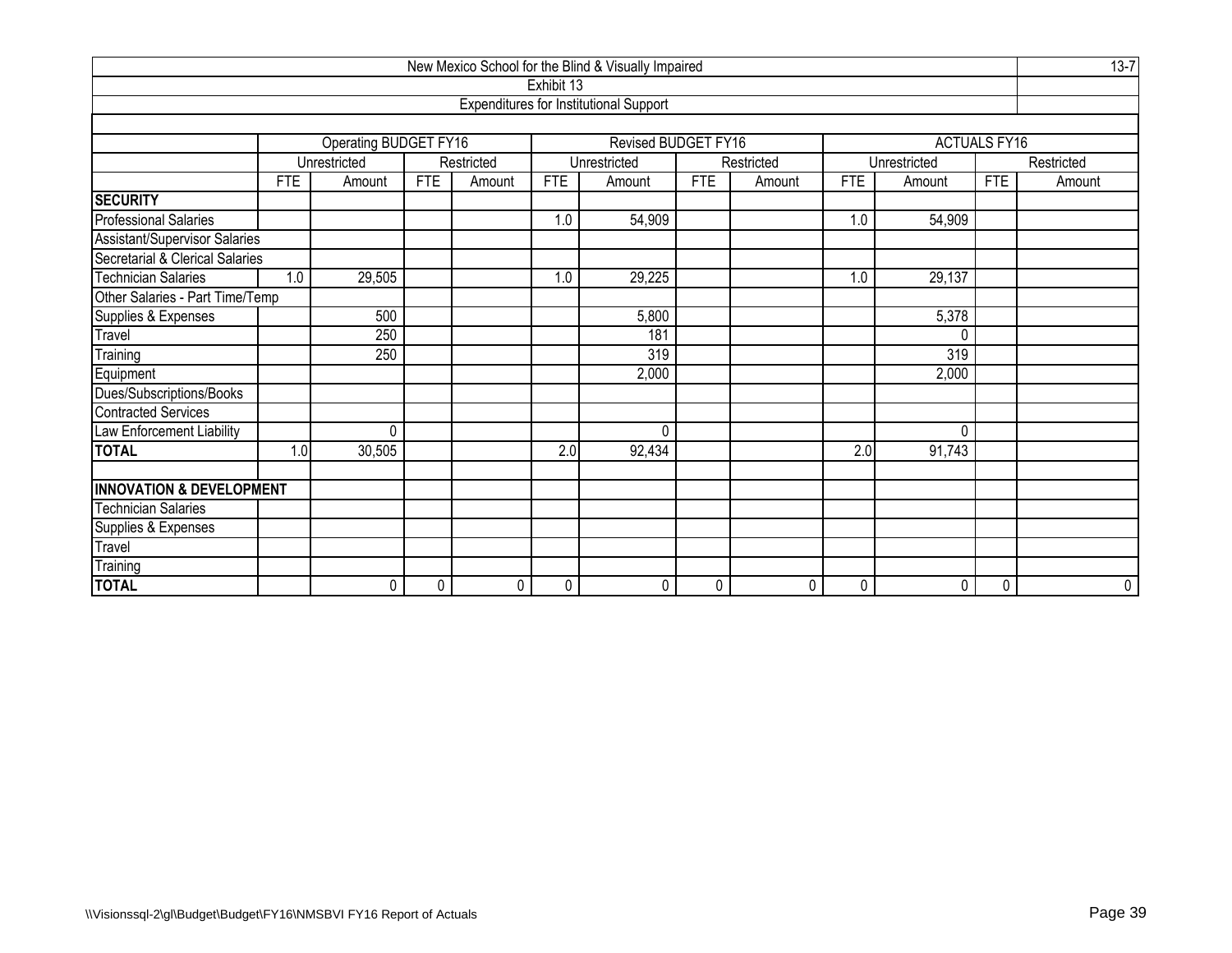# New Mexico School for the Blind & Visually Impaired

13-7

## Exhibit 13

## Expenditures for Institutional Support

| | Operating BUDGET FY16 | | | | Revised BUDGET FY16 | | | | ACTUALS FY16 | | | |
|---|---|---|---|---|---|---|---|---|---|---|---|---|
| | Unrestricted | | Restricted | | Unrestricted | | Restricted | | Unrestricted | | Restricted | |
| | FTE | Amount | FTE | Amount | FTE | Amount | FTE | Amount | FTE | Amount | FTE | Amount |
| **SECURITY** | | | | | | | | | | | | |
| Professional Salaries | | | | | 1.0 | 54,909 | | | 1.0 | 54,909 | | |
| Assistant/Supervisor Salaries | | | | | | | | | | | | |
| Secretarial & Clerical Salaries | | | | | | | | | | | | |
| Technician Salaries | 1.0 | 29,505 | | | 1.0 | 29,225 | | | 1.0 | 29,137 | | |
| Other Salaries - Part Time/Temp | | | | | | | | | | | | |
| Supplies & Expenses | | 500 | | | | 5,800 | | | | 5,378 | | |
| Travel | | 250 | | | | 181 | | | | 0 | | |
| Training | | 250 | | | | 319 | | | | 319 | | |
| Equipment | | | | | | 2,000 | | | | 2,000 | | |
| Dues/Subscriptions/Books | | | | | | | | | | | | |
| Contracted Services | | | | | | | | | | | | |
| Law Enforcement Liability | | 0 | | | | 0 | | | | 0 | | |
| **TOTAL** | 1.0 | 30,505 | | | 2.0 | 92,434 | | | 2.0 | 91,743 | | |
| | | | | | | | | | | | | |
| **INNOVATION & DEVELOPMENT** | | | | | | | | | | | | |
| Technician Salaries | | | | | | | | | | | | |
| Supplies & Expenses | | | | | | | | | | | | |
| Travel | | | | | | | | | | | | |
| Training | | | | | | | | | | | | |
| **TOTAL** | | 0 | 0 | 0 | 0 | 0 | 0 | 0 | 0 | 0 | 0 | 0 |

\\Visionssql-2\gl\Budget\Budget\FY16\NMSBVI FY16 Report of Actuals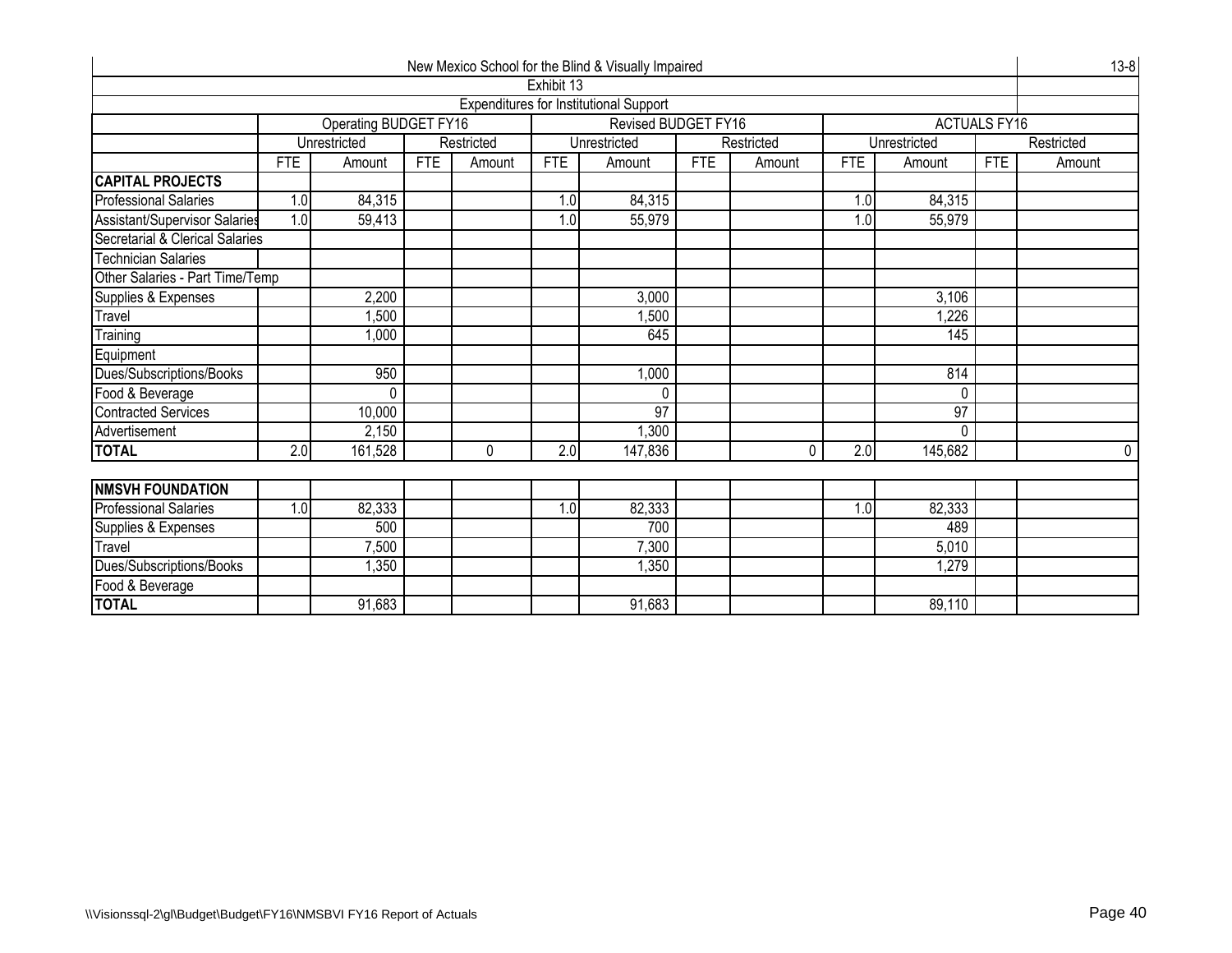New Mexico School for the Blind & Visually Impaired

Exhibit 13

Expenditures for Institutional Support

| | Operating BUDGET FY16 | | | | Revised BUDGET FY16 | | | | ACTUALS FY16 | | | |
|---|---|---|---|---|---|---|---|---|---|---|---|---|
| | Unrestricted | | Restricted | | Unrestricted | | Restricted | | Unrestricted | | Restricted | |
| | FTE | Amount | FTE | Amount | FTE | Amount | FTE | Amount | FTE | Amount | FTE | Amount |
| **CAPITAL PROJECTS** | | | | | | | | | | | | |
| Professional Salaries | 1.0 | 84,315 | | | 1.0 | 84,315 | | | 1.0 | 84,315 | | |
| Assistant/Supervisor Salaries | 1.0 | 59,413 | | | 1.0 | 55,979 | | | 1.0 | 55,979 | | |
| Secretarial & Clerical Salaries | | | | | | | | | | | | |
| Technician Salaries | | | | | | | | | | | | |
| Other Salaries - Part Time/Temp | | | | | | | | | | | | |
| Supplies & Expenses | | 2,200 | | | | 3,000 | | | | 3,106 | | |
| Travel | | 1,500 | | | | 1,500 | | | | 1,226 | | |
| Training | | 1,000 | | | | 645 | | | | 145 | | |
| Equipment | | | | | | | | | | | | |
| Dues/Subscriptions/Books | | 950 | | | | 1,000 | | | | 814 | | |
| Food & Beverage | | 0 | | | | 0 | | | | 0 | | |
| Contracted Services | | 10,000 | | | | 97 | | | | 97 | | |
| Advertisement | | 2,150 | | | | 1,300 | | | | 0 | | |
| **TOTAL** | 2.0 | 161,528 | | 0 | 2.0 | 147,836 | | 0 | 2.0 | 145,682 | | 0 |
| | | | | | | | | | | | | |
| **NMSVH FOUNDATION** | | | | | | | | | | | | |
| Professional Salaries | 1.0 | 82,333 | | | 1.0 | 82,333 | | | 1.0 | 82,333 | | |
| Supplies & Expenses | | 500 | | | | 700 | | | | 489 | | |
| Travel | | 7,500 | | | | 7,300 | | | | 5,010 | | |
| Dues/Subscriptions/Books | | 1,350 | | | | 1,350 | | | | 1,279 | | |
| Food & Beverage | | | | | | | | | | | | |
| **TOTAL** | | 91,683 | | | | 91,683 | | | | 89,110 | | |

\\Visionssql-2\gl\Budget\Budget\FY16\NMSBVI FY16 Report of Actuals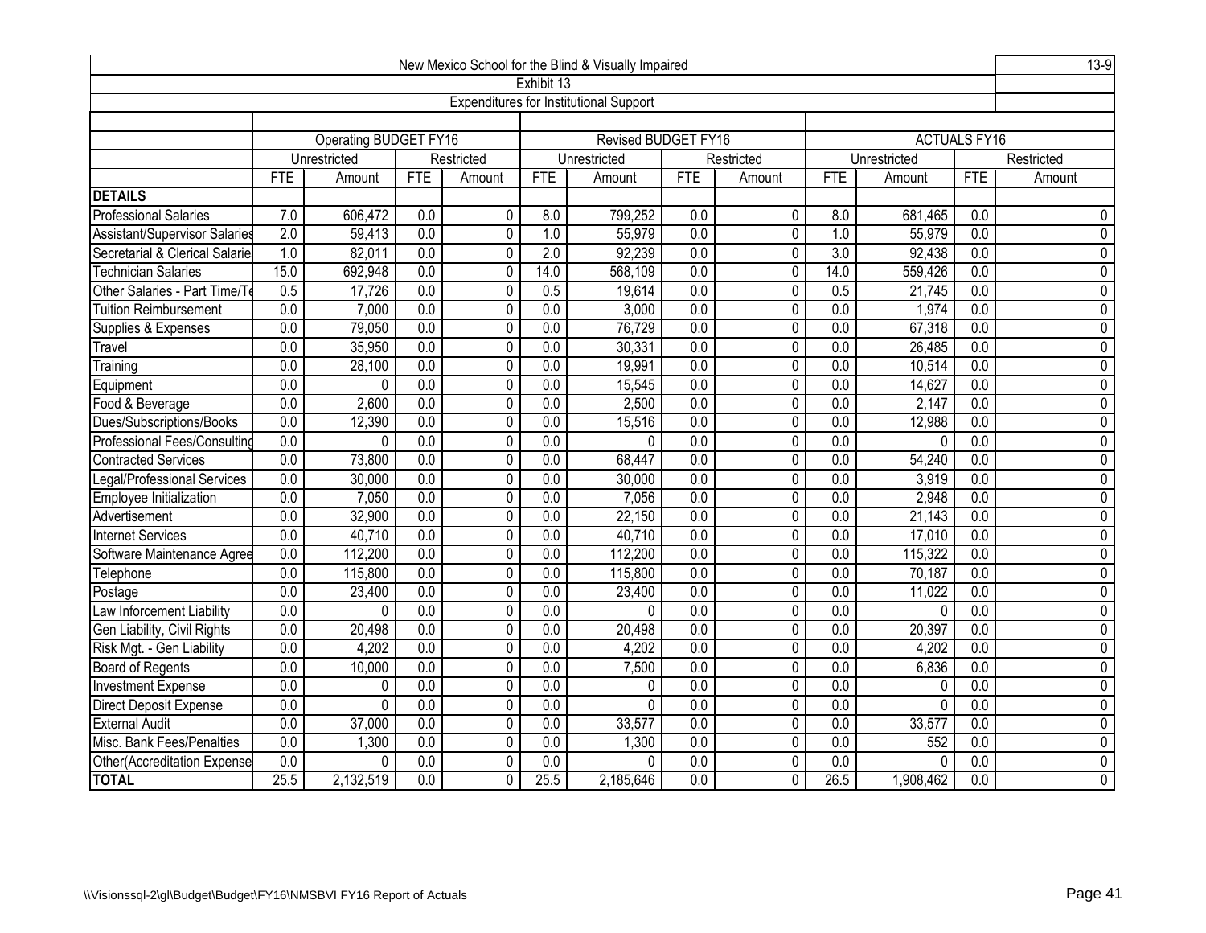New Mexico School for the Blind & Visually Impaired

13-9

Exhibit 13

Expenditures for Institutional Support

| | Operating BUDGET FY16 | | | | Revised BUDGET FY16 | | | | ACTUALS FY16 | | | |
|---|---|---|---|---|---|---|---|---|---|---|---|---|
| | Unrestricted | | Restricted | | Unrestricted | | Restricted | | Unrestricted | | Restricted | |
| | FTE | Amount | FTE | Amount | FTE | Amount | FTE | Amount | FTE | Amount | FTE | Amount |
| **DETAILS** | | | | | | | | | | | | |
| Professional Salaries | 7.0 | 606,472 | 0.0 | 0 | 8.0 | 799,252 | 0.0 | 0 | 8.0 | 681,465 | 0.0 | 0 |
| Assistant/Supervisor Salaries | 2.0 | 59,413 | 0.0 | 0 | 1.0 | 55,979 | 0.0 | 0 | 1.0 | 55,979 | 0.0 | 0 |
| Secretarial & Clerical Salarie | 1.0 | 82,011 | 0.0 | 0 | 2.0 | 92,239 | 0.0 | 0 | 3.0 | 92,438 | 0.0 | 0 |
| Technician Salaries | 15.0 | 692,948 | 0.0 | 0 | 14.0 | 568,109 | 0.0 | 0 | 14.0 | 559,426 | 0.0 | 0 |
| Other Salaries - Part Time/Te | 0.5 | 17,726 | 0.0 | 0 | 0.5 | 19,614 | 0.0 | 0 | 0.5 | 21,745 | 0.0 | 0 |
| Tuition Reimbursement | 0.0 | 7,000 | 0.0 | 0 | 0.0 | 3,000 | 0.0 | 0 | 0.0 | 1,974 | 0.0 | 0 |
| Supplies & Expenses | 0.0 | 79,050 | 0.0 | 0 | 0.0 | 76,729 | 0.0 | 0 | 0.0 | 67,318 | 0.0 | 0 |
| Travel | 0.0 | 35,950 | 0.0 | 0 | 0.0 | 30,331 | 0.0 | 0 | 0.0 | 26,485 | 0.0 | 0 |
| Training | 0.0 | 28,100 | 0.0 | 0 | 0.0 | 19,991 | 0.0 | 0 | 0.0 | 10,514 | 0.0 | 0 |
| Equipment | 0.0 | 0 | 0.0 | 0 | 0.0 | 15,545 | 0.0 | 0 | 0.0 | 14,627 | 0.0 | 0 |
| Food & Beverage | 0.0 | 2,600 | 0.0 | 0 | 0.0 | 2,500 | 0.0 | 0 | 0.0 | 2,147 | 0.0 | 0 |
| Dues/Subscriptions/Books | 0.0 | 12,390 | 0.0 | 0 | 0.0 | 15,516 | 0.0 | 0 | 0.0 | 12,988 | 0.0 | 0 |
| Professional Fees/Consulting | 0.0 | 0 | 0.0 | 0 | 0.0 | 0 | 0.0 | 0 | 0.0 | 0 | 0.0 | 0 |
| Contracted Services | 0.0 | 73,800 | 0.0 | 0 | 0.0 | 68,447 | 0.0 | 0 | 0.0 | 54,240 | 0.0 | 0 |
| Legal/Professional Services | 0.0 | 30,000 | 0.0 | 0 | 0.0 | 30,000 | 0.0 | 0 | 0.0 | 3,919 | 0.0 | 0 |
| Employee Initialization | 0.0 | 7,050 | 0.0 | 0 | 0.0 | 7,056 | 0.0 | 0 | 0.0 | 2,948 | 0.0 | 0 |
| Advertisement | 0.0 | 32,900 | 0.0 | 0 | 0.0 | 22,150 | 0.0 | 0 | 0.0 | 21,143 | 0.0 | 0 |
| Internet Services | 0.0 | 40,710 | 0.0 | 0 | 0.0 | 40,710 | 0.0 | 0 | 0.0 | 17,010 | 0.0 | 0 |
| Software Maintenance Agree | 0.0 | 112,200 | 0.0 | 0 | 0.0 | 112,200 | 0.0 | 0 | 0.0 | 115,322 | 0.0 | 0 |
| Telephone | 0.0 | 115,800 | 0.0 | 0 | 0.0 | 115,800 | 0.0 | 0 | 0.0 | 70,187 | 0.0 | 0 |
| Postage | 0.0 | 23,400 | 0.0 | 0 | 0.0 | 23,400 | 0.0 | 0 | 0.0 | 11,022 | 0.0 | 0 |
| Law Inforcement Liability | 0.0 | 0 | 0.0 | 0 | 0.0 | 0 | 0.0 | 0 | 0.0 | 0 | 0.0 | 0 |
| Gen Liability, Civil Rights | 0.0 | 20,498 | 0.0 | 0 | 0.0 | 20,498 | 0.0 | 0 | 0.0 | 20,397 | 0.0 | 0 |
| Risk Mgt. - Gen Liability | 0.0 | 4,202 | 0.0 | 0 | 0.0 | 4,202 | 0.0 | 0 | 0.0 | 4,202 | 0.0 | 0 |
| Board of Regents | 0.0 | 10,000 | 0.0 | 0 | 0.0 | 7,500 | 0.0 | 0 | 0.0 | 6,836 | 0.0 | 0 |
| Investment Expense | 0.0 | 0 | 0.0 | 0 | 0.0 | 0 | 0.0 | 0 | 0.0 | 0 | 0.0 | 0 |
| Direct Deposit Expense | 0.0 | 0 | 0.0 | 0 | 0.0 | 0 | 0.0 | 0 | 0.0 | 0 | 0.0 | 0 |
| External Audit | 0.0 | 37,000 | 0.0 | 0 | 0.0 | 33,577 | 0.0 | 0 | 0.0 | 33,577 | 0.0 | 0 |
| Misc. Bank Fees/Penalties | 0.0 | 1,300 | 0.0 | 0 | 0.0 | 1,300 | 0.0 | 0 | 0.0 | 552 | 0.0 | 0 |
| Other(Accreditation Expense | 0.0 | 0 | 0.0 | 0 | 0.0 | 0 | 0.0 | 0 | 0.0 | 0 | 0.0 | 0 |
| **TOTAL** | 25.5 | 2,132,519 | 0.0 | 0 | 25.5 | 2,185,646 | 0.0 | 0 | 26.5 | 1,908,462 | 0.0 | 0 |

\\Visionssql-2\gl\Budget\Budget\FY16\NMSBVI FY16 Report of Actuals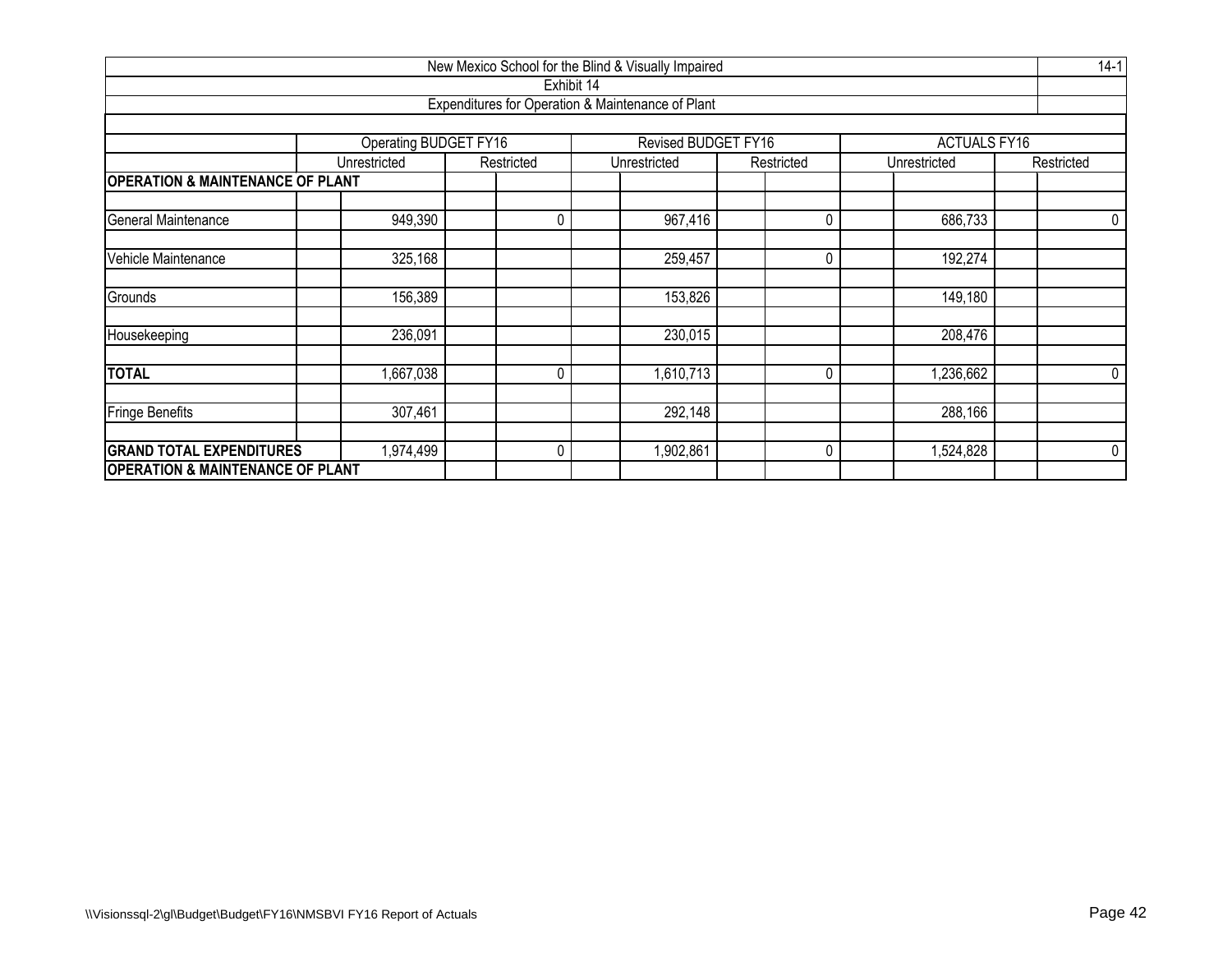New Mexico School for the Blind & Visually Impaired

Exhibit 14

Expenditures for Operation & Maintenance of Plant

| | Operating BUDGET FY16 | | Revised BUDGET FY16 | | ACTUALS FY16 | |
|---|---|---|---|---|---|---|
| | Unrestricted | Restricted | Unrestricted | Restricted | Unrestricted | Restricted |
| **OPERATION & MAINTENANCE OF PLANT** | | | | | | |
| General Maintenance | 949,390 | 0 | 967,416 | 0 | 686,733 | 0 |
| Vehicle Maintenance | 325,168 | | 259,457 | 0 | 192,274 | |
| Grounds | 156,389 | | 153,826 | | 149,180 | |
| Housekeeping | 236,091 | | 230,015 | | 208,476 | |
| **TOTAL** | 1,667,038 | 0 | 1,610,713 | 0 | 1,236,662 | 0 |
| Fringe Benefits | 307,461 | | 292,148 | | 288,166 | |
| **GRAND TOTAL EXPENDITURES** | 1,974,499 | 0 | 1,902,861 | 0 | 1,524,828 | 0 |
| **OPERATION & MAINTENANCE OF PLANT** | | | | | | |

\\Visionssql-2\gl\Budget\Budget\FY16\NMSBVI FY16 Report of Actuals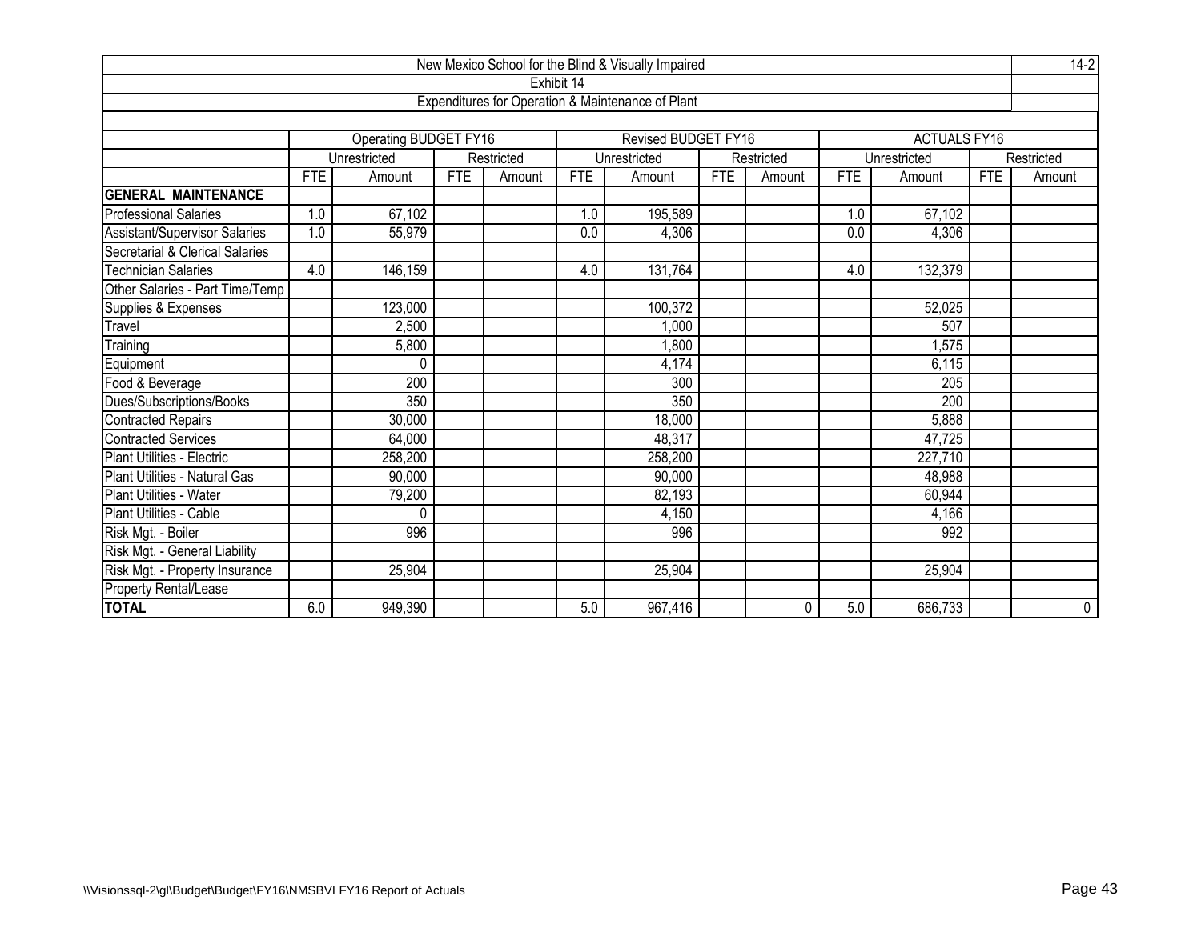# New Mexico School for the Blind & Visually Impaired

## Exhibit 14

### Expenditures for Operation & Maintenance of Plant

| | Operating BUDGET FY16 | | | | Revised BUDGET FY16 | | | | ACTUALS FY16 | | | |
|---|---|---|---|---|---|---|---|---|---|---|---|---|
| | Unrestricted | | Restricted | | Unrestricted | | Restricted | | Unrestricted | | Restricted | |
| | FTE | Amount | FTE | Amount | FTE | Amount | FTE | Amount | FTE | Amount | FTE | Amount |
| **GENERAL MAINTENANCE** | | | | | | | | | | | | |
| Professional Salaries | 1.0 | 67,102 | | | 1.0 | 195,589 | | | 1.0 | 67,102 | | |
| Assistant/Supervisor Salaries | 1.0 | 55,979 | | | 0.0 | 4,306 | | | 0.0 | 4,306 | | |
| Secretarial & Clerical Salaries | | | | | | | | | | | | |
| Technician Salaries | 4.0 | 146,159 | | | 4.0 | 131,764 | | | 4.0 | 132,379 | | |
| Other Salaries - Part Time/Temp | | | | | | | | | | | | |
| Supplies & Expenses | | 123,000 | | | | 100,372 | | | | 52,025 | | |
| Travel | | 2,500 | | | | 1,000 | | | | 507 | | |
| Training | | 5,800 | | | | 1,800 | | | | 1,575 | | |
| Equipment | | 0 | | | | 4,174 | | | | 6,115 | | |
| Food & Beverage | | 200 | | | | 300 | | | | 205 | | |
| Dues/Subscriptions/Books | | 350 | | | | 350 | | | | 200 | | |
| Contracted Repairs | | 30,000 | | | | 18,000 | | | | 5,888 | | |
| Contracted Services | | 64,000 | | | | 48,317 | | | | 47,725 | | |
| Plant Utilities - Electric | | 258,200 | | | | 258,200 | | | | 227,710 | | |
| Plant Utilities - Natural Gas | | 90,000 | | | | 90,000 | | | | 48,988 | | |
| Plant Utilities - Water | | 79,200 | | | | 82,193 | | | | 60,944 | | |
| Plant Utilities - Cable | | 0 | | | | 4,150 | | | | 4,166 | | |
| Risk Mgt. - Boiler | | 996 | | | | 996 | | | | 992 | | |
| Risk Mgt. - General Liability | | | | | | | | | | | | |
| Risk Mgt. - Property Insurance | | 25,904 | | | | 25,904 | | | | 25,904 | | |
| Property Rental/Lease | | | | | | | | | | | | |
| **TOTAL** | 6.0 | 949,390 | | | 5.0 | 967,416 | | 0 | 5.0 | 686,733 | | 0 |

\\Visionssql-2\gl\Budget\Budget\FY16\NMSBVI FY16 Report of Actuals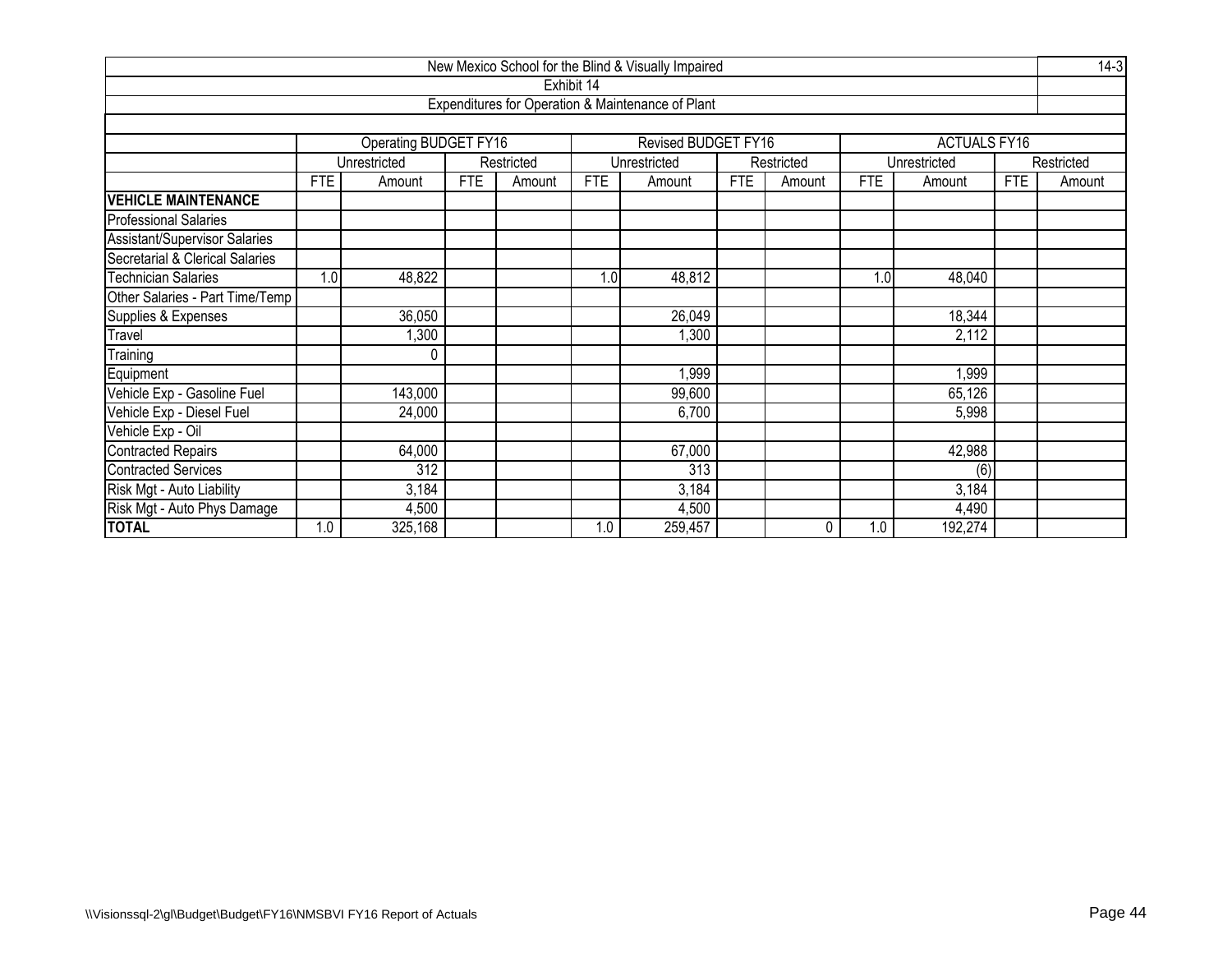| New Mexico School for the Blind & Visually Impaired | | | | | | | | | | | | | 14-3 |
|---|---|---|---|---|---|---|---|---|---|---|---|---|---|
| Exhibit 14 | | | | | | | | | | | | | |
| Expenditures for Operation & Maintenance of Plant | | | | | | | | | | | | | |
| | Operating BUDGET FY16 | | | | Revised BUDGET FY16 | | | | ACTUALS FY16 | | | | |
| | Unrestricted | | Restricted | | Unrestricted | | Restricted | | Unrestricted | | Restricted | | |
| | FTE | Amount | FTE | Amount | FTE | Amount | FTE | Amount | FTE | Amount | FTE | Amount | |
| **VEHICLE MAINTENANCE** | | | | | | | | | | | | | |
| Professional Salaries | | | | | | | | | | | | | |
| Assistant/Supervisor Salaries | | | | | | | | | | | | | |
| Secretarial & Clerical Salaries | | | | | | | | | | | | | |
| Technician Salaries | 1.0 | 48,822 | | | 1.0 | 48,812 | | | 1.0 | 48,040 | | | |
| Other Salaries - Part Time/Temp | | | | | | | | | | | | | |
| Supplies & Expenses | | 36,050 | | | | 26,049 | | | | 18,344 | | | |
| Travel | | 1,300 | | | | 1,300 | | | | 2,112 | | | |
| Training | | 0 | | | | | | | | | | | |
| Equipment | | | | | | 1,999 | | | | 1,999 | | | |
| Vehicle Exp - Gasoline Fuel | | 143,000 | | | | 99,600 | | | | 65,126 | | | |
| Vehicle Exp - Diesel Fuel | | 24,000 | | | | 6,700 | | | | 5,998 | | | |
| Vehicle Exp - Oil | | | | | | | | | | | | | |
| Contracted Repairs | | 64,000 | | | | 67,000 | | | | 42,988 | | | |
| Contracted Services | | 312 | | | | 313 | | | | (6) | | | |
| Risk Mgt - Auto Liability | | 3,184 | | | | 3,184 | | | | 3,184 | | | |
| Risk Mgt - Auto Phys Damage | | 4,500 | | | | 4,500 | | | | 4,490 | | | |
| **TOTAL** | 1.0 | 325,168 | | | 1.0 | 259,457 | | 0 | 1.0 | 192,274 | | | |

\\Visionssql-2\gl\Budget\Budget\FY16\NMSBVI FY16 Report of Actuals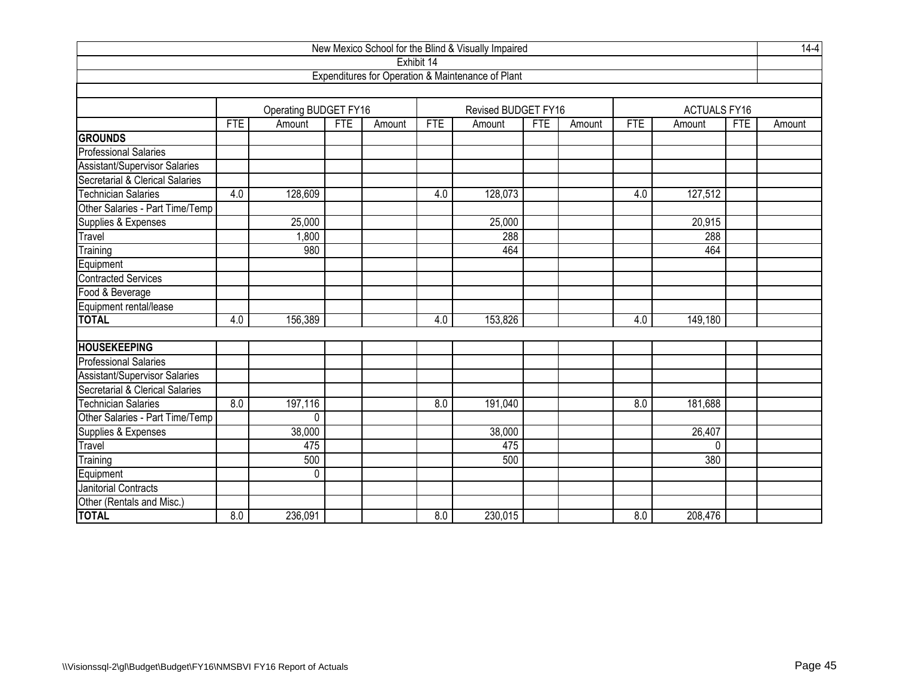New Mexico School for the Blind & Visually Impaired

14-4

Exhibit 14

Expenditures for Operation & Maintenance of Plant

| | Operating BUDGET FY16 | | | | Revised BUDGET FY16 | | | | ACTUALS FY16 | | | |
|---|---|---|---|---|---|---|---|---|---|---|---|---|
| | FTE | Amount | FTE | Amount | FTE | Amount | FTE | Amount | FTE | Amount | FTE | Amount |
| **GROUNDS** | | | | | | | | | | | | |
| Professional Salaries | | | | | | | | | | | | |
| Assistant/Supervisor Salaries | | | | | | | | | | | | |
| Secretarial & Clerical Salaries | | | | | | | | | | | | |
| Technician Salaries | 4.0 | 128,609 | | | 4.0 | 128,073 | | | 4.0 | 127,512 | | |
| Other Salaries - Part Time/Temp | | | | | | | | | | | | |
| Supplies & Expenses | | 25,000 | | | | 25,000 | | | | 20,915 | | |
| Travel | | 1,800 | | | | 288 | | | | 288 | | |
| Training | | 980 | | | | 464 | | | | 464 | | |
| Equipment | | | | | | | | | | | | |
| Contracted Services | | | | | | | | | | | | |
| Food & Beverage | | | | | | | | | | | | |
| Equipment rental/lease | | | | | | | | | | | | |
| **TOTAL** | 4.0 | 156,389 | | | 4.0 | 153,826 | | | 4.0 | 149,180 | | |
| | | | | | | | | | | | | |
| **HOUSEKEEPING** | | | | | | | | | | | | |
| Professional Salaries | | | | | | | | | | | | |
| Assistant/Supervisor Salaries | | | | | | | | | | | | |
| Secretarial & Clerical Salaries | | | | | | | | | | | | |
| Technician Salaries | 8.0 | 197,116 | | | 8.0 | 191,040 | | | 8.0 | 181,688 | | |
| Other Salaries - Part Time/Temp | | 0 | | | | | | | | | | |
| Supplies & Expenses | | 38,000 | | | | 38,000 | | | | 26,407 | | |
| Travel | | 475 | | | | 475 | | | | 0 | | |
| Training | | 500 | | | | 500 | | | | 380 | | |
| Equipment | | 0 | | | | | | | | | | |
| Janitorial Contracts | | | | | | | | | | | | |
| Other (Rentals and Misc.) | | | | | | | | | | | | |
| **TOTAL** | 8.0 | 236,091 | | | 8.0 | 230,015 | | | 8.0 | 208,476 | | |

\\Visionssql-2\gl\Budget\Budget\FY16\NMSBVI FY16 Report of Actuals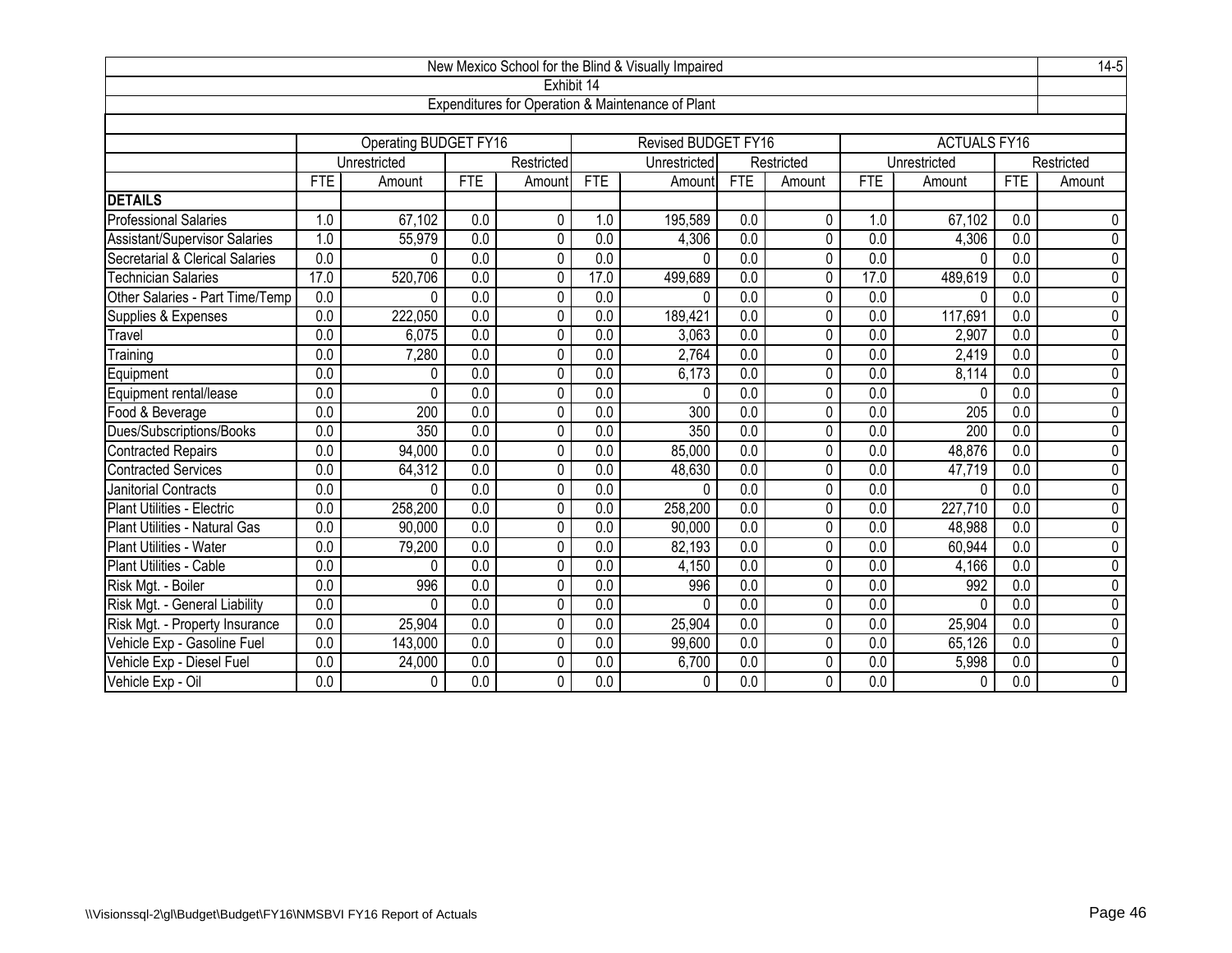New Mexico School for the Blind & Visually Impaired

Exhibit 14

Expenditures for Operation & Maintenance of Plant

| | Operating BUDGET FY16 | | | | Revised BUDGET FY16 | | | | ACTUALS FY16 | | | |
|---|---|---|---|---|---|---|---|---|---|---|---|---|
| | Unrestricted | | Restricted | | Unrestricted | | Restricted | | Unrestricted | | Restricted | |
| | FTE | Amount | FTE | Amount | FTE | Amount | FTE | Amount | FTE | Amount | FTE | Amount |
| **DETAILS** | | | | | | | | | | | | |
| Professional Salaries | 1.0 | 67,102 | 0.0 | 0 | 1.0 | 195,589 | 0.0 | 0 | 1.0 | 67,102 | 0.0 | 0 |
| Assistant/Supervisor Salaries | 1.0 | 55,979 | 0.0 | 0 | 0.0 | 4,306 | 0.0 | 0 | 0.0 | 4,306 | 0.0 | 0 |
| Secretarial & Clerical Salaries | 0.0 | 0 | 0.0 | 0 | 0.0 | 0 | 0.0 | 0 | 0.0 | 0 | 0.0 | 0 |
| Technician Salaries | 17.0 | 520,706 | 0.0 | 0 | 17.0 | 499,689 | 0.0 | 0 | 17.0 | 489,619 | 0.0 | 0 |
| Other Salaries - Part Time/Temp | 0.0 | 0 | 0.0 | 0 | 0.0 | 0 | 0.0 | 0 | 0.0 | 0 | 0.0 | 0 |
| Supplies & Expenses | 0.0 | 222,050 | 0.0 | 0 | 0.0 | 189,421 | 0.0 | 0 | 0.0 | 117,691 | 0.0 | 0 |
| Travel | 0.0 | 6,075 | 0.0 | 0 | 0.0 | 3,063 | 0.0 | 0 | 0.0 | 2,907 | 0.0 | 0 |
| Training | 0.0 | 7,280 | 0.0 | 0 | 0.0 | 2,764 | 0.0 | 0 | 0.0 | 2,419 | 0.0 | 0 |
| Equipment | 0.0 | 0 | 0.0 | 0 | 0.0 | 6,173 | 0.0 | 0 | 0.0 | 8,114 | 0.0 | 0 |
| Equipment rental/lease | 0.0 | 0 | 0.0 | 0 | 0.0 | 0 | 0.0 | 0 | 0.0 | 0 | 0.0 | 0 |
| Food & Beverage | 0.0 | 200 | 0.0 | 0 | 0.0 | 300 | 0.0 | 0 | 0.0 | 205 | 0.0 | 0 |
| Dues/Subscriptions/Books | 0.0 | 350 | 0.0 | 0 | 0.0 | 350 | 0.0 | 0 | 0.0 | 200 | 0.0 | 0 |
| Contracted Repairs | 0.0 | 94,000 | 0.0 | 0 | 0.0 | 85,000 | 0.0 | 0 | 0.0 | 48,876 | 0.0 | 0 |
| Contracted Services | 0.0 | 64,312 | 0.0 | 0 | 0.0 | 48,630 | 0.0 | 0 | 0.0 | 47,719 | 0.0 | 0 |
| Janitorial Contracts | 0.0 | 0 | 0.0 | 0 | 0.0 | 0 | 0.0 | 0 | 0.0 | 0 | 0.0 | 0 |
| Plant Utilities - Electric | 0.0 | 258,200 | 0.0 | 0 | 0.0 | 258,200 | 0.0 | 0 | 0.0 | 227,710 | 0.0 | 0 |
| Plant Utilities - Natural Gas | 0.0 | 90,000 | 0.0 | 0 | 0.0 | 90,000 | 0.0 | 0 | 0.0 | 48,988 | 0.0 | 0 |
| Plant Utilities - Water | 0.0 | 79,200 | 0.0 | 0 | 0.0 | 82,193 | 0.0 | 0 | 0.0 | 60,944 | 0.0 | 0 |
| Plant Utilities - Cable | 0.0 | 0 | 0.0 | 0 | 0.0 | 4,150 | 0.0 | 0 | 0.0 | 4,166 | 0.0 | 0 |
| Risk Mgt. - Boiler | 0.0 | 996 | 0.0 | 0 | 0.0 | 996 | 0.0 | 0 | 0.0 | 992 | 0.0 | 0 |
| Risk Mgt. - General Liability | 0.0 | 0 | 0.0 | 0 | 0.0 | 0 | 0.0 | 0 | 0.0 | 0 | 0.0 | 0 |
| Risk Mgt. - Property Insurance | 0.0 | 25,904 | 0.0 | 0 | 0.0 | 25,904 | 0.0 | 0 | 0.0 | 25,904 | 0.0 | 0 |
| Vehicle Exp - Gasoline Fuel | 0.0 | 143,000 | 0.0 | 0 | 0.0 | 99,600 | 0.0 | 0 | 0.0 | 65,126 | 0.0 | 0 |
| Vehicle Exp - Diesel Fuel | 0.0 | 24,000 | 0.0 | 0 | 0.0 | 6,700 | 0.0 | 0 | 0.0 | 5,998 | 0.0 | 0 |
| Vehicle Exp - Oil | 0.0 | 0 | 0.0 | 0 | 0.0 | 0 | 0.0 | 0 | 0.0 | 0 | 0.0 | 0 |

\\Visionssql-2\gl\Budget\Budget\FY16\NMSBVI FY16 Report of Actuals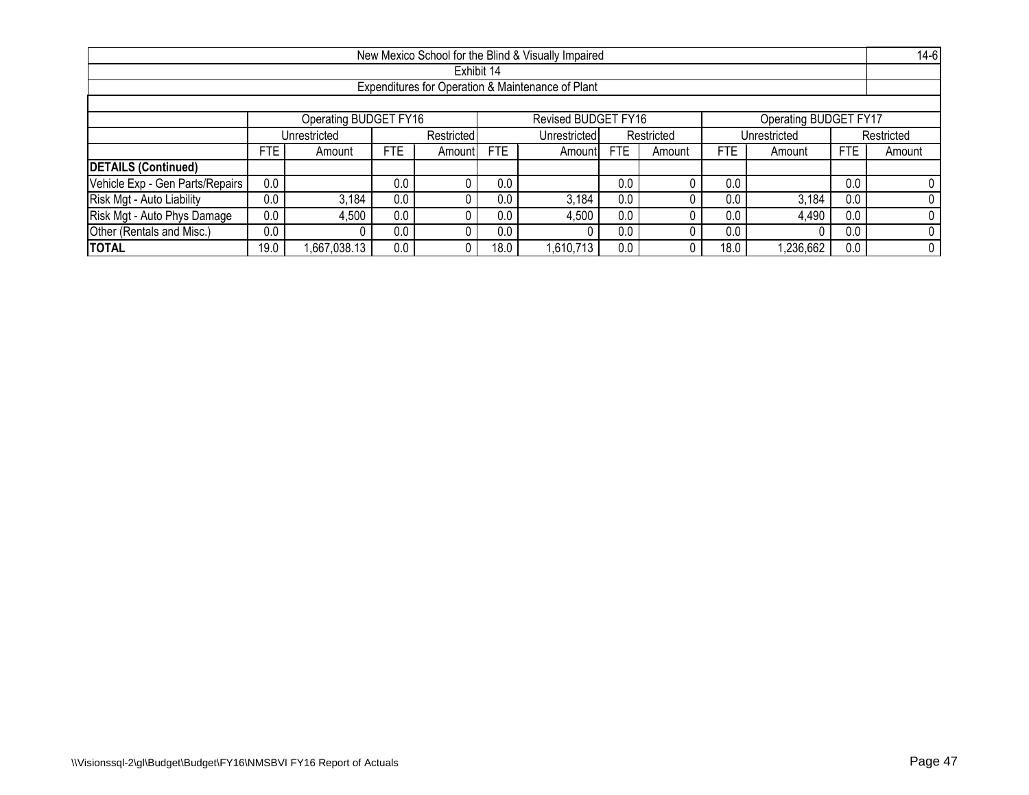| New Mexico School for the Blind & Visually Impaired | | | | | | | | | | | | | 14-6 |
|---|---|---|---|---|---|---|---|---|---|---|---|---|---|
| Exhibit 14 | | | | | | | | | | | | | |
| Expenditures for Operation & Maintenance of Plant | | | | | | | | | | | | | |
| | Operating BUDGET FY16 | | | | Revised BUDGET FY16 | | | | Operating BUDGET FY17 | | | | |
| | Unrestricted | | Restricted | | Unrestricted | | Restricted | | Unrestricted | | Restricted | | |
| | FTE | Amount | FTE | Amount | FTE | Amount | FTE | Amount | FTE | Amount | FTE | Amount | |
| **DETAILS (Continued)** | | | | | | | | | | | | | |
| Vehicle Exp - Gen Parts/Repairs | 0.0 | | 0.0 | 0 | 0.0 | | 0.0 | 0 | 0.0 | | 0.0 | 0 | |
| Risk Mgt - Auto Liability | 0.0 | 3,184 | 0.0 | 0 | 0.0 | 3,184 | 0.0 | 0 | 0.0 | 3,184 | 0.0 | 0 | |
| Risk Mgt - Auto Phys Damage | 0.0 | 4,500 | 0.0 | 0 | 0.0 | 4,500 | 0.0 | 0 | 0.0 | 4,490 | 0.0 | 0 | |
| Other (Rentals and Misc.) | 0.0 | 0 | 0.0 | 0 | 0.0 | 0 | 0.0 | 0 | 0.0 | 0 | 0.0 | 0 | |
| **TOTAL** | 19.0 | 1,667,038.13 | 0.0 | 0 | 18.0 | 1,610,713 | 0.0 | 0 | 18.0 | 1,236,662 | 0.0 | 0 | |

\\Visionssql-2\gl\Budget\Budget\FY16\NMSBVI FY16 Report of Actuals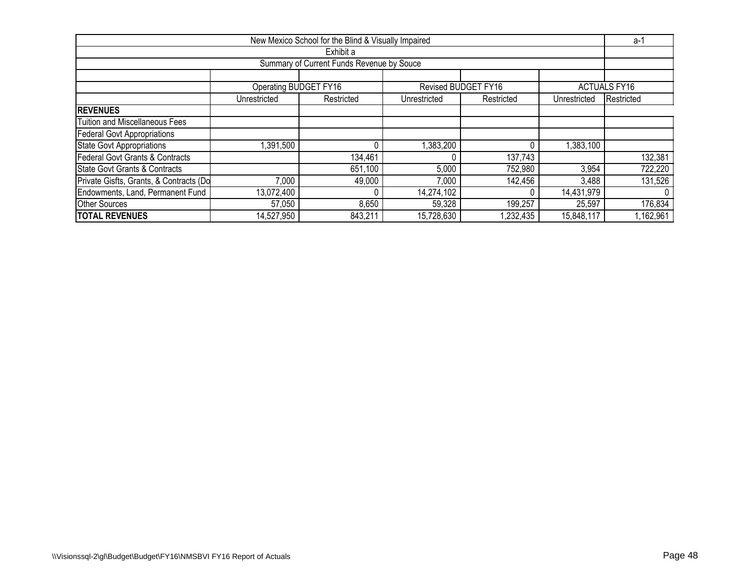| New Mexico School for the Blind & Visually Impaired | | | | | | a-1 |
|---|---|---|---|---|---|---|
| Exhibit a | | | | | | |
| Summary of Current Funds Revenue by Souce | | | | | | |
| | Operating BUDGET FY16 | | Revised BUDGET FY16 | | ACTUALS FY16 | |
| | Unrestricted | Restricted | Unrestricted | Restricted | Unrestricted | Restricted |
| **REVENUES** | | | | | | |
| Tuition and Miscellaneous Fees | | | | | | |
| Federal Govt Appropriations | | | | | | |
| State Govt Appropriations | 1,391,500 | 0 | 1,383,200 | 0 | 1,383,100 | |
| Federal Govt Grants & Contracts | | 134,461 | 0 | 137,743 | | 132,381 |
| State Govt Grants & Contracts | | 651,100 | 5,000 | 752,980 | 3,954 | 722,220 |
| Private Gisfts, Grants, & Contracts (Do | 7,000 | 49,000 | 7,000 | 142,456 | 3,488 | 131,526 |
| Endowments, Land, Permanent Fund | 13,072,400 | 0 | 14,274,102 | 0 | 14,431,979 | 0 |
| Other Sources | 57,050 | 8,650 | 59,328 | 199,257 | 25,597 | 176,834 |
| **TOTAL REVENUES** | 14,527,950 | 843,211 | 15,728,630 | 1,232,435 | 15,848,117 | 1,162,961 |

\\Visionssql-2\gl\Budget\Budget\FY16\NMSBVI FY16 Report of Actuals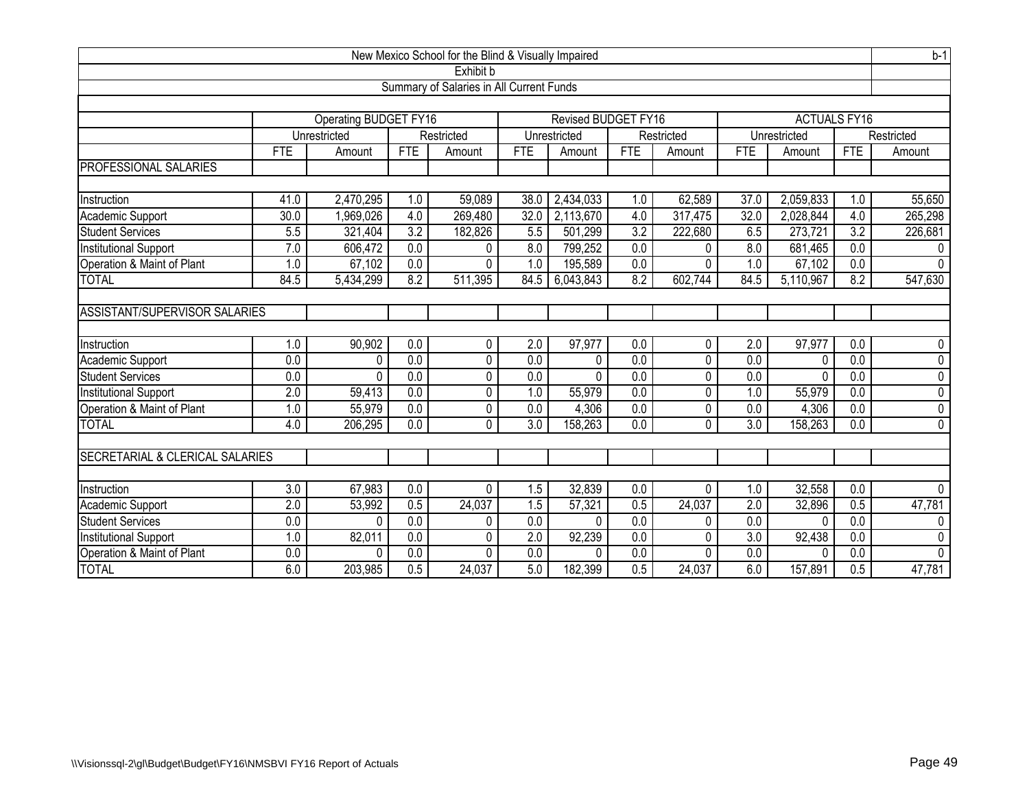# New Mexico School for the Blind & Visually Impaired

b-1

## Exhibit b

### Summary of Salaries in All Current Funds

| | Operating BUDGET FY16 | | | | Revised BUDGET FY16 | | | | ACTUALS FY16 | | | |
|---|---|---|---|---|---|---|---|---|---|---|---|---|
| | Unrestricted | | Restricted | | Unrestricted | | Restricted | | Unrestricted | | Restricted | |
| | FTE | Amount | FTE | Amount | FTE | Amount | FTE | Amount | FTE | Amount | FTE | Amount |
| **PROFESSIONAL SALARIES** | | | | | | | | | | | | |
| Instruction | 41.0 | 2,470,295 | 1.0 | 59,089 | 38.0 | 2,434,033 | 1.0 | 62,589 | 37.0 | 2,059,833 | 1.0 | 55,650 |
| Academic Support | 30.0 | 1,969,026 | 4.0 | 269,480 | 32.0 | 2,113,670 | 4.0 | 317,475 | 32.0 | 2,028,844 | 4.0 | 265,298 |
| Student Services | 5.5 | 321,404 | 3.2 | 182,826 | 5.5 | 501,299 | 3.2 | 222,680 | 6.5 | 273,721 | 3.2 | 226,681 |
| Institutional Support | 7.0 | 606,472 | 0.0 | 0 | 8.0 | 799,252 | 0.0 | 0 | 8.0 | 681,465 | 0.0 | 0 |
| Operation & Maint of Plant | 1.0 | 67,102 | 0.0 | 0 | 1.0 | 195,589 | 0.0 | 0 | 1.0 | 67,102 | 0.0 | 0 |
| TOTAL | 84.5 | 5,434,299 | 8.2 | 511,395 | 84.5 | 6,043,843 | 8.2 | 602,744 | 84.5 | 5,110,967 | 8.2 | 547,630 |
| **ASSISTANT/SUPERVISOR SALARIES** | | | | | | | | | | | | |
| Instruction | 1.0 | 90,902 | 0.0 | 0 | 2.0 | 97,977 | 0.0 | 0 | 2.0 | 97,977 | 0.0 | 0 |
| Academic Support | 0.0 | 0 | 0.0 | 0 | 0.0 | 0 | 0.0 | 0 | 0.0 | 0 | 0.0 | 0 |
| Student Services | 0.0 | 0 | 0.0 | 0 | 0.0 | 0 | 0.0 | 0 | 0.0 | 0 | 0.0 | 0 |
| Institutional Support | 2.0 | 59,413 | 0.0 | 0 | 1.0 | 55,979 | 0.0 | 0 | 1.0 | 55,979 | 0.0 | 0 |
| Operation & Maint of Plant | 1.0 | 55,979 | 0.0 | 0 | 0.0 | 4,306 | 0.0 | 0 | 0.0 | 4,306 | 0.0 | 0 |
| TOTAL | 4.0 | 206,295 | 0.0 | 0 | 3.0 | 158,263 | 0.0 | 0 | 3.0 | 158,263 | 0.0 | 0 |
| **SECRETARIAL & CLERICAL SALARIES** | | | | | | | | | | | | |
| Instruction | 3.0 | 67,983 | 0.0 | 0 | 1.5 | 32,839 | 0.0 | 0 | 1.0 | 32,558 | 0.0 | 0 |
| Academic Support | 2.0 | 53,992 | 0.5 | 24,037 | 1.5 | 57,321 | 0.5 | 24,037 | 2.0 | 32,896 | 0.5 | 47,781 |
| Student Services | 0.0 | 0 | 0.0 | 0 | 0.0 | 0 | 0.0 | 0 | 0.0 | 0 | 0.0 | 0 |
| Institutional Support | 1.0 | 82,011 | 0.0 | 0 | 2.0 | 92,239 | 0.0 | 0 | 3.0 | 92,438 | 0.0 | 0 |
| Operation & Maint of Plant | 0.0 | 0 | 0.0 | 0 | 0.0 | 0 | 0.0 | 0 | 0.0 | 0 | 0.0 | 0 |
| TOTAL | 6.0 | 203,985 | 0.5 | 24,037 | 5.0 | 182,399 | 0.5 | 24,037 | 6.0 | 157,891 | 0.5 | 47,781 |

\\Visionssql-2\gl\Budget\Budget\FY16\NMSBVI FY16 Report of Actuals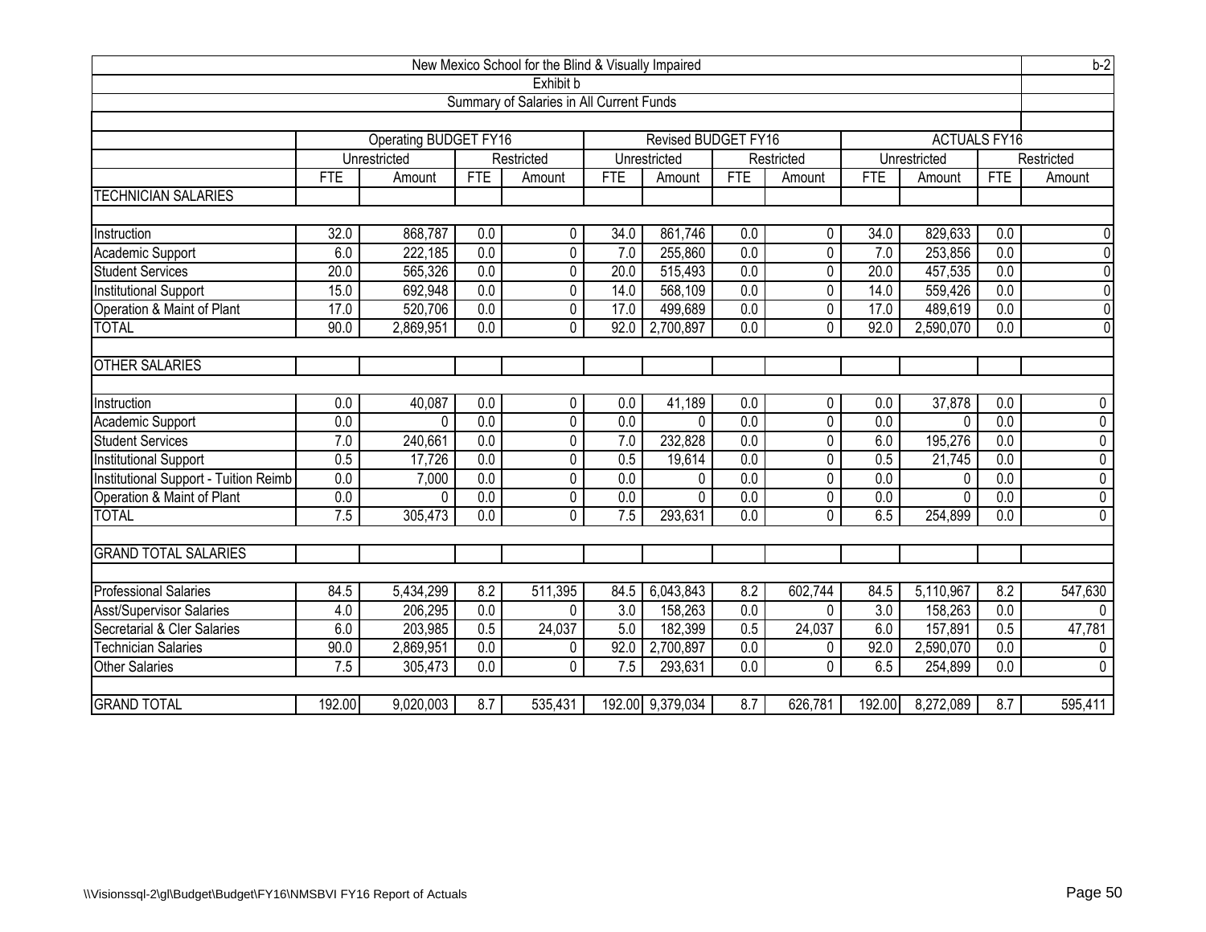| New Mexico School for the Blind & Visually Impaired | | | | | | | | | | | | | b-2 |
|---|---|---|---|---|---|---|---|---|---|---|---|---|---|
| Exhibit b | | | | | | | | | | | | | |
| Summary of Salaries in All Current Funds | | | | | | | | | | | | | |
| | Operating BUDGET FY16 | | | | Revised BUDGET FY16 | | | | ACTUALS FY16 | | | | |
| | Unrestricted | | Restricted | | Unrestricted | | Restricted | | Unrestricted | | Restricted | | |
| | FTE | Amount | FTE | Amount | FTE | Amount | FTE | Amount | FTE | Amount | FTE | Amount | |
| TECHNICIAN SALARIES | | | | | | | | | | | | | |
| Instruction | 32.0 | 868,787 | 0.0 | 0 | 34.0 | 861,746 | 0.0 | 0 | 34.0 | 829,633 | 0.0 | 0 | |
| Academic Support | 6.0 | 222,185 | 0.0 | 0 | 7.0 | 255,860 | 0.0 | 0 | 7.0 | 253,856 | 0.0 | 0 | |
| Student Services | 20.0 | 565,326 | 0.0 | 0 | 20.0 | 515,493 | 0.0 | 0 | 20.0 | 457,535 | 0.0 | 0 | |
| Institutional Support | 15.0 | 692,948 | 0.0 | 0 | 14.0 | 568,109 | 0.0 | 0 | 14.0 | 559,426 | 0.0 | 0 | |
| Operation & Maint of Plant | 17.0 | 520,706 | 0.0 | 0 | 17.0 | 499,689 | 0.0 | 0 | 17.0 | 489,619 | 0.0 | 0 | |
| TOTAL | 90.0 | 2,869,951 | 0.0 | 0 | 92.0 | 2,700,897 | 0.0 | 0 | 92.0 | 2,590,070 | 0.0 | 0 | |
| OTHER SALARIES | | | | | | | | | | | | | |
| Instruction | 0.0 | 40,087 | 0.0 | 0 | 0.0 | 41,189 | 0.0 | 0 | 0.0 | 37,878 | 0.0 | 0 | |
| Academic Support | 0.0 | 0 | 0.0 | 0 | 0.0 | 0 | 0.0 | 0 | 0.0 | 0 | 0.0 | 0 | |
| Student Services | 7.0 | 240,661 | 0.0 | 0 | 7.0 | 232,828 | 0.0 | 0 | 6.0 | 195,276 | 0.0 | 0 | |
| Institutional Support | 0.5 | 17,726 | 0.0 | 0 | 0.5 | 19,614 | 0.0 | 0 | 0.5 | 21,745 | 0.0 | 0 | |
| Institutional Support - Tuition Reimb | 0.0 | 7,000 | 0.0 | 0 | 0.0 | 0 | 0.0 | 0 | 0.0 | 0 | 0.0 | 0 | |
| Operation & Maint of Plant | 0.0 | 0 | 0.0 | 0 | 0.0 | 0 | 0.0 | 0 | 0.0 | 0 | 0.0 | 0 | |
| TOTAL | 7.5 | 305,473 | 0.0 | 0 | 7.5 | 293,631 | 0.0 | 0 | 6.5 | 254,899 | 0.0 | 0 | |
| GRAND TOTAL SALARIES | | | | | | | | | | | | | |
| Professional Salaries | 84.5 | 5,434,299 | 8.2 | 511,395 | 84.5 | 6,043,843 | 8.2 | 602,744 | 84.5 | 5,110,967 | 8.2 | 547,630 | |
| Asst/Supervisor Salaries | 4.0 | 206,295 | 0.0 | 0 | 3.0 | 158,263 | 0.0 | 0 | 3.0 | 158,263 | 0.0 | 0 | |
| Secretarial & Cler Salaries | 6.0 | 203,985 | 0.5 | 24,037 | 5.0 | 182,399 | 0.5 | 24,037 | 6.0 | 157,891 | 0.5 | 47,781 | |
| Technician Salaries | 90.0 | 2,869,951 | 0.0 | 0 | 92.0 | 2,700,897 | 0.0 | 0 | 92.0 | 2,590,070 | 0.0 | 0 | |
| Other Salaries | 7.5 | 305,473 | 0.0 | 0 | 7.5 | 293,631 | 0.0 | 0 | 6.5 | 254,899 | 0.0 | 0 | |
| GRAND TOTAL | 192.00 | 9,020,003 | 8.7 | 535,431 | 192.00 | 9,379,034 | 8.7 | 626,781 | 192.00 | 8,272,089 | 8.7 | 595,411 | |

\\Visionssql-2\gl\Budget\Budget\FY16\NMSBVI FY16 Report of Actuals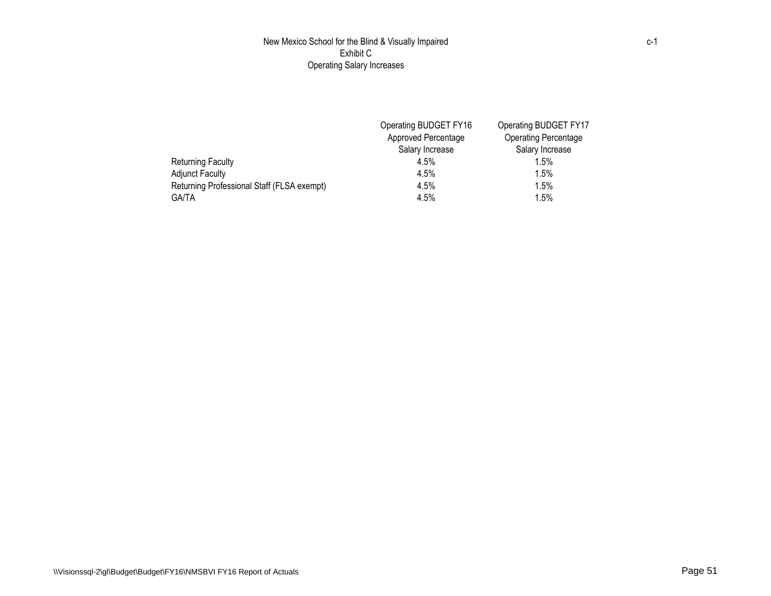# New Mexico School for the Blind & Visually Impaired

## Exhibit C

## Operating Salary Increases

c-1

| | Operating BUDGET FY16 Approved Percentage Salary Increase | Operating BUDGET FY17 Operating Percentage Salary Increase |
|---|---|---|
| Returning Faculty | 4.5% | 1.5% |
| Adjunct Faculty | 4.5% | 1.5% |
| Returning Professional Staff (FLSA exempt) | 4.5% | 1.5% |
| GA/TA | 4.5% | 1.5% |

\\Visionssql-2\gl\Budget\Budget\FY16\NMSBVI FY16 Report of Actuals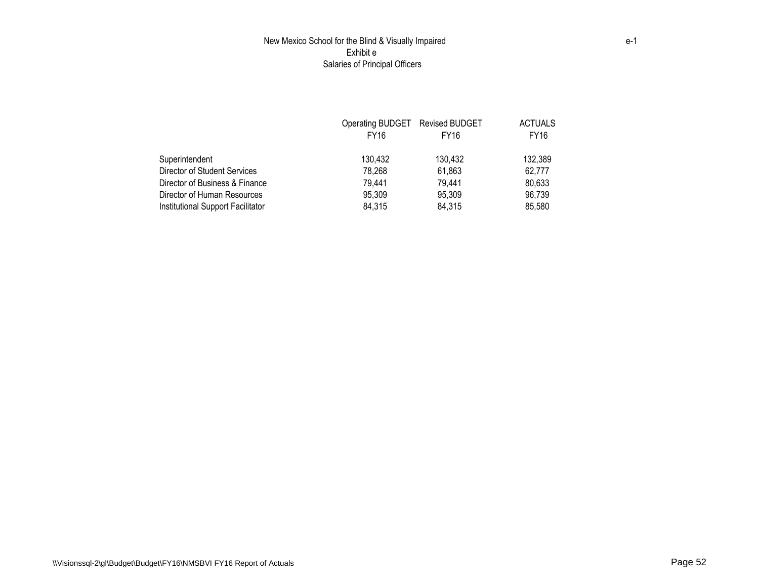New Mexico School for the Blind & Visually Impaired

e-1

Exhibit e

Salaries of Principal Officers

| | Operating BUDGET FY16 | Revised BUDGET FY16 | ACTUALS FY16 |
|---|---|---|---|
| Superintendent | 130,432 | 130,432 | 132,389 |
| Director of Student Services | 78,268 | 61,863 | 62,777 |
| Director of Business & Finance | 79,441 | 79,441 | 80,633 |
| Director of Human Resources | 95,309 | 95,309 | 96,739 |
| Institutional Support Facilitator | 84,315 | 84,315 | 85,580 |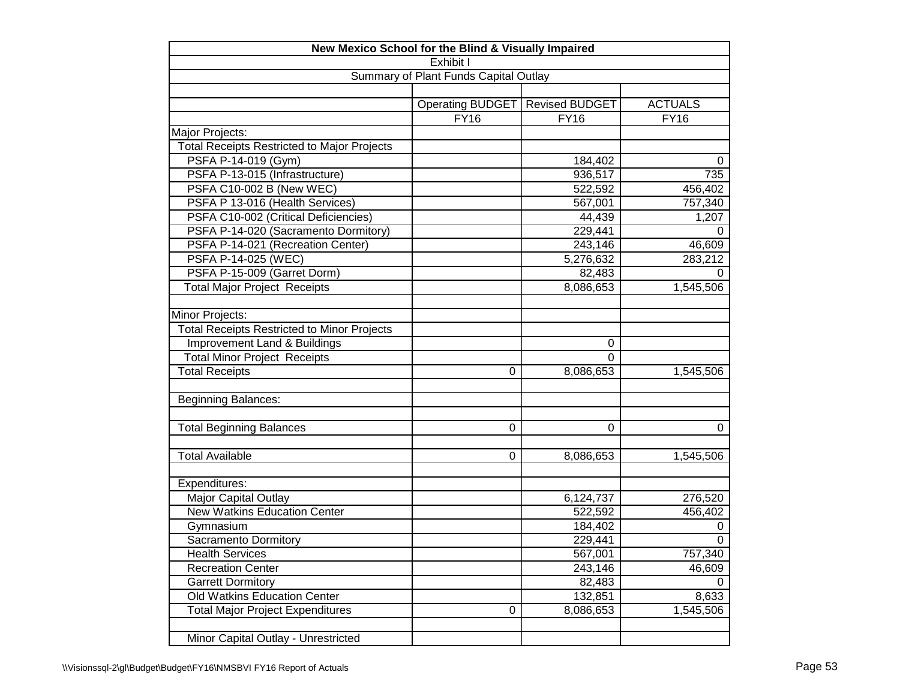| New Mexico School for the Blind & Visually Impaired | | | |
|---|---|---|---|
| Exhibit I | | | |
| Summary of Plant Funds Capital Outlay | | | |
| | | | |
| | Operating BUDGET | Revised BUDGET | ACTUALS |
| | FY16 | FY16 | FY16 |
| Major Projects: | | | |
| Total Receipts Restricted to Major Projects | | | |
| PSFA P-14-019 (Gym) | | 184,402 | 0 |
| PSFA P-13-015 (Infrastructure) | | 936,517 | 735 |
| PSFA C10-002 B (New WEC) | | 522,592 | 456,402 |
| PSFA P 13-016 (Health Services) | | 567,001 | 757,340 |
| PSFA C10-002 (Critical Deficiencies) | | 44,439 | 1,207 |
| PSFA P-14-020 (Sacramento Dormitory) | | 229,441 | 0 |
| PSFA P-14-021 (Recreation Center) | | 243,146 | 46,609 |
| PSFA P-14-025 (WEC) | | 5,276,632 | 283,212 |
| PSFA P-15-009 (Garret Dorm) | | 82,483 | 0 |
| Total Major Project Receipts | | 8,086,653 | 1,545,506 |
| | | | |
| Minor Projects: | | | |
| Total Receipts Restricted to Minor Projects | | | |
| Improvement Land & Buildings | | 0 | |
| Total Minor Project Receipts | | 0 | |
| Total Receipts | 0 | 8,086,653 | 1,545,506 |
| | | | |
| Beginning Balances: | | | |
| | | | |
| Total Beginning Balances | 0 | 0 | 0 |
| | | | |
| Total Available | 0 | 8,086,653 | 1,545,506 |
| | | | |
| Expenditures: | | | |
| Major Capital Outlay | | 6,124,737 | 276,520 |
| New Watkins Education Center | | 522,592 | 456,402 |
| Gymnasium | | 184,402 | 0 |
| Sacramento Dormitory | | 229,441 | 0 |
| Health Services | | 567,001 | 757,340 |
| Recreation Center | | 243,146 | 46,609 |
| Garrett Dormitory | | 82,483 | 0 |
| Old Watkins Education Center | | 132,851 | 8,633 |
| Total Major Project Expenditures | 0 | 8,086,653 | 1,545,506 |
| | | | |
| Minor Capital Outlay - Unrestricted | | | |

\\Visionssql-2\gl\Budget\Budget\FY16\NMSBVI FY16 Report of Actuals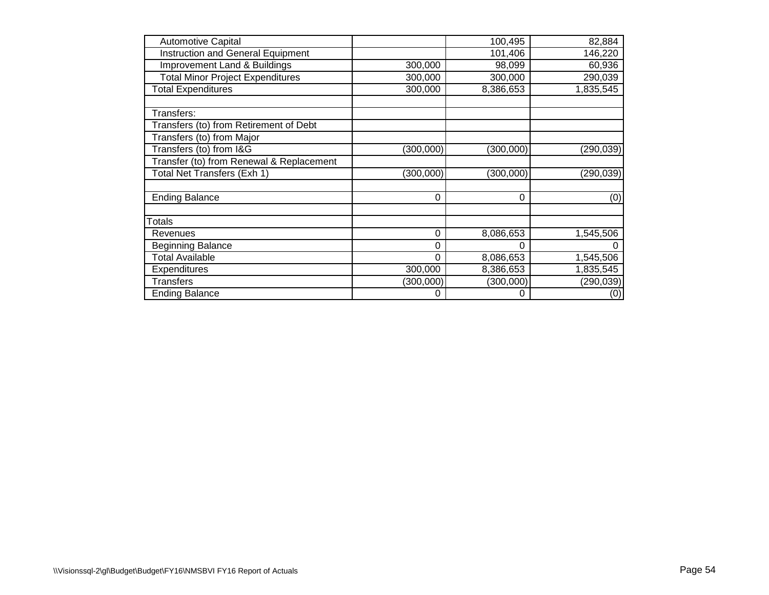| | | | |
|---|---|---|---|
| Automotive Capital | | 100,495 | 82,884 |
| Instruction and General Equipment | | 101,406 | 146,220 |
| Improvement Land & Buildings | 300,000 | 98,099 | 60,936 |
| Total Minor Project Expenditures | 300,000 | 300,000 | 290,039 |
| Total Expenditures | 300,000 | 8,386,653 | 1,835,545 |
| | | | |
| Transfers: | | | |
| Transfers (to) from Retirement of Debt | | | |
| Transfers (to) from Major | | | |
| Transfers (to) from I&G | (300,000) | (300,000) | (290,039) |
| Transfer (to) from Renewal & Replacement | | | |
| Total Net Transfers (Exh 1) | (300,000) | (300,000) | (290,039) |
| | | | |
| Ending Balance | 0 | 0 | (0) |
| | | | |
| Totals | | | |
| Revenues | 0 | 8,086,653 | 1,545,506 |
| Beginning Balance | 0 | 0 | 0 |
| Total Available | 0 | 8,086,653 | 1,545,506 |
| Expenditures | 300,000 | 8,386,653 | 1,835,545 |
| Transfers | (300,000) | (300,000) | (290,039) |
| Ending Balance | 0 | 0 | (0) |

\\Visionssql-2\gl\Budget\Budget\FY16\NMSBVI FY16 Report of Actuals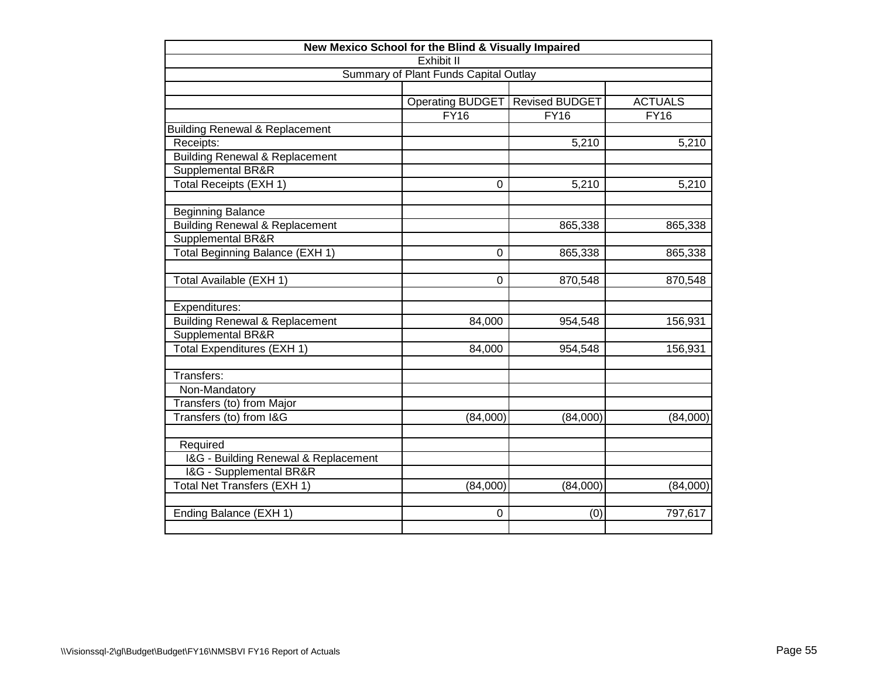| New Mexico School for the Blind & Visually Impaired | | | |
|---|---|---|---|
| Exhibit II | | | |
| Summary of Plant Funds Capital Outlay | | | |
| | | | |
| | Operating BUDGET | Revised BUDGET | ACTUALS |
| | FY16 | FY16 | FY16 |
| Building Renewal & Replacement | | | |
| Receipts: | | 5,210 | 5,210 |
| Building Renewal & Replacement | | | |
| Supplemental BR&R | | | |
| Total Receipts (EXH 1) | 0 | 5,210 | 5,210 |
| | | | |
| Beginning Balance | | | |
| Building Renewal & Replacement | | 865,338 | 865,338 |
| Supplemental BR&R | | | |
| Total Beginning Balance (EXH 1) | 0 | 865,338 | 865,338 |
| | | | |
| Total Available (EXH 1) | 0 | 870,548 | 870,548 |
| | | | |
| Expenditures: | | | |
| Building Renewal & Replacement | 84,000 | 954,548 | 156,931 |
| Supplemental BR&R | | | |
| Total Expenditures (EXH 1) | 84,000 | 954,548 | 156,931 |
| | | | |
| Transfers: | | | |
| Non-Mandatory | | | |
| Transfers (to) from Major | | | |
| Transfers (to) from I&G | (84,000) | (84,000) | (84,000) |
| | | | |
| Required | | | |
| I&G - Building Renewal & Replacement | | | |
| I&G - Supplemental BR&R | | | |
| Total Net Transfers (EXH 1) | (84,000) | (84,000) | (84,000) |
| | | | |
| Ending Balance (EXH 1) | 0 | (0) | 797,617 |
| | | | |

\\Visionssql-2\gl\Budget\Budget\FY16\NMSBVI FY16 Report of Actuals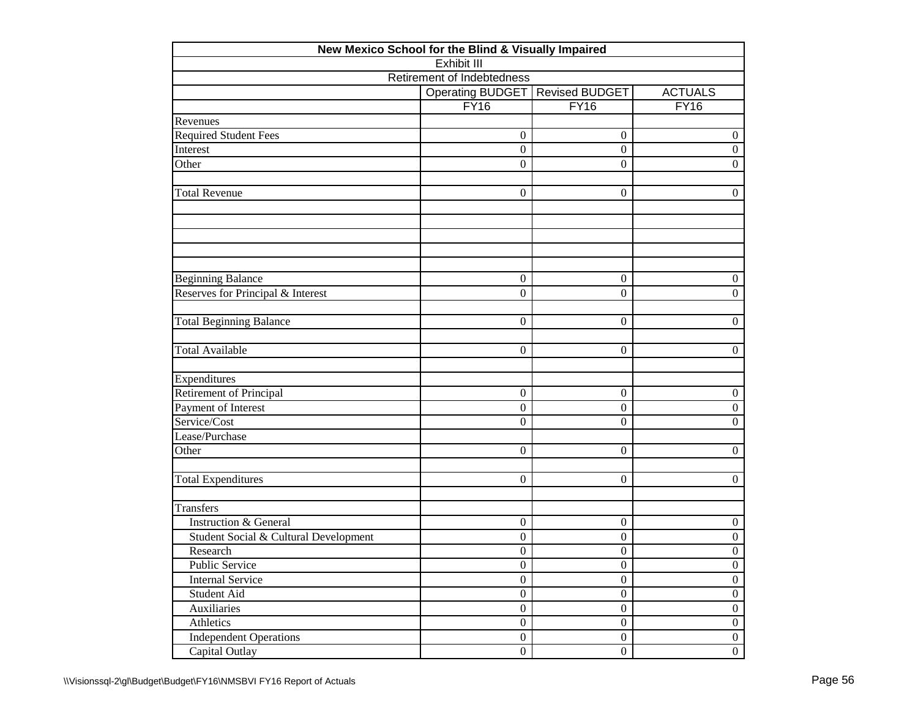| New Mexico School for the Blind & Visually Impaired | | | |
|---|---|---|---|
| Exhibit III | | | |
| Retirement of Indebtedness | | | |
| | Operating BUDGET | Revised BUDGET | ACTUALS |
| | FY16 | FY16 | FY16 |
| Revenues | | | |
| Required Student Fees | 0 | 0 | 0 |
| Interest | 0 | 0 | 0 |
| Other | 0 | 0 | 0 |
| | | | |
| Total Revenue | 0 | 0 | 0 |
| | | | |
| | | | |
| | | | |
| | | | |
| | | | |
| Beginning Balance | 0 | 0 | 0 |
| Reserves for Principal & Interest | 0 | 0 | 0 |
| | | | |
| Total Beginning Balance | 0 | 0 | 0 |
| | | | |
| Total Available | 0 | 0 | 0 |
| | | | |
| Expenditures | | | |
| Retirement of Principal | 0 | 0 | 0 |
| Payment of Interest | 0 | 0 | 0 |
| Service/Cost | 0 | 0 | 0 |
| Lease/Purchase | | | |
| Other | 0 | 0 | 0 |
| | | | |
| Total Expenditures | 0 | 0 | 0 |
| | | | |
| Transfers | | | |
| Instruction & General | 0 | 0 | 0 |
| Student Social & Cultural Development | 0 | 0 | 0 |
| Research | 0 | 0 | 0 |
| Public Service | 0 | 0 | 0 |
| Internal Service | 0 | 0 | 0 |
| Student Aid | 0 | 0 | 0 |
| Auxiliaries | 0 | 0 | 0 |
| Athletics | 0 | 0 | 0 |
| Independent Operations | 0 | 0 | 0 |
| Capital Outlay | 0 | 0 | 0 |

\\Visionssql-2\gl\Budget\Budget\FY16\NMSBVI FY16 Report of Actuals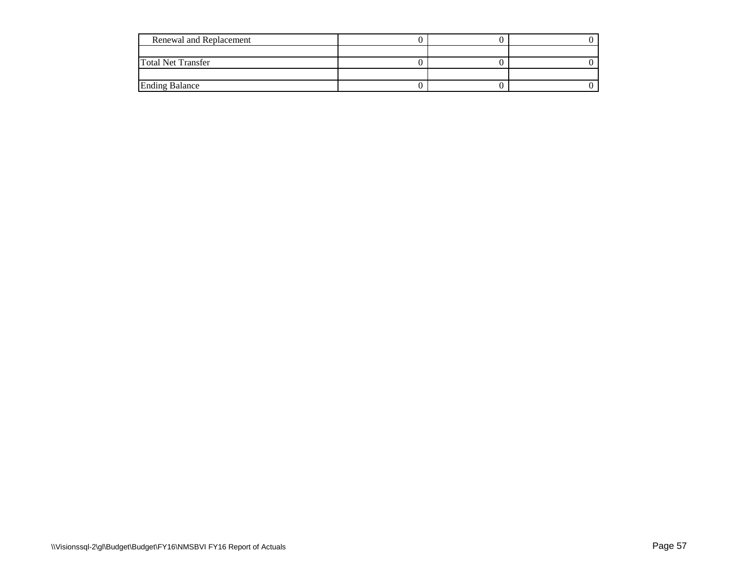| | | | |
|---|---|---|---|
| Renewal and Replacement | 0 | 0 | 0 |
| | | | |
| Total Net Transfer | 0 | 0 | 0 |
| | | | |
| Ending Balance | 0 | 0 | 0 |

\\Visionssql-2\gl\Budget\Budget\FY16\NMSBVI FY16 Report of Actuals